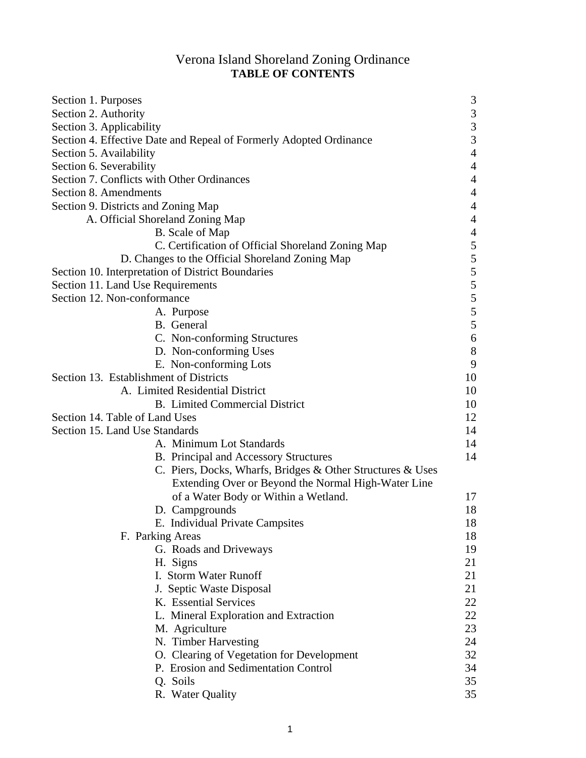# Verona Island Shoreland Zoning Ordinance

## TABLE OF CONTENTS

| | |
|---|---|
| Section 1. Purposes | 3 |
| Section 2. Authority | 3 |
| Section 3. Applicability | 3 |
| Section 4. Effective Date and Repeal of Formerly Adopted Ordinance | 3 |
| Section 5. Availability | 4 |
| Section 6. Severability | 4 |
| Section 7. Conflicts with Other Ordinances | 4 |
| Section 8. Amendments | 4 |
| Section 9. Districts and Zoning Map | 4 |
| A. Official Shoreland Zoning Map | 4 |
| B. Scale of Map | 4 |
| C. Certification of Official Shoreland Zoning Map | 5 |
| D. Changes to the Official Shoreland Zoning Map | 5 |
| Section 10. Interpretation of District Boundaries | 5 |
| Section 11. Land Use Requirements | 5 |
| Section 12. Non-conformance | 5 |
| A. Purpose | 5 |
| B. General | 5 |
| C. Non-conforming Structures | 6 |
| D. Non-conforming Uses | 8 |
| E. Non-conforming Lots | 9 |
| Section 13. Establishment of Districts | 10 |
| A. Limited Residential District | 10 |
| B. Limited Commercial District | 10 |
| Section 14. Table of Land Uses | 12 |
| Section 15. Land Use Standards | 14 |
| A. Minimum Lot Standards | 14 |
| B. Principal and Accessory Structures | 14 |
| C. Piers, Docks, Wharfs, Bridges & Other Structures & Uses Extending Over or Beyond the Normal High-Water Line of a Water Body or Within a Wetland. | 17 |
| D. Campgrounds | 18 |
| E. Individual Private Campsites | 18 |
| F. Parking Areas | 18 |
| G. Roads and Driveways | 19 |
| H. Signs | 21 |
| I. Storm Water Runoff | 21 |
| J. Septic Waste Disposal | 21 |
| K. Essential Services | 22 |
| L. Mineral Exploration and Extraction | 22 |
| M. Agriculture | 23 |
| N. Timber Harvesting | 24 |
| O. Clearing of Vegetation for Development | 32 |
| P. Erosion and Sedimentation Control | 34 |
| Q. Soils | 35 |
| R. Water Quality | 35 |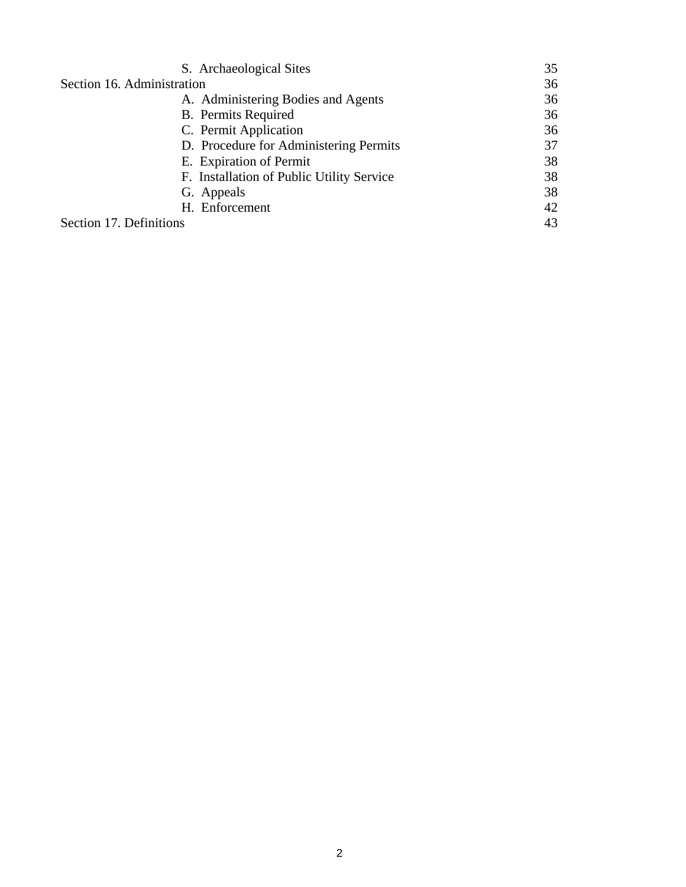| | |
|---|---|
| S. Archaeological Sites | 35 |
| Section 16. Administration | 36 |
| A. Administering Bodies and Agents | 36 |
| B. Permits Required | 36 |
| C. Permit Application | 36 |
| D. Procedure for Administering Permits | 37 |
| E. Expiration of Permit | 38 |
| F. Installation of Public Utility Service | 38 |
| G. Appeals | 38 |
| H. Enforcement | 42 |
| Section 17. Definitions | 43 |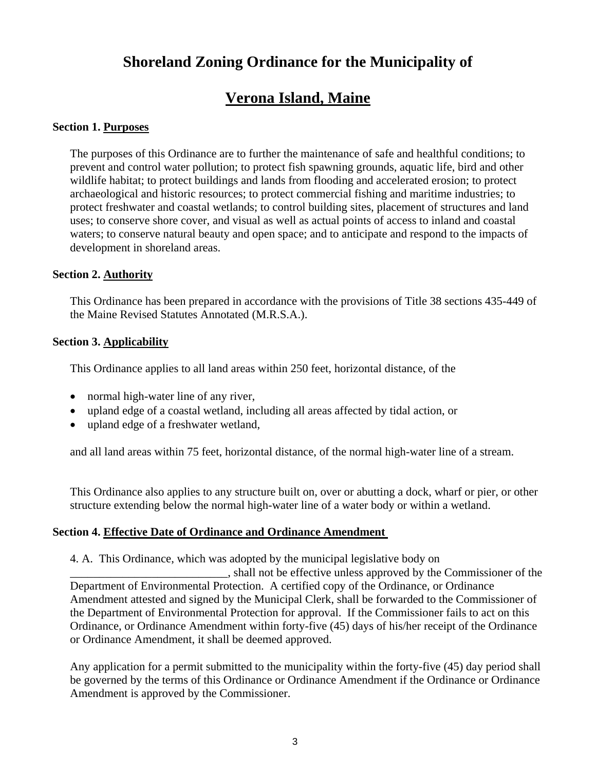# Shoreland Zoning Ordinance for the Municipality of

# Verona Island, Maine

### Section 1. Purposes

The purposes of this Ordinance are to further the maintenance of safe and healthful conditions; to prevent and control water pollution; to protect fish spawning grounds, aquatic life, bird and other wildlife habitat; to protect buildings and lands from flooding and accelerated erosion; to protect archaeological and historic resources; to protect commercial fishing and maritime industries; to protect freshwater and coastal wetlands; to control building sites, placement of structures and land uses; to conserve shore cover, and visual as well as actual points of access to inland and coastal waters; to conserve natural beauty and open space; and to anticipate and respond to the impacts of development in shoreland areas.

### Section 2. Authority

This Ordinance has been prepared in accordance with the provisions of Title 38 sections 435-449 of the Maine Revised Statutes Annotated (M.R.S.A.).

### Section 3. Applicability

This Ordinance applies to all land areas within 250 feet, horizontal distance, of the

- normal high-water line of any river,
- upland edge of a coastal wetland, including all areas affected by tidal action, or
- upland edge of a freshwater wetland,

and all land areas within 75 feet, horizontal distance, of the normal high-water line of a stream.

This Ordinance also applies to any structure built on, over or abutting a dock, wharf or pier, or other structure extending below the normal high-water line of a water body or within a wetland.

### Section 4. Effective Date of Ordinance and Ordinance Amendment

4. A. This Ordinance, which was adopted by the municipal legislative body on ___________________________, shall not be effective unless approved by the Commissioner of the Department of Environmental Protection. A certified copy of the Ordinance, or Ordinance Amendment attested and signed by the Municipal Clerk, shall be forwarded to the Commissioner of the Department of Environmental Protection for approval. If the Commissioner fails to act on this Ordinance, or Ordinance Amendment within forty-five (45) days of his/her receipt of the Ordinance or Ordinance Amendment, it shall be deemed approved.

Any application for a permit submitted to the municipality within the forty-five (45) day period shall be governed by the terms of this Ordinance or Ordinance Amendment if the Ordinance or Ordinance Amendment is approved by the Commissioner.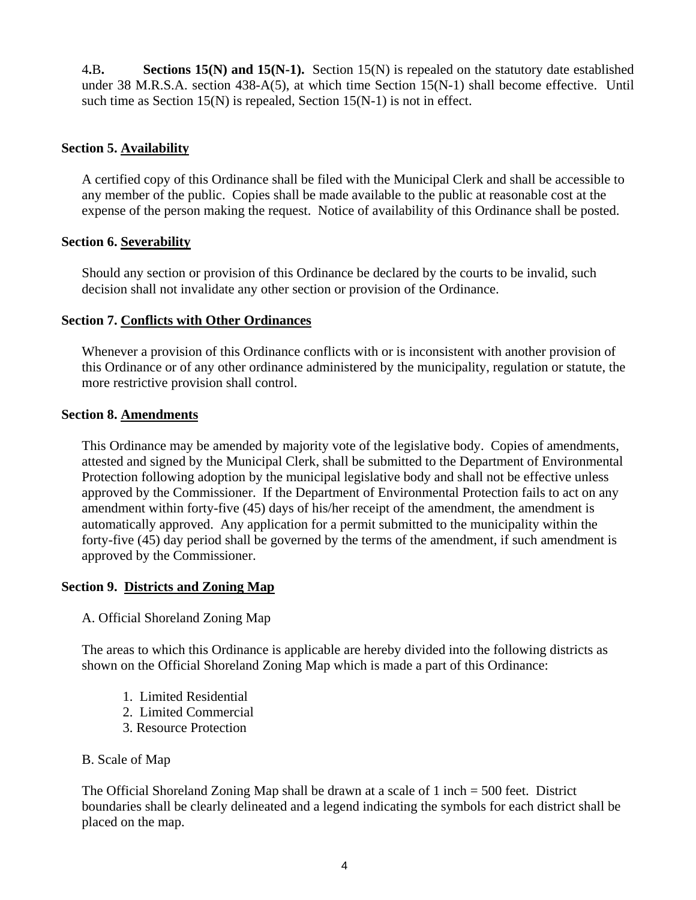4.B. **Sections 15(N) and 15(N-1).** Section 15(N) is repealed on the statutory date established under 38 M.R.S.A. section 438-A(5), at which time Section 15(N-1) shall become effective. Until such time as Section 15(N) is repealed, Section 15(N-1) is not in effect.

**Section 5. Availability**

A certified copy of this Ordinance shall be filed with the Municipal Clerk and shall be accessible to any member of the public. Copies shall be made available to the public at reasonable cost at the expense of the person making the request. Notice of availability of this Ordinance shall be posted.

**Section 6. Severability**

Should any section or provision of this Ordinance be declared by the courts to be invalid, such decision shall not invalidate any other section or provision of the Ordinance.

**Section 7. Conflicts with Other Ordinances**

Whenever a provision of this Ordinance conflicts with or is inconsistent with another provision of this Ordinance or of any other ordinance administered by the municipality, regulation or statute, the more restrictive provision shall control.

**Section 8. Amendments**

This Ordinance may be amended by majority vote of the legislative body. Copies of amendments, attested and signed by the Municipal Clerk, shall be submitted to the Department of Environmental Protection following adoption by the municipal legislative body and shall not be effective unless approved by the Commissioner. If the Department of Environmental Protection fails to act on any amendment within forty-five (45) days of his/her receipt of the amendment, the amendment is automatically approved. Any application for a permit submitted to the municipality within the forty-five (45) day period shall be governed by the terms of the amendment, if such amendment is approved by the Commissioner.

**Section 9. Districts and Zoning Map**

A. Official Shoreland Zoning Map

The areas to which this Ordinance is applicable are hereby divided into the following districts as shown on the Official Shoreland Zoning Map which is made a part of this Ordinance:

1. Limited Residential
2. Limited Commercial
3. Resource Protection

B. Scale of Map

The Official Shoreland Zoning Map shall be drawn at a scale of 1 inch = 500 feet. District boundaries shall be clearly delineated and a legend indicating the symbols for each district shall be placed on the map.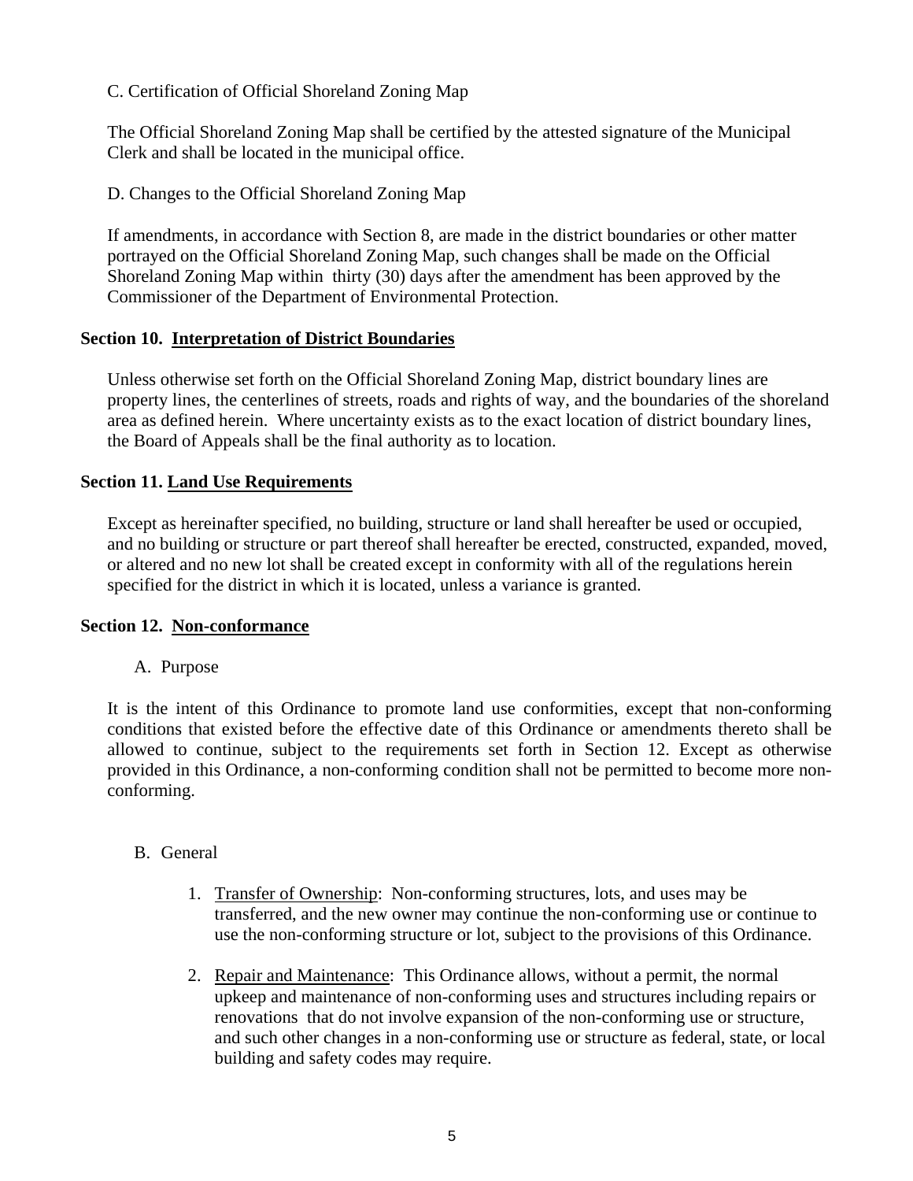C. Certification of Official Shoreland Zoning Map

The Official Shoreland Zoning Map shall be certified by the attested signature of the Municipal Clerk and shall be located in the municipal office.

D. Changes to the Official Shoreland Zoning Map

If amendments, in accordance with Section 8, are made in the district boundaries or other matter portrayed on the Official Shoreland Zoning Map, such changes shall be made on the Official Shoreland Zoning Map within thirty (30) days after the amendment has been approved by the Commissioner of the Department of Environmental Protection.

**Section 10. Interpretation of District Boundaries**

Unless otherwise set forth on the Official Shoreland Zoning Map, district boundary lines are property lines, the centerlines of streets, roads and rights of way, and the boundaries of the shoreland area as defined herein. Where uncertainty exists as to the exact location of district boundary lines, the Board of Appeals shall be the final authority as to location.

**Section 11. Land Use Requirements**

Except as hereinafter specified, no building, structure or land shall hereafter be used or occupied, and no building or structure or part thereof shall hereafter be erected, constructed, expanded, moved, or altered and no new lot shall be created except in conformity with all of the regulations herein specified for the district in which it is located, unless a variance is granted.

**Section 12. Non-conformance**

A. Purpose

It is the intent of this Ordinance to promote land use conformities, except that non-conforming conditions that existed before the effective date of this Ordinance or amendments thereto shall be allowed to continue, subject to the requirements set forth in Section 12. Except as otherwise provided in this Ordinance, a non-conforming condition shall not be permitted to become more non-conforming.

B. General

1. Transfer of Ownership: Non-conforming structures, lots, and uses may be transferred, and the new owner may continue the non-conforming use or continue to use the non-conforming structure or lot, subject to the provisions of this Ordinance.

2. Repair and Maintenance: This Ordinance allows, without a permit, the normal upkeep and maintenance of non-conforming uses and structures including repairs or renovations that do not involve expansion of the non-conforming use or structure, and such other changes in a non-conforming use or structure as federal, state, or local building and safety codes may require.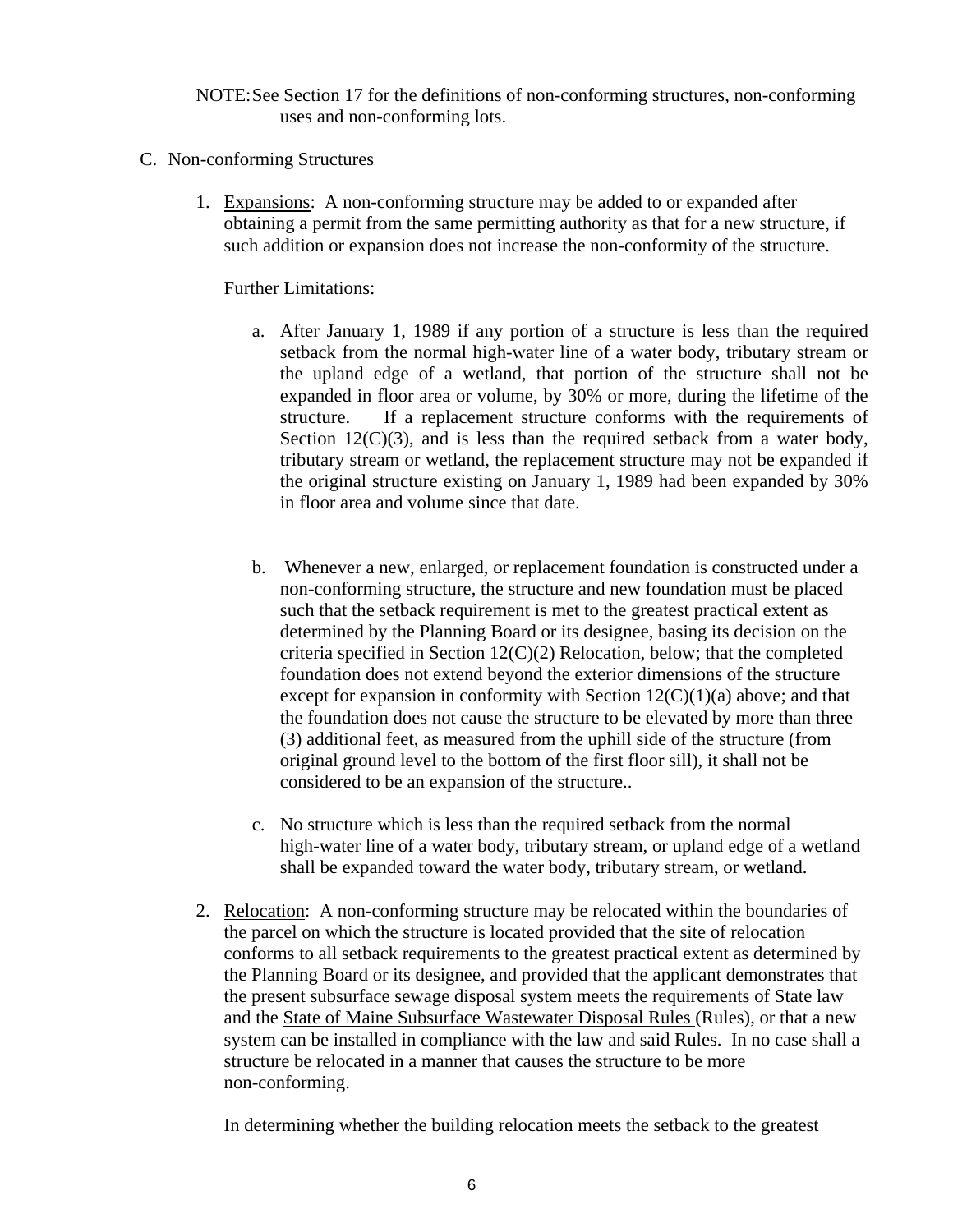NOTE: See Section 17 for the definitions of non-conforming structures, non-conforming uses and non-conforming lots.

C. Non-conforming Structures

1. Expansions: A non-conforming structure may be added to or expanded after obtaining a permit from the same permitting authority as that for a new structure, if such addition or expansion does not increase the non-conformity of the structure.

   Further Limitations:

   a. After January 1, 1989 if any portion of a structure is less than the required setback from the normal high-water line of a water body, tributary stream or the upland edge of a wetland, that portion of the structure shall not be expanded in floor area or volume, by 30% or more, during the lifetime of the structure. If a replacement structure conforms with the requirements of Section 12(C)(3), and is less than the required setback from a water body, tributary stream or wetland, the replacement structure may not be expanded if the original structure existing on January 1, 1989 had been expanded by 30% in floor area and volume since that date.

   b. Whenever a new, enlarged, or replacement foundation is constructed under a non-conforming structure, the structure and new foundation must be placed such that the setback requirement is met to the greatest practical extent as determined by the Planning Board or its designee, basing its decision on the criteria specified in Section 12(C)(2) Relocation, below; that the completed foundation does not extend beyond the exterior dimensions of the structure except for expansion in conformity with Section 12(C)(1)(a) above; and that the foundation does not cause the structure to be elevated by more than three (3) additional feet, as measured from the uphill side of the structure (from original ground level to the bottom of the first floor sill), it shall not be considered to be an expansion of the structure..

   c. No structure which is less than the required setback from the normal high-water line of a water body, tributary stream, or upland edge of a wetland shall be expanded toward the water body, tributary stream, or wetland.

2. Relocation: A non-conforming structure may be relocated within the boundaries of the parcel on which the structure is located provided that the site of relocation conforms to all setback requirements to the greatest practical extent as determined by the Planning Board or its designee, and provided that the applicant demonstrates that the present subsurface sewage disposal system meets the requirements of State law and the State of Maine Subsurface Wastewater Disposal Rules (Rules), or that a new system can be installed in compliance with the law and said Rules. In no case shall a structure be relocated in a manner that causes the structure to be more non-conforming.

   In determining whether the building relocation meets the setback to the greatest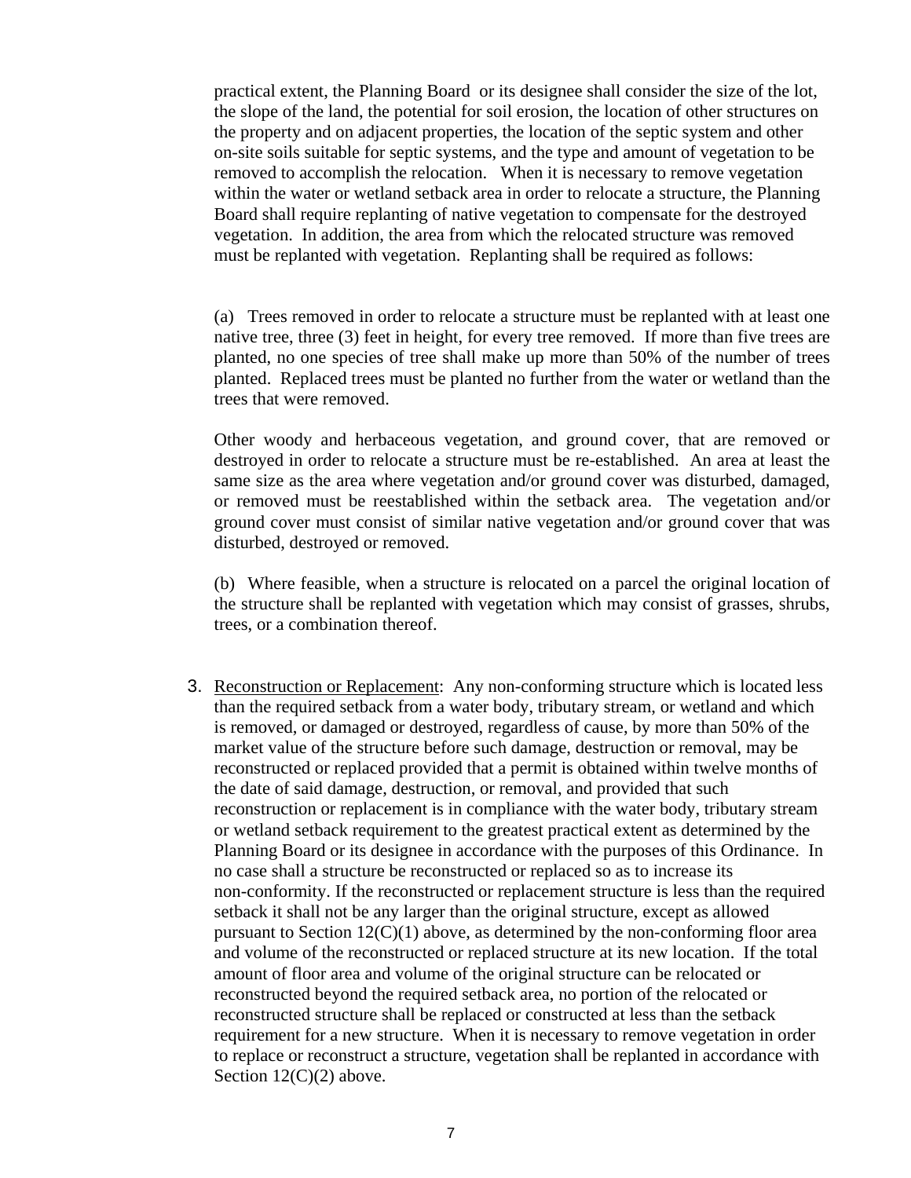practical extent, the Planning Board or its designee shall consider the size of the lot, the slope of the land, the potential for soil erosion, the location of other structures on the property and on adjacent properties, the location of the septic system and other on-site soils suitable for septic systems, and the type and amount of vegetation to be removed to accomplish the relocation. When it is necessary to remove vegetation within the water or wetland setback area in order to relocate a structure, the Planning Board shall require replanting of native vegetation to compensate for the destroyed vegetation. In addition, the area from which the relocated structure was removed must be replanted with vegetation. Replanting shall be required as follows:

(a) Trees removed in order to relocate a structure must be replanted with at least one native tree, three (3) feet in height, for every tree removed. If more than five trees are planted, no one species of tree shall make up more than 50% of the number of trees planted. Replaced trees must be planted no further from the water or wetland than the trees that were removed.

Other woody and herbaceous vegetation, and ground cover, that are removed or destroyed in order to relocate a structure must be re-established. An area at least the same size as the area where vegetation and/or ground cover was disturbed, damaged, or removed must be reestablished within the setback area. The vegetation and/or ground cover must consist of similar native vegetation and/or ground cover that was disturbed, destroyed or removed.

(b) Where feasible, when a structure is relocated on a parcel the original location of the structure shall be replanted with vegetation which may consist of grasses, shrubs, trees, or a combination thereof.

3. Reconstruction or Replacement: Any non-conforming structure which is located less than the required setback from a water body, tributary stream, or wetland and which is removed, or damaged or destroyed, regardless of cause, by more than 50% of the market value of the structure before such damage, destruction or removal, may be reconstructed or replaced provided that a permit is obtained within twelve months of the date of said damage, destruction, or removal, and provided that such reconstruction or replacement is in compliance with the water body, tributary stream or wetland setback requirement to the greatest practical extent as determined by the Planning Board or its designee in accordance with the purposes of this Ordinance. In no case shall a structure be reconstructed or replaced so as to increase its non-conformity. If the reconstructed or replacement structure is less than the required setback it shall not be any larger than the original structure, except as allowed pursuant to Section 12(C)(1) above, as determined by the non-conforming floor area and volume of the reconstructed or replaced structure at its new location. If the total amount of floor area and volume of the original structure can be relocated or reconstructed beyond the required setback area, no portion of the relocated or reconstructed structure shall be replaced or constructed at less than the setback requirement for a new structure. When it is necessary to remove vegetation in order to replace or reconstruct a structure, vegetation shall be replanted in accordance with Section 12(C)(2) above.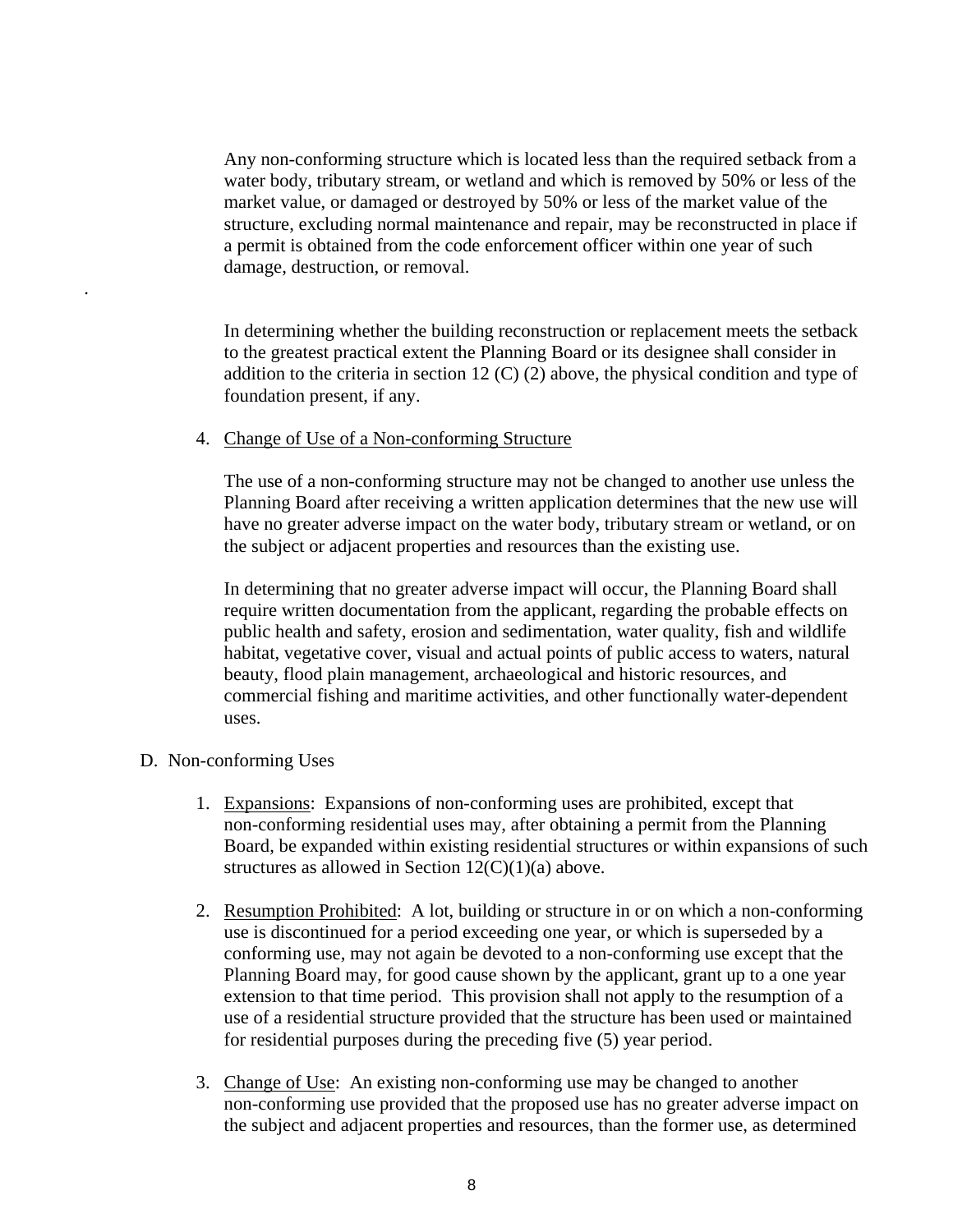Any non-conforming structure which is located less than the required setback from a water body, tributary stream, or wetland and which is removed by 50% or less of the market value, or damaged or destroyed by 50% or less of the market value of the structure, excluding normal maintenance and repair, may be reconstructed in place if a permit is obtained from the code enforcement officer within one year of such damage, destruction, or removal.

.

In determining whether the building reconstruction or replacement meets the setback to the greatest practical extent the Planning Board or its designee shall consider in addition to the criteria in section 12 (C) (2) above, the physical condition and type of foundation present, if any.

4. Change of Use of a Non-conforming Structure

   The use of a non-conforming structure may not be changed to another use unless the Planning Board after receiving a written application determines that the new use will have no greater adverse impact on the water body, tributary stream or wetland, or on the subject or adjacent properties and resources than the existing use.

   In determining that no greater adverse impact will occur, the Planning Board shall require written documentation from the applicant, regarding the probable effects on public health and safety, erosion and sedimentation, water quality, fish and wildlife habitat, vegetative cover, visual and actual points of public access to waters, natural beauty, flood plain management, archaeological and historic resources, and commercial fishing and maritime activities, and other functionally water-dependent uses.

D. Non-conforming Uses

1. Expansions: Expansions of non-conforming uses are prohibited, except that non-conforming residential uses may, after obtaining a permit from the Planning Board, be expanded within existing residential structures or within expansions of such structures as allowed in Section 12(C)(1)(a) above.

2. Resumption Prohibited: A lot, building or structure in or on which a non-conforming use is discontinued for a period exceeding one year, or which is superseded by a conforming use, may not again be devoted to a non-conforming use except that the Planning Board may, for good cause shown by the applicant, grant up to a one year extension to that time period. This provision shall not apply to the resumption of a use of a residential structure provided that the structure has been used or maintained for residential purposes during the preceding five (5) year period.

3. Change of Use: An existing non-conforming use may be changed to another non-conforming use provided that the proposed use has no greater adverse impact on the subject and adjacent properties and resources, than the former use, as determined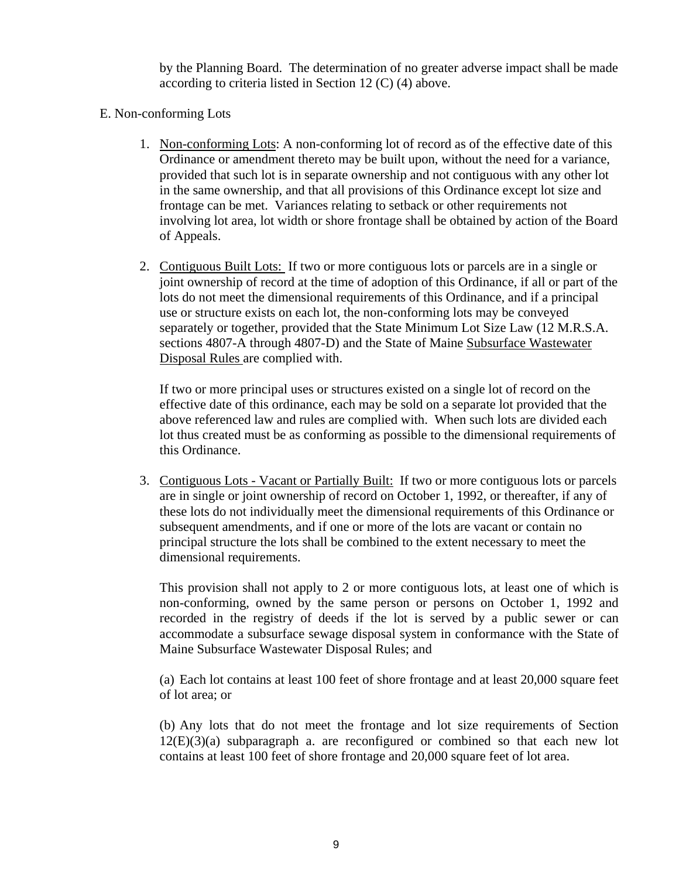by the Planning Board. The determination of no greater adverse impact shall be made according to criteria listed in Section 12 (C) (4) above.

E. Non-conforming Lots

1. Non-conforming Lots: A non-conforming lot of record as of the effective date of this Ordinance or amendment thereto may be built upon, without the need for a variance, provided that such lot is in separate ownership and not contiguous with any other lot in the same ownership, and that all provisions of this Ordinance except lot size and frontage can be met. Variances relating to setback or other requirements not involving lot area, lot width or shore frontage shall be obtained by action of the Board of Appeals.

2. Contiguous Built Lots: If two or more contiguous lots or parcels are in a single or joint ownership of record at the time of adoption of this Ordinance, if all or part of the lots do not meet the dimensional requirements of this Ordinance, and if a principal use or structure exists on each lot, the non-conforming lots may be conveyed separately or together, provided that the State Minimum Lot Size Law (12 M.R.S.A. sections 4807-A through 4807-D) and the State of Maine Subsurface Wastewater Disposal Rules are complied with.

   If two or more principal uses or structures existed on a single lot of record on the effective date of this ordinance, each may be sold on a separate lot provided that the above referenced law and rules are complied with. When such lots are divided each lot thus created must be as conforming as possible to the dimensional requirements of this Ordinance.

3. Contiguous Lots - Vacant or Partially Built: If two or more contiguous lots or parcels are in single or joint ownership of record on October 1, 1992, or thereafter, if any of these lots do not individually meet the dimensional requirements of this Ordinance or subsequent amendments, and if one or more of the lots are vacant or contain no principal structure the lots shall be combined to the extent necessary to meet the dimensional requirements.

   This provision shall not apply to 2 or more contiguous lots, at least one of which is non-conforming, owned by the same person or persons on October 1, 1992 and recorded in the registry of deeds if the lot is served by a public sewer or can accommodate a subsurface sewage disposal system in conformance with the State of Maine Subsurface Wastewater Disposal Rules; and

   (a) Each lot contains at least 100 feet of shore frontage and at least 20,000 square feet of lot area; or

   (b) Any lots that do not meet the frontage and lot size requirements of Section 12(E)(3)(a) subparagraph a. are reconfigured or combined so that each new lot contains at least 100 feet of shore frontage and 20,000 square feet of lot area.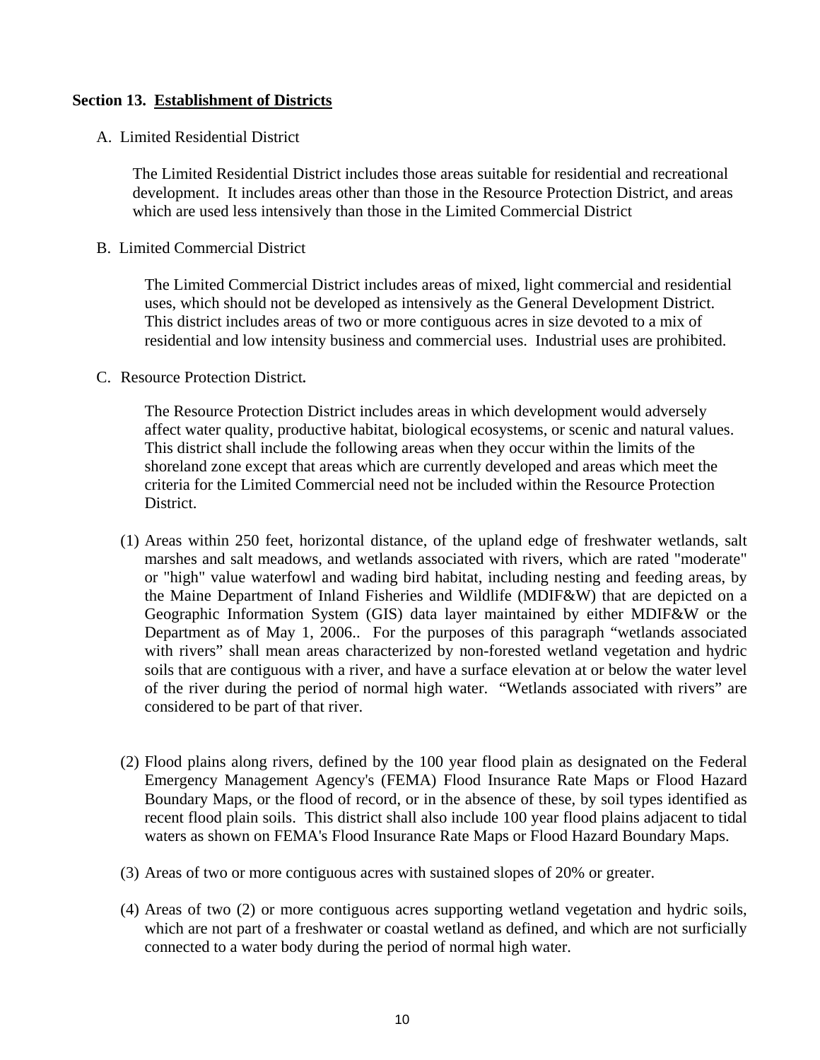## Section 13. Establishment of Districts

A. Limited Residential District

The Limited Residential District includes those areas suitable for residential and recreational development. It includes areas other than those in the Resource Protection District, and areas which are used less intensively than those in the Limited Commercial District

B. Limited Commercial District

The Limited Commercial District includes areas of mixed, light commercial and residential uses, which should not be developed as intensively as the General Development District. This district includes areas of two or more contiguous acres in size devoted to a mix of residential and low intensity business and commercial uses. Industrial uses are prohibited.

C. Resource Protection District**.**

The Resource Protection District includes areas in which development would adversely affect water quality, productive habitat, biological ecosystems, or scenic and natural values. This district shall include the following areas when they occur within the limits of the shoreland zone except that areas which are currently developed and areas which meet the criteria for the Limited Commercial need not be included within the Resource Protection District.

(1) Areas within 250 feet, horizontal distance, of the upland edge of freshwater wetlands, salt marshes and salt meadows, and wetlands associated with rivers, which are rated "moderate" or "high" value waterfowl and wading bird habitat, including nesting and feeding areas, by the Maine Department of Inland Fisheries and Wildlife (MDIF&W) that are depicted on a Geographic Information System (GIS) data layer maintained by either MDIF&W or the Department as of May 1, 2006.. For the purposes of this paragraph "wetlands associated with rivers" shall mean areas characterized by non-forested wetland vegetation and hydric soils that are contiguous with a river, and have a surface elevation at or below the water level of the river during the period of normal high water. "Wetlands associated with rivers" are considered to be part of that river.

(2) Flood plains along rivers, defined by the 100 year flood plain as designated on the Federal Emergency Management Agency's (FEMA) Flood Insurance Rate Maps or Flood Hazard Boundary Maps, or the flood of record, or in the absence of these, by soil types identified as recent flood plain soils. This district shall also include 100 year flood plains adjacent to tidal waters as shown on FEMA's Flood Insurance Rate Maps or Flood Hazard Boundary Maps.

(3) Areas of two or more contiguous acres with sustained slopes of 20% or greater.

(4) Areas of two (2) or more contiguous acres supporting wetland vegetation and hydric soils, which are not part of a freshwater or coastal wetland as defined, and which are not surficially connected to a water body during the period of normal high water.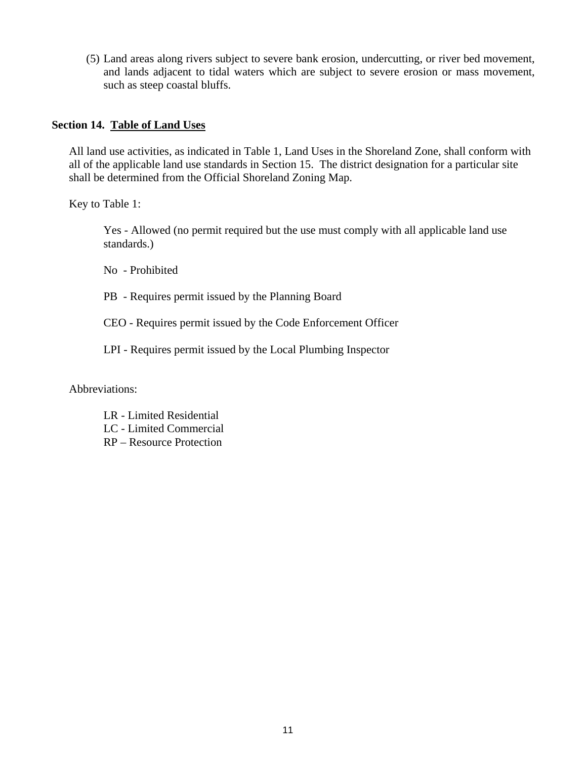(5) Land areas along rivers subject to severe bank erosion, undercutting, or river bed movement, and lands adjacent to tidal waters which are subject to severe erosion or mass movement, such as steep coastal bluffs.

## Section 14. Table of Land Uses

All land use activities, as indicated in Table 1, Land Uses in the Shoreland Zone, shall conform with all of the applicable land use standards in Section 15. The district designation for a particular site shall be determined from the Official Shoreland Zoning Map.

Key to Table 1:

Yes - Allowed (no permit required but the use must comply with all applicable land use standards.)

No - Prohibited

PB - Requires permit issued by the Planning Board

CEO - Requires permit issued by the Code Enforcement Officer

LPI - Requires permit issued by the Local Plumbing Inspector

Abbreviations:

LR - Limited Residential
LC - Limited Commercial
RP – Resource Protection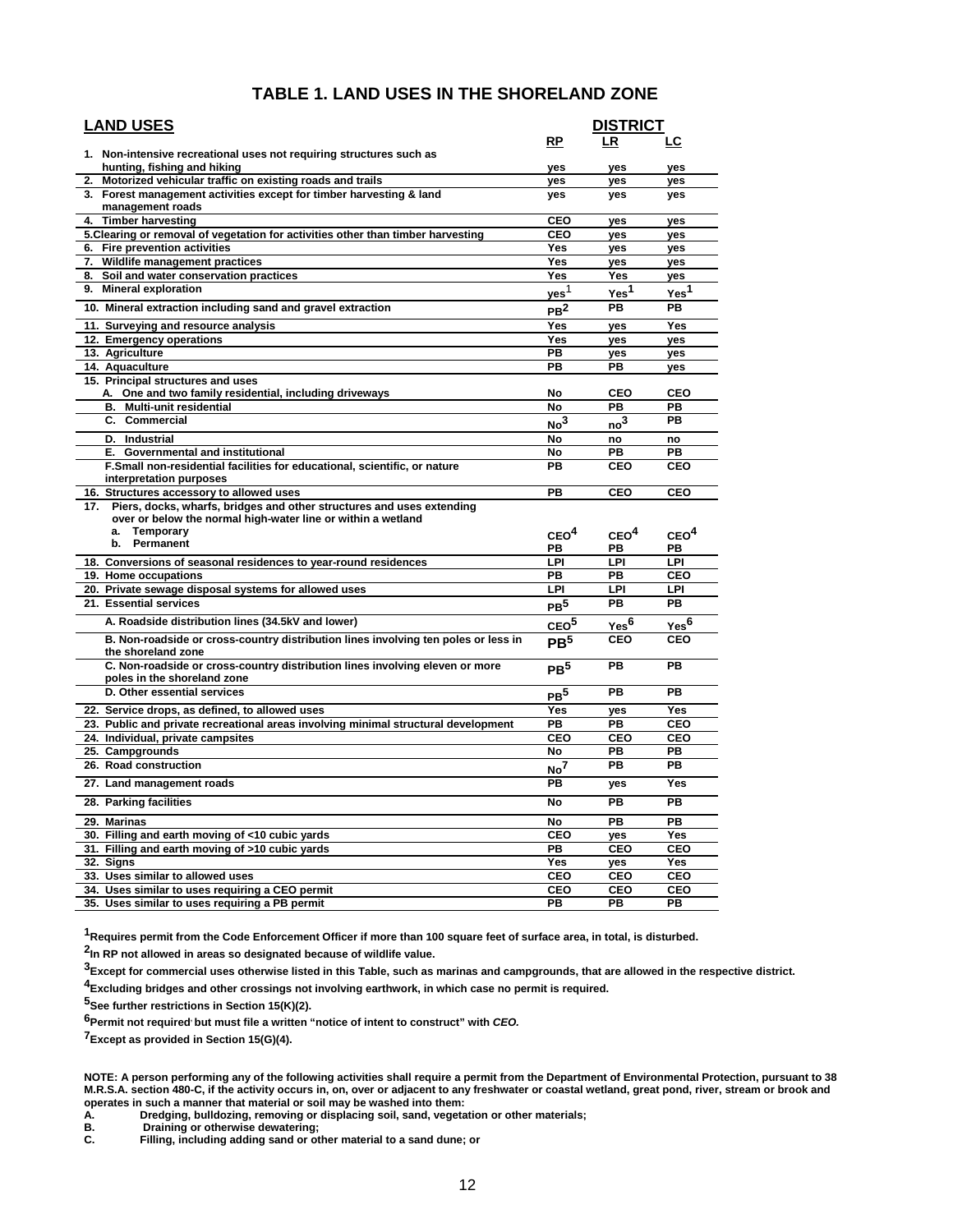# TABLE 1. LAND USES IN THE SHORELAND ZONE

| LAND USES | RP | LR | LC |
|---|---|---|---|
| 1. Non-intensive recreational uses not requiring structures such as hunting, fishing and hiking | yes | yes | yes |
| 2. Motorized vehicular traffic on existing roads and trails | yes | yes | yes |
| 3. Forest management activities except for timber harvesting & land management roads | yes | yes | yes |
| 4. Timber harvesting | CEO | yes | yes |
| 5.Clearing or removal of vegetation for activities other than timber harvesting | CEO | yes | yes |
| 6. Fire prevention activities | Yes | yes | yes |
| 7. Wildlife management practices | Yes | yes | yes |
| 8. Soil and water conservation practices | Yes | Yes | yes |
| 9. Mineral exploration | yes[1] | Yes[1] | Yes[1] |
| 10. Mineral extraction including sand and gravel extraction | PB[2] | PB | PB |
| 11. Surveying and resource analysis | Yes | yes | Yes |
| 12. Emergency operations | Yes | yes | yes |
| 13. Agriculture | PB | yes | yes |
| 14. Aquaculture | PB | PB | yes |
| 15. Principal structures and uses | | | |
| A. One and two family residential, including driveways | No | CEO | CEO |
| B. Multi-unit residential | No | PB | PB |
| C. Commercial | No[3] | no[3] | PB |
| D. Industrial | No | no | no |
| E. Governmental and institutional | No | PB | PB |
| F.Small non-residential facilities for educational, scientific, or nature interpretation purposes | PB | CEO | CEO |
| 16. Structures accessory to allowed uses | PB | CEO | CEO |
| 17. Piers, docks, wharfs, bridges and other structures and uses extending over or below the normal high-water line or within a wetland | | | |
| a. Temporary | CEO[4] | CEO[4] | CEO[4] |
| b. Permanent | PB | PB | PB |
| 18. Conversions of seasonal residences to year-round residences | LPI | LPI | LPI |
| 19. Home occupations | PB | PB | CEO |
| 20. Private sewage disposal systems for allowed uses | LPI | LPI | LPI |
| 21. Essential services | PB[5] | PB | PB |
| A. Roadside distribution lines (34.5kV and lower) | CEO[5] | Yes[6] | Yes[6] |
| B. Non-roadside or cross-country distribution lines involving ten poles or less in the shoreland zone | PB[5] | CEO | CEO |
| C. Non-roadside or cross-country distribution lines involving eleven or more poles in the shoreland zone | PB[5] | PB | PB |
| D. Other essential services | PB[5] | PB | PB |
| 22. Service drops, as defined, to allowed uses | Yes | yes | Yes |
| 23. Public and private recreational areas involving minimal structural development | PB | PB | CEO |
| 24. Individual, private campsites | CEO | CEO | CEO |
| 25. Campgrounds | No | PB | PB |
| 26. Road construction | No[7] | PB | PB |
| 27. Land management roads | PB | yes | Yes |
| 28. Parking facilities | No | PB | PB |
| 29. Marinas | No | PB | PB |
| 30. Filling and earth moving of <10 cubic yards | CEO | yes | Yes |
| 31. Filling and earth moving of >10 cubic yards | PB | CEO | CEO |
| 32. Signs | Yes | yes | Yes |
| 33. Uses similar to allowed uses | CEO | CEO | CEO |
| 34. Uses similar to uses requiring a CEO permit | CEO | CEO | CEO |
| 35. Uses similar to uses requiring a PB permit | PB | PB | PB |

[1]Requires permit from the Code Enforcement Officer if more than 100 square feet of surface area, in total, is disturbed.

[2]In RP not allowed in areas so designated because of wildlife value.

[3]Except for commercial uses otherwise listed in this Table, such as marinas and campgrounds, that are allowed in the respective district.

[4]Excluding bridges and other crossings not involving earthwork, in which case no permit is required.

[5]See further restrictions in Section 15(K)(2).

[6]Permit not required but must file a written "notice of intent to construct" with *CEO.*

[7]Except as provided in Section 15(G)(4).

NOTE: A person performing any of the following activities shall require a permit from the Department of Environmental Protection, pursuant to 38 M.R.S.A. section 480-C, if the activity occurs in, on, over or adjacent to any freshwater or coastal wetland, great pond, river, stream or brook and operates in such a manner that material or soil may be washed into them:

A. Dredging, bulldozing, removing or displacing soil, sand, vegetation or other materials;
B. Draining or otherwise dewatering;
C. Filling, including adding sand or other material to a sand dune; or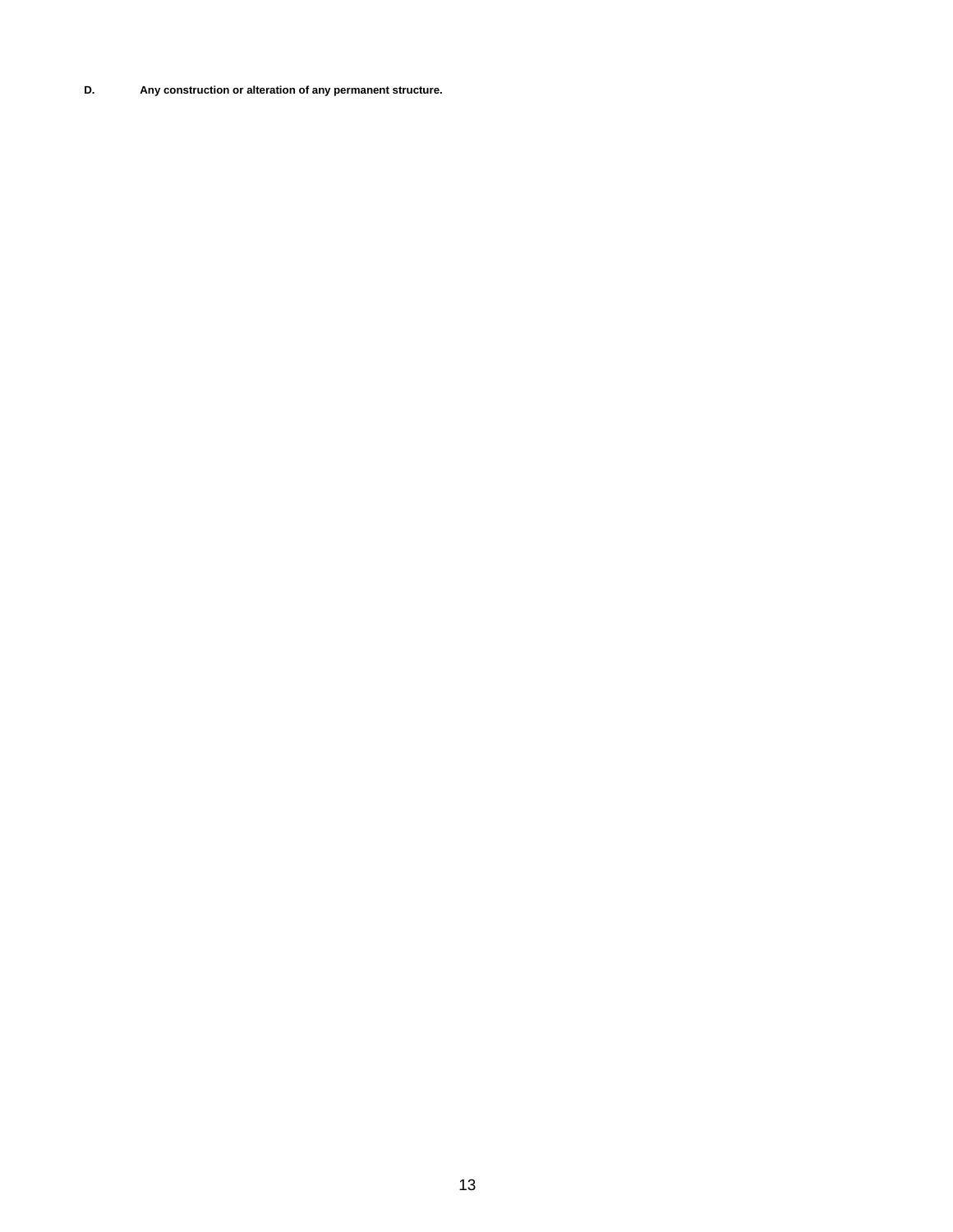**D. Any construction or alteration of any permanent structure.**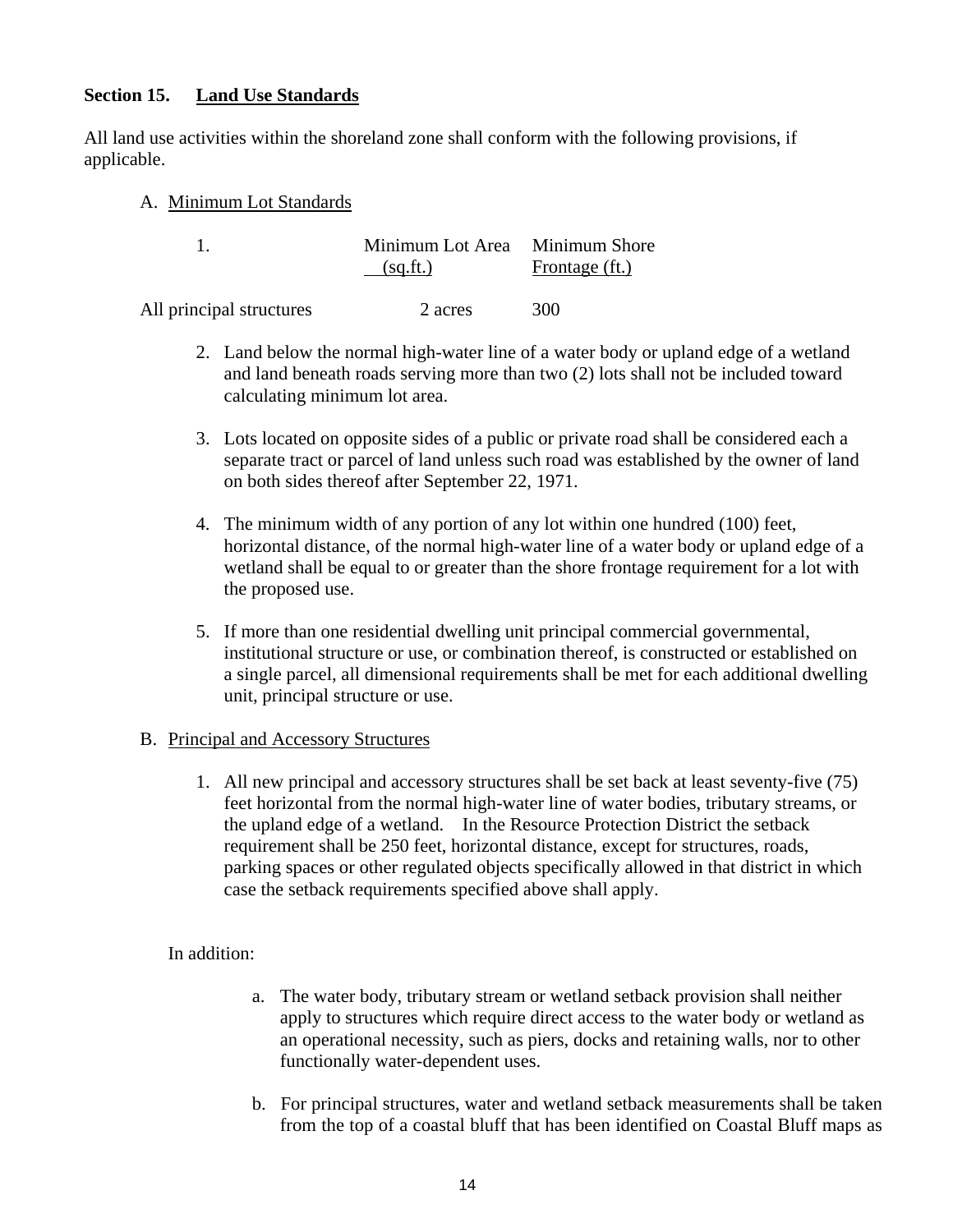## Section 15. Land Use Standards

All land use activities within the shoreland zone shall conform with the following provisions, if applicable.

A. Minimum Lot Standards

1.

| | Minimum Lot Area (sq.ft.) | Minimum Shore Frontage (ft.) |
|---|---|---|
| All principal structures | 2 acres | 300 |

2. Land below the normal high-water line of a water body or upland edge of a wetland and land beneath roads serving more than two (2) lots shall not be included toward calculating minimum lot area.

3. Lots located on opposite sides of a public or private road shall be considered each a separate tract or parcel of land unless such road was established by the owner of land on both sides thereof after September 22, 1971.

4. The minimum width of any portion of any lot within one hundred (100) feet, horizontal distance, of the normal high-water line of a water body or upland edge of a wetland shall be equal to or greater than the shore frontage requirement for a lot with the proposed use.

5. If more than one residential dwelling unit principal commercial governmental, institutional structure or use, or combination thereof, is constructed or established on a single parcel, all dimensional requirements shall be met for each additional dwelling unit, principal structure or use.

B. Principal and Accessory Structures

1. All new principal and accessory structures shall be set back at least seventy-five (75) feet horizontal from the normal high-water line of water bodies, tributary streams, or the upland edge of a wetland. In the Resource Protection District the setback requirement shall be 250 feet, horizontal distance, except for structures, roads, parking spaces or other regulated objects specifically allowed in that district in which case the setback requirements specified above shall apply.

In addition:

a. The water body, tributary stream or wetland setback provision shall neither apply to structures which require direct access to the water body or wetland as an operational necessity, such as piers, docks and retaining walls, nor to other functionally water-dependent uses.

b. For principal structures, water and wetland setback measurements shall be taken from the top of a coastal bluff that has been identified on Coastal Bluff maps as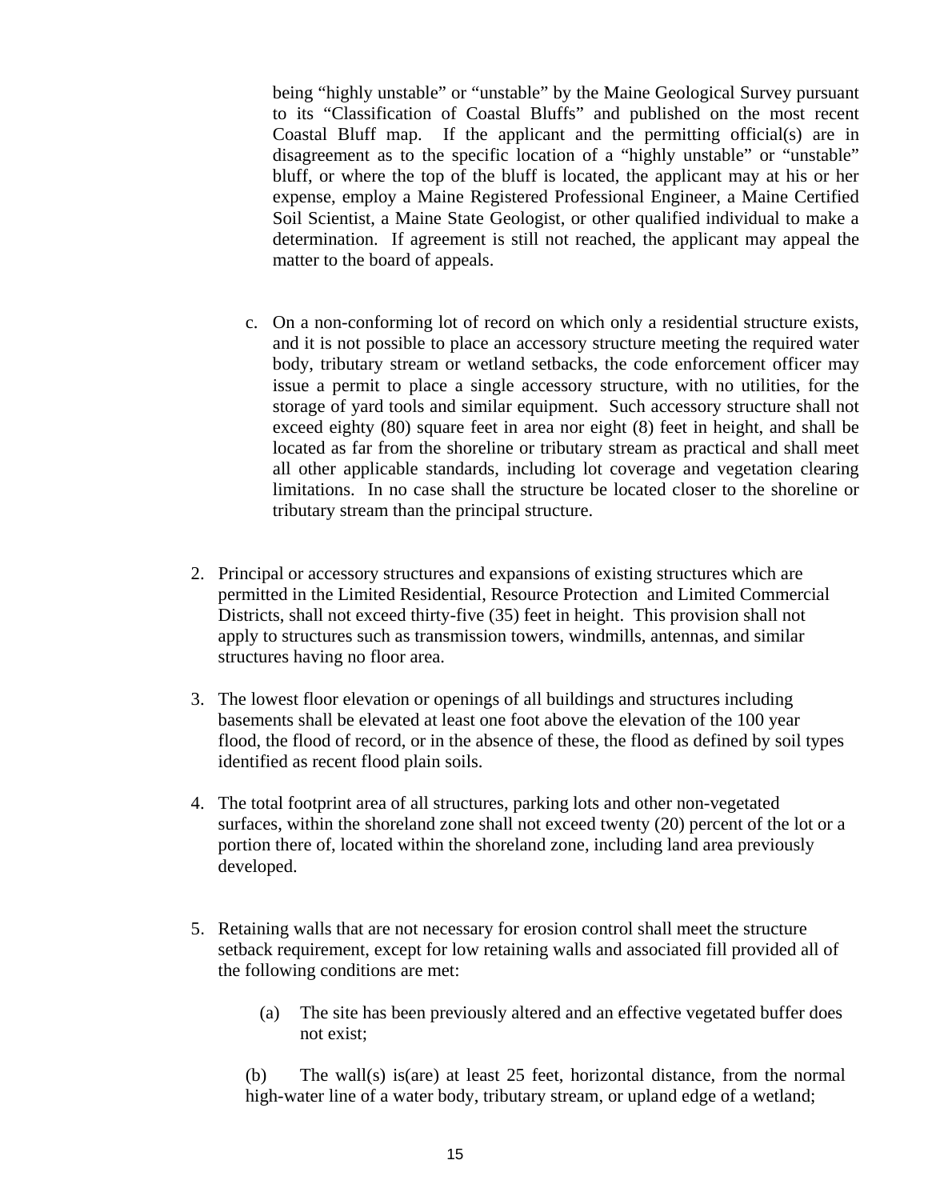being “highly unstable” or “unstable” by the Maine Geological Survey pursuant to its “Classification of Coastal Bluffs” and published on the most recent Coastal Bluff map. If the applicant and the permitting official(s) are in disagreement as to the specific location of a “highly unstable” or “unstable” bluff, or where the top of the bluff is located, the applicant may at his or her expense, employ a Maine Registered Professional Engineer, a Maine Certified Soil Scientist, a Maine State Geologist, or other qualified individual to make a determination. If agreement is still not reached, the applicant may appeal the matter to the board of appeals.

c. On a non-conforming lot of record on which only a residential structure exists, and it is not possible to place an accessory structure meeting the required water body, tributary stream or wetland setbacks, the code enforcement officer may issue a permit to place a single accessory structure, with no utilities, for the storage of yard tools and similar equipment. Such accessory structure shall not exceed eighty (80) square feet in area nor eight (8) feet in height, and shall be located as far from the shoreline or tributary stream as practical and shall meet all other applicable standards, including lot coverage and vegetation clearing limitations. In no case shall the structure be located closer to the shoreline or tributary stream than the principal structure.

2. Principal or accessory structures and expansions of existing structures which are permitted in the Limited Residential, Resource Protection and Limited Commercial Districts, shall not exceed thirty-five (35) feet in height. This provision shall not apply to structures such as transmission towers, windmills, antennas, and similar structures having no floor area.

3. The lowest floor elevation or openings of all buildings and structures including basements shall be elevated at least one foot above the elevation of the 100 year flood, the flood of record, or in the absence of these, the flood as defined by soil types identified as recent flood plain soils.

4. The total footprint area of all structures, parking lots and other non-vegetated surfaces, within the shoreland zone shall not exceed twenty (20) percent of the lot or a portion there of, located within the shoreland zone, including land area previously developed.

5. Retaining walls that are not necessary for erosion control shall meet the structure setback requirement, except for low retaining walls and associated fill provided all of the following conditions are met:

   (a) The site has been previously altered and an effective vegetated buffer does not exist;

   (b) The wall(s) is(are) at least 25 feet, horizontal distance, from the normal high-water line of a water body, tributary stream, or upland edge of a wetland;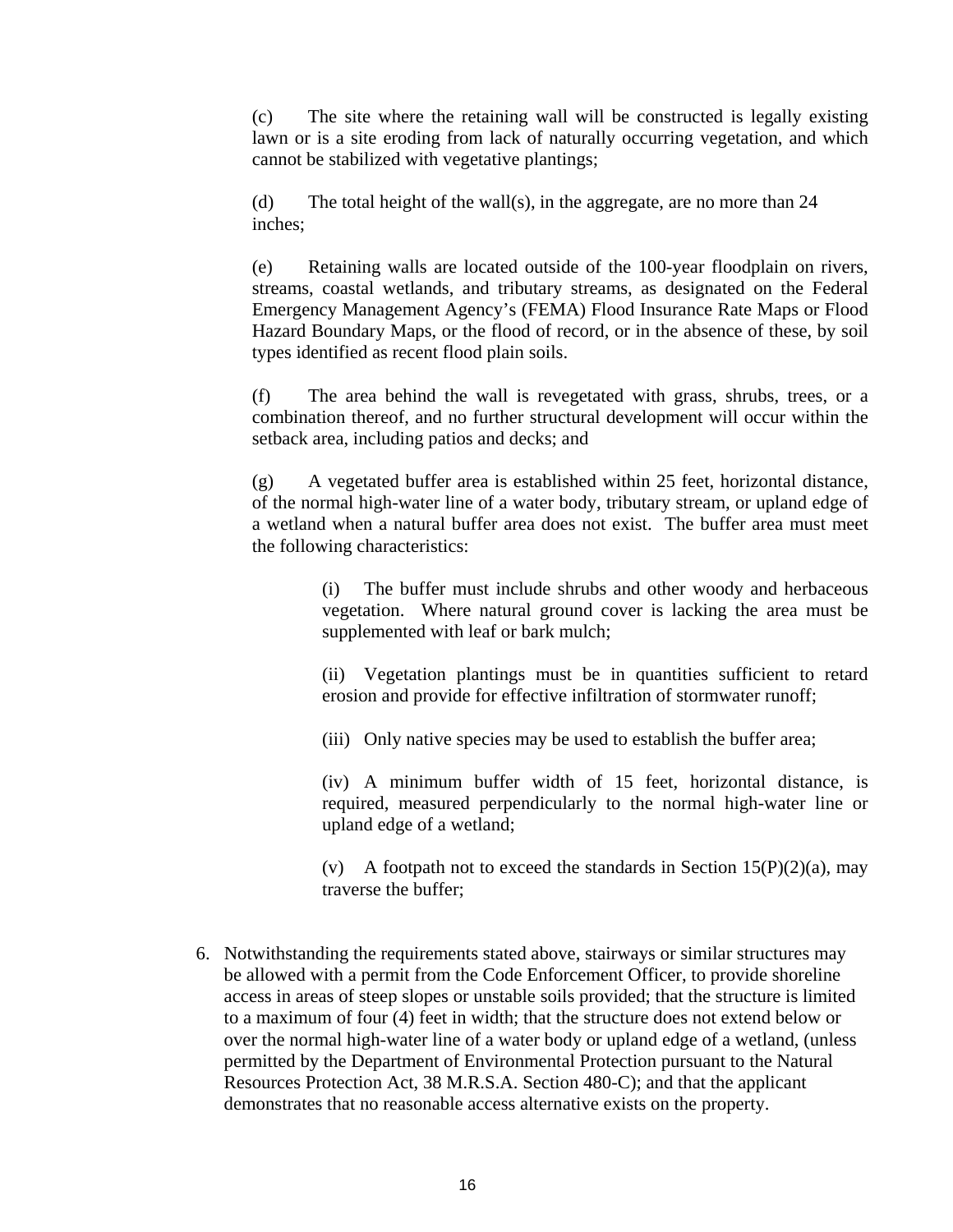(c) The site where the retaining wall will be constructed is legally existing lawn or is a site eroding from lack of naturally occurring vegetation, and which cannot be stabilized with vegetative plantings;

(d) The total height of the wall(s), in the aggregate, are no more than 24 inches;

(e) Retaining walls are located outside of the 100-year floodplain on rivers, streams, coastal wetlands, and tributary streams, as designated on the Federal Emergency Management Agency's (FEMA) Flood Insurance Rate Maps or Flood Hazard Boundary Maps, or the flood of record, or in the absence of these, by soil types identified as recent flood plain soils.

(f) The area behind the wall is revegetated with grass, shrubs, trees, or a combination thereof, and no further structural development will occur within the setback area, including patios and decks; and

(g) A vegetated buffer area is established within 25 feet, horizontal distance, of the normal high-water line of a water body, tributary stream, or upland edge of a wetland when a natural buffer area does not exist. The buffer area must meet the following characteristics:

> (i) The buffer must include shrubs and other woody and herbaceous vegetation. Where natural ground cover is lacking the area must be supplemented with leaf or bark mulch;
>
> (ii) Vegetation plantings must be in quantities sufficient to retard erosion and provide for effective infiltration of stormwater runoff;
>
> (iii) Only native species may be used to establish the buffer area;
>
> (iv) A minimum buffer width of 15 feet, horizontal distance, is required, measured perpendicularly to the normal high-water line or upland edge of a wetland;
>
> (v) A footpath not to exceed the standards in Section 15(P)(2)(a), may traverse the buffer;

6. Notwithstanding the requirements stated above, stairways or similar structures may be allowed with a permit from the Code Enforcement Officer, to provide shoreline access in areas of steep slopes or unstable soils provided; that the structure is limited to a maximum of four (4) feet in width; that the structure does not extend below or over the normal high-water line of a water body or upland edge of a wetland, (unless permitted by the Department of Environmental Protection pursuant to the Natural Resources Protection Act, 38 M.R.S.A. Section 480-C); and that the applicant demonstrates that no reasonable access alternative exists on the property.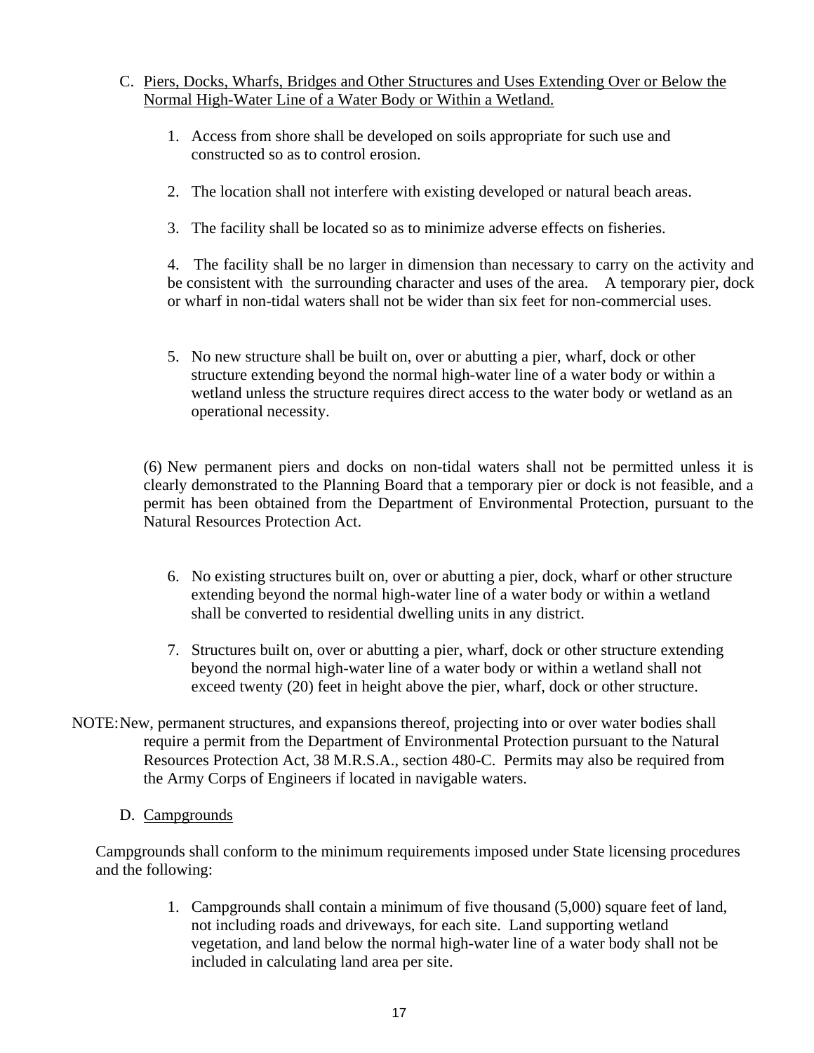C. Piers, Docks, Wharfs, Bridges and Other Structures and Uses Extending Over or Below the Normal High-Water Line of a Water Body or Within a Wetland.

1. Access from shore shall be developed on soils appropriate for such use and constructed so as to control erosion.

2. The location shall not interfere with existing developed or natural beach areas.

3. The facility shall be located so as to minimize adverse effects on fisheries.

4. The facility shall be no larger in dimension than necessary to carry on the activity and be consistent with the surrounding character and uses of the area. A temporary pier, dock or wharf in non-tidal waters shall not be wider than six feet for non-commercial uses.

5. No new structure shall be built on, over or abutting a pier, wharf, dock or other structure extending beyond the normal high-water line of a water body or within a wetland unless the structure requires direct access to the water body or wetland as an operational necessity.

(6) New permanent piers and docks on non-tidal waters shall not be permitted unless it is clearly demonstrated to the Planning Board that a temporary pier or dock is not feasible, and a permit has been obtained from the Department of Environmental Protection, pursuant to the Natural Resources Protection Act.

6. No existing structures built on, over or abutting a pier, dock, wharf or other structure extending beyond the normal high-water line of a water body or within a wetland shall be converted to residential dwelling units in any district.

7. Structures built on, over or abutting a pier, wharf, dock or other structure extending beyond the normal high-water line of a water body or within a wetland shall not exceed twenty (20) feet in height above the pier, wharf, dock or other structure.

NOTE: New, permanent structures, and expansions thereof, projecting into or over water bodies shall require a permit from the Department of Environmental Protection pursuant to the Natural Resources Protection Act, 38 M.R.S.A., section 480-C. Permits may also be required from the Army Corps of Engineers if located in navigable waters.

D. Campgrounds

Campgrounds shall conform to the minimum requirements imposed under State licensing procedures and the following:

1. Campgrounds shall contain a minimum of five thousand (5,000) square feet of land, not including roads and driveways, for each site. Land supporting wetland vegetation, and land below the normal high-water line of a water body shall not be included in calculating land area per site.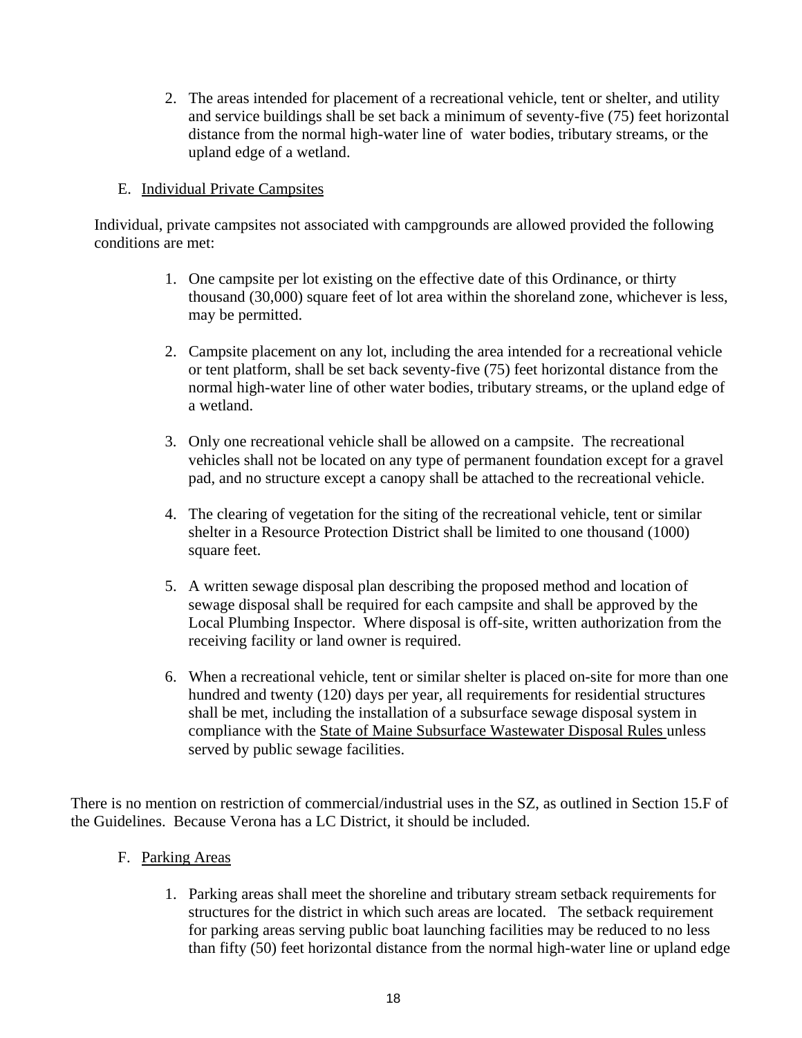2. The areas intended for placement of a recreational vehicle, tent or shelter, and utility and service buildings shall be set back a minimum of seventy-five (75) feet horizontal distance from the normal high-water line of water bodies, tributary streams, or the upland edge of a wetland.

E. Individual Private Campsites

Individual, private campsites not associated with campgrounds are allowed provided the following conditions are met:

1. One campsite per lot existing on the effective date of this Ordinance, or thirty thousand (30,000) square feet of lot area within the shoreland zone, whichever is less, may be permitted.

2. Campsite placement on any lot, including the area intended for a recreational vehicle or tent platform, shall be set back seventy-five (75) feet horizontal distance from the normal high-water line of other water bodies, tributary streams, or the upland edge of a wetland.

3. Only one recreational vehicle shall be allowed on a campsite. The recreational vehicles shall not be located on any type of permanent foundation except for a gravel pad, and no structure except a canopy shall be attached to the recreational vehicle.

4. The clearing of vegetation for the siting of the recreational vehicle, tent or similar shelter in a Resource Protection District shall be limited to one thousand (1000) square feet.

5. A written sewage disposal plan describing the proposed method and location of sewage disposal shall be required for each campsite and shall be approved by the Local Plumbing Inspector. Where disposal is off-site, written authorization from the receiving facility or land owner is required.

6. When a recreational vehicle, tent or similar shelter is placed on-site for more than one hundred and twenty (120) days per year, all requirements for residential structures shall be met, including the installation of a subsurface sewage disposal system in compliance with the State of Maine Subsurface Wastewater Disposal Rules unless served by public sewage facilities.

There is no mention on restriction of commercial/industrial uses in the SZ, as outlined in Section 15.F of the Guidelines. Because Verona has a LC District, it should be included.

F. Parking Areas

1. Parking areas shall meet the shoreline and tributary stream setback requirements for structures for the district in which such areas are located. The setback requirement for parking areas serving public boat launching facilities may be reduced to no less than fifty (50) feet horizontal distance from the normal high-water line or upland edge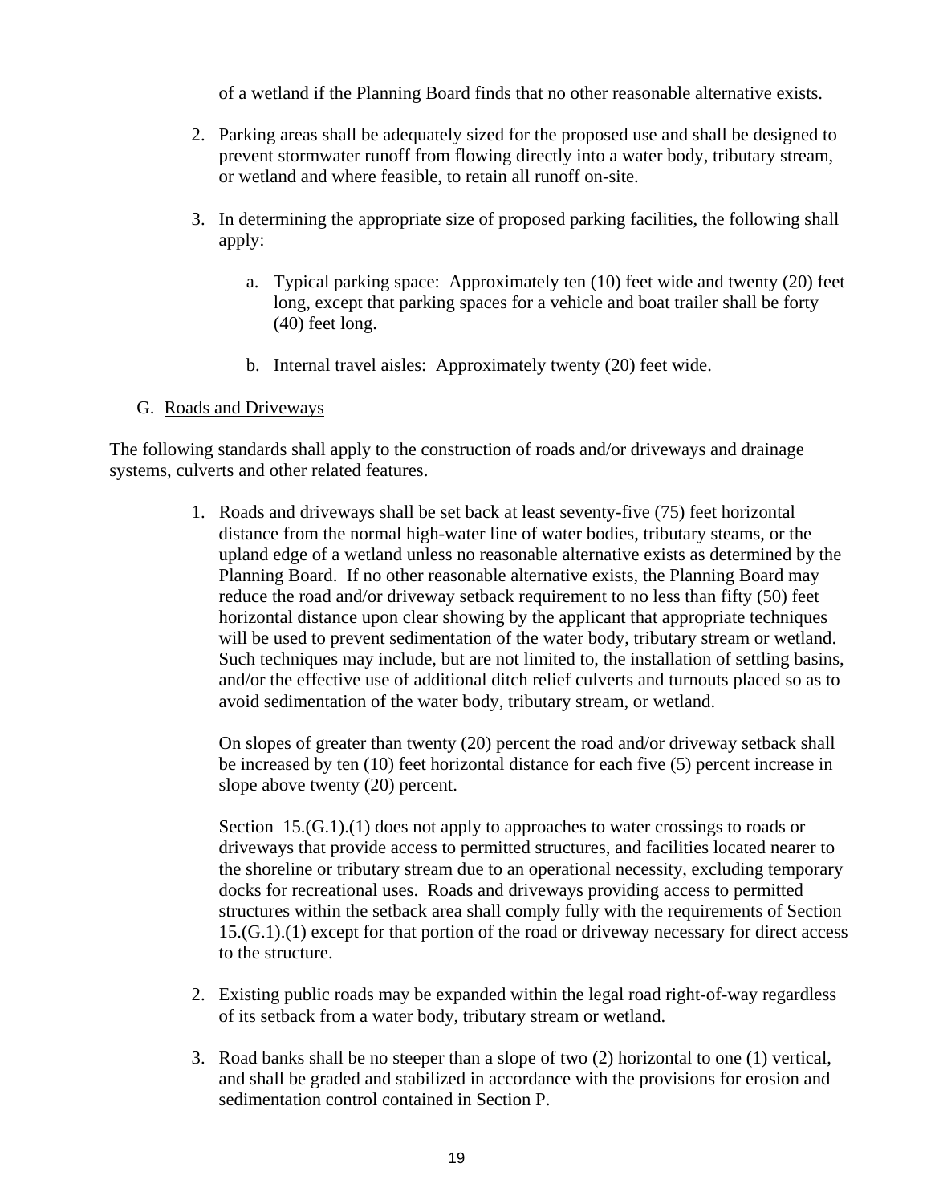of a wetland if the Planning Board finds that no other reasonable alternative exists.

2. Parking areas shall be adequately sized for the proposed use and shall be designed to prevent stormwater runoff from flowing directly into a water body, tributary stream, or wetland and where feasible, to retain all runoff on-site.

3. In determining the appropriate size of proposed parking facilities, the following shall apply:

    a. Typical parking space: Approximately ten (10) feet wide and twenty (20) feet long, except that parking spaces for a vehicle and boat trailer shall be forty (40) feet long.

    b. Internal travel aisles: Approximately twenty (20) feet wide.

G. <u>Roads and Driveways</u>

The following standards shall apply to the construction of roads and/or driveways and drainage systems, culverts and other related features.

1. Roads and driveways shall be set back at least seventy-five (75) feet horizontal distance from the normal high-water line of water bodies, tributary steams, or the upland edge of a wetland unless no reasonable alternative exists as determined by the Planning Board. If no other reasonable alternative exists, the Planning Board may reduce the road and/or driveway setback requirement to no less than fifty (50) feet horizontal distance upon clear showing by the applicant that appropriate techniques will be used to prevent sedimentation of the water body, tributary stream or wetland. Such techniques may include, but are not limited to, the installation of settling basins, and/or the effective use of additional ditch relief culverts and turnouts placed so as to avoid sedimentation of the water body, tributary stream, or wetland.

   On slopes of greater than twenty (20) percent the road and/or driveway setback shall be increased by ten (10) feet horizontal distance for each five (5) percent increase in slope above twenty (20) percent.

   Section 15.(G.1).(1) does not apply to approaches to water crossings to roads or driveways that provide access to permitted structures, and facilities located nearer to the shoreline or tributary stream due to an operational necessity, excluding temporary docks for recreational uses. Roads and driveways providing access to permitted structures within the setback area shall comply fully with the requirements of Section 15.(G.1).(1) except for that portion of the road or driveway necessary for direct access to the structure.

2. Existing public roads may be expanded within the legal road right-of-way regardless of its setback from a water body, tributary stream or wetland.

3. Road banks shall be no steeper than a slope of two (2) horizontal to one (1) vertical, and shall be graded and stabilized in accordance with the provisions for erosion and sedimentation control contained in Section P.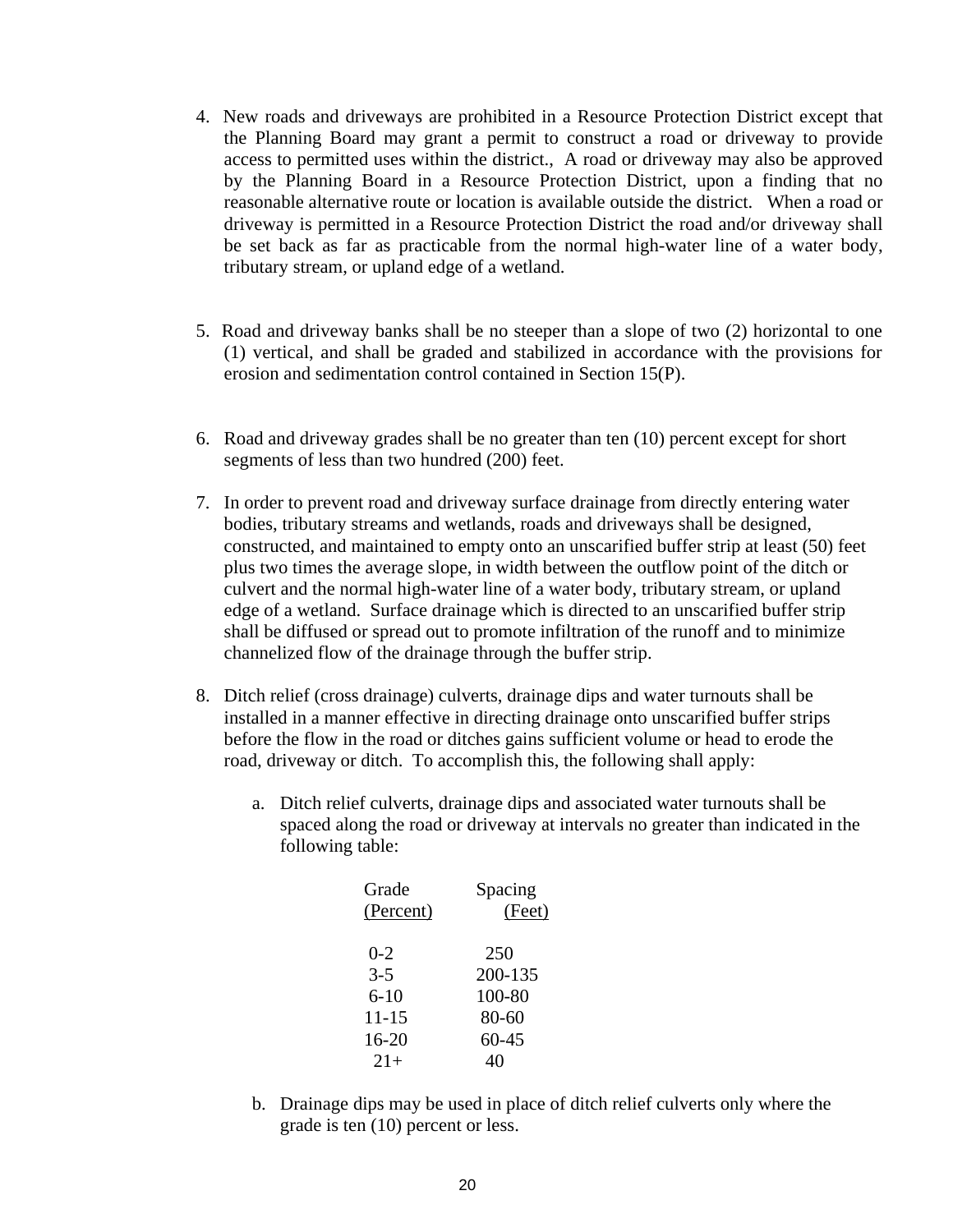4. New roads and driveways are prohibited in a Resource Protection District except that the Planning Board may grant a permit to construct a road or driveway to provide access to permitted uses within the district., A road or driveway may also be approved by the Planning Board in a Resource Protection District, upon a finding that no reasonable alternative route or location is available outside the district. When a road or driveway is permitted in a Resource Protection District the road and/or driveway shall be set back as far as practicable from the normal high-water line of a water body, tributary stream, or upland edge of a wetland.

5. Road and driveway banks shall be no steeper than a slope of two (2) horizontal to one (1) vertical, and shall be graded and stabilized in accordance with the provisions for erosion and sedimentation control contained in Section 15(P).

6. Road and driveway grades shall be no greater than ten (10) percent except for short segments of less than two hundred (200) feet.

7. In order to prevent road and driveway surface drainage from directly entering water bodies, tributary streams and wetlands, roads and driveways shall be designed, constructed, and maintained to empty onto an unscarified buffer strip at least (50) feet plus two times the average slope, in width between the outflow point of the ditch or culvert and the normal high-water line of a water body, tributary stream, or upland edge of a wetland. Surface drainage which is directed to an unscarified buffer strip shall be diffused or spread out to promote infiltration of the runoff and to minimize channelized flow of the drainage through the buffer strip.

8. Ditch relief (cross drainage) culverts, drainage dips and water turnouts shall be installed in a manner effective in directing drainage onto unscarified buffer strips before the flow in the road or ditches gains sufficient volume or head to erode the road, driveway or ditch. To accomplish this, the following shall apply:

   a. Ditch relief culverts, drainage dips and associated water turnouts shall be spaced along the road or driveway at intervals no greater than indicated in the following table:

   | Grade (Percent) | Spacing (Feet) |
   |---|---|
   | 0-2 | 250 |
   | 3-5 | 200-135 |
   | 6-10 | 100-80 |
   | 11-15 | 80-60 |
   | 16-20 | 60-45 |
   | 21+ | 40 |

   b. Drainage dips may be used in place of ditch relief culverts only where the grade is ten (10) percent or less.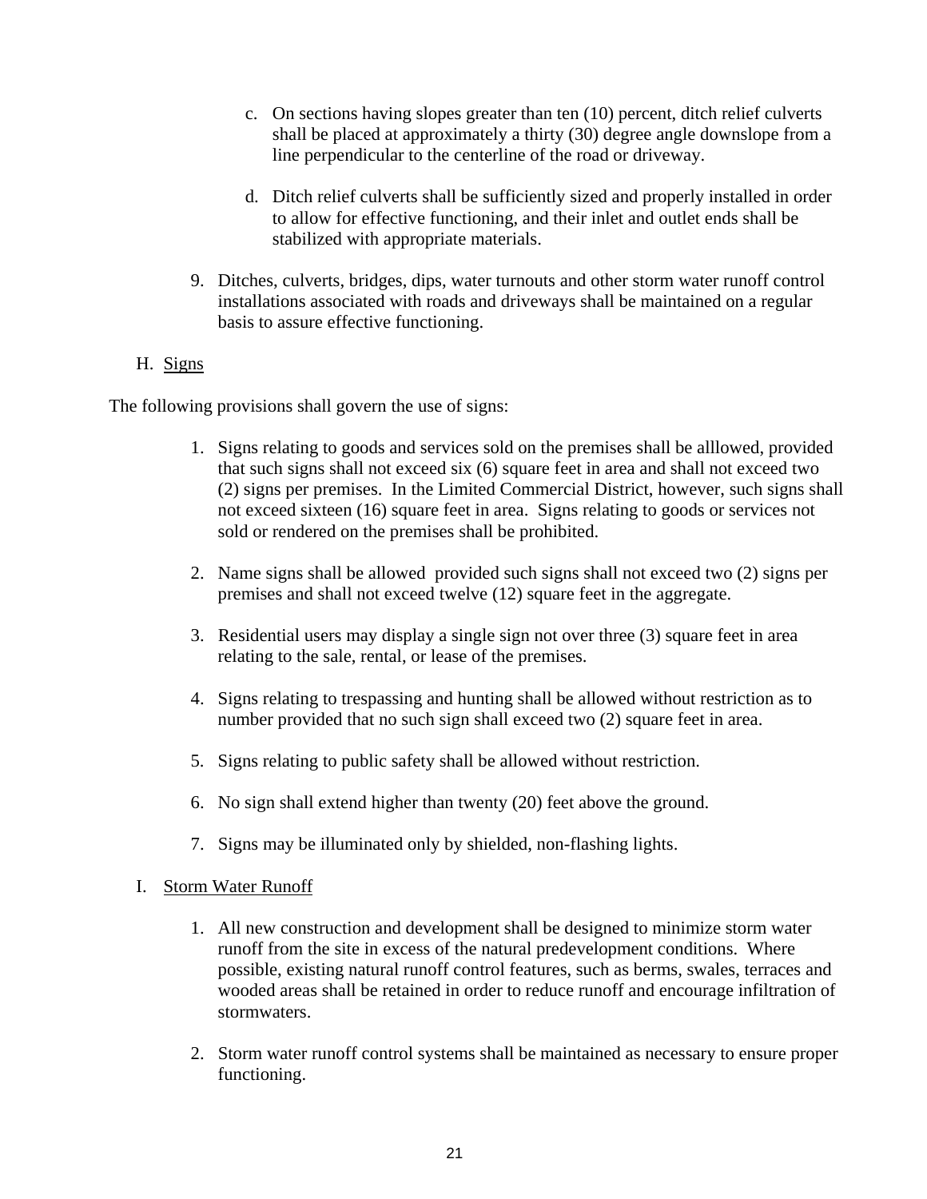c. On sections having slopes greater than ten (10) percent, ditch relief culverts shall be placed at approximately a thirty (30) degree angle downslope from a line perpendicular to the centerline of the road or driveway.

d. Ditch relief culverts shall be sufficiently sized and properly installed in order to allow for effective functioning, and their inlet and outlet ends shall be stabilized with appropriate materials.

9. Ditches, culverts, bridges, dips, water turnouts and other storm water runoff control installations associated with roads and driveways shall be maintained on a regular basis to assure effective functioning.

H. Signs

The following provisions shall govern the use of signs:

1. Signs relating to goods and services sold on the premises shall be alllowed, provided that such signs shall not exceed six (6) square feet in area and shall not exceed two (2) signs per premises. In the Limited Commercial District, however, such signs shall not exceed sixteen (16) square feet in area. Signs relating to goods or services not sold or rendered on the premises shall be prohibited.

2. Name signs shall be allowed provided such signs shall not exceed two (2) signs per premises and shall not exceed twelve (12) square feet in the aggregate.

3. Residential users may display a single sign not over three (3) square feet in area relating to the sale, rental, or lease of the premises.

4. Signs relating to trespassing and hunting shall be allowed without restriction as to number provided that no such sign shall exceed two (2) square feet in area.

5. Signs relating to public safety shall be allowed without restriction.

6. No sign shall extend higher than twenty (20) feet above the ground.

7. Signs may be illuminated only by shielded, non-flashing lights.

I. Storm Water Runoff

1. All new construction and development shall be designed to minimize storm water runoff from the site in excess of the natural predevelopment conditions. Where possible, existing natural runoff control features, such as berms, swales, terraces and wooded areas shall be retained in order to reduce runoff and encourage infiltration of stormwaters.

2. Storm water runoff control systems shall be maintained as necessary to ensure proper functioning.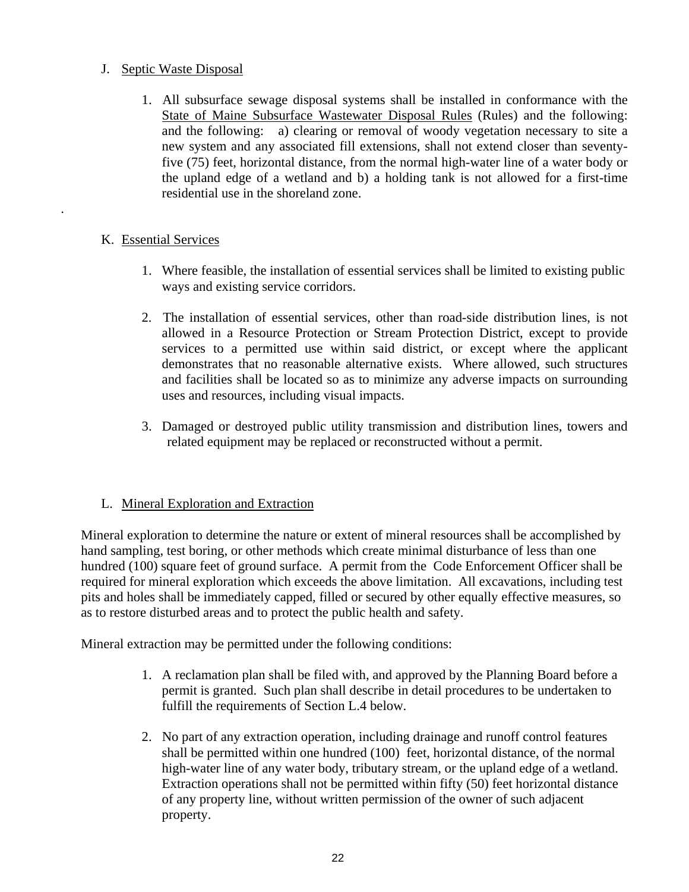J. Septic Waste Disposal

1. All subsurface sewage disposal systems shall be installed in conformance with the State of Maine Subsurface Wastewater Disposal Rules (Rules) and the following: and the following: a) clearing or removal of woody vegetation necessary to site a new system and any associated fill extensions, shall not extend closer than seventy-five (75) feet, horizontal distance, from the normal high-water line of a water body or the upland edge of a wetland and b) a holding tank is not allowed for a first-time residential use in the shoreland zone.

.

K. Essential Services

1. Where feasible, the installation of essential services shall be limited to existing public ways and existing service corridors.

2. The installation of essential services, other than road-side distribution lines, is not allowed in a Resource Protection or Stream Protection District, except to provide services to a permitted use within said district, or except where the applicant demonstrates that no reasonable alternative exists. Where allowed, such structures and facilities shall be located so as to minimize any adverse impacts on surrounding uses and resources, including visual impacts.

3. Damaged or destroyed public utility transmission and distribution lines, towers and related equipment may be replaced or reconstructed without a permit.

L. Mineral Exploration and Extraction

Mineral exploration to determine the nature or extent of mineral resources shall be accomplished by hand sampling, test boring, or other methods which create minimal disturbance of less than one hundred (100) square feet of ground surface. A permit from the Code Enforcement Officer shall be required for mineral exploration which exceeds the above limitation. All excavations, including test pits and holes shall be immediately capped, filled or secured by other equally effective measures, so as to restore disturbed areas and to protect the public health and safety.

Mineral extraction may be permitted under the following conditions:

1. A reclamation plan shall be filed with, and approved by the Planning Board before a permit is granted. Such plan shall describe in detail procedures to be undertaken to fulfill the requirements of Section L.4 below.

2. No part of any extraction operation, including drainage and runoff control features shall be permitted within one hundred (100) feet, horizontal distance, of the normal high-water line of any water body, tributary stream, or the upland edge of a wetland. Extraction operations shall not be permitted within fifty (50) feet horizontal distance of any property line, without written permission of the owner of such adjacent property.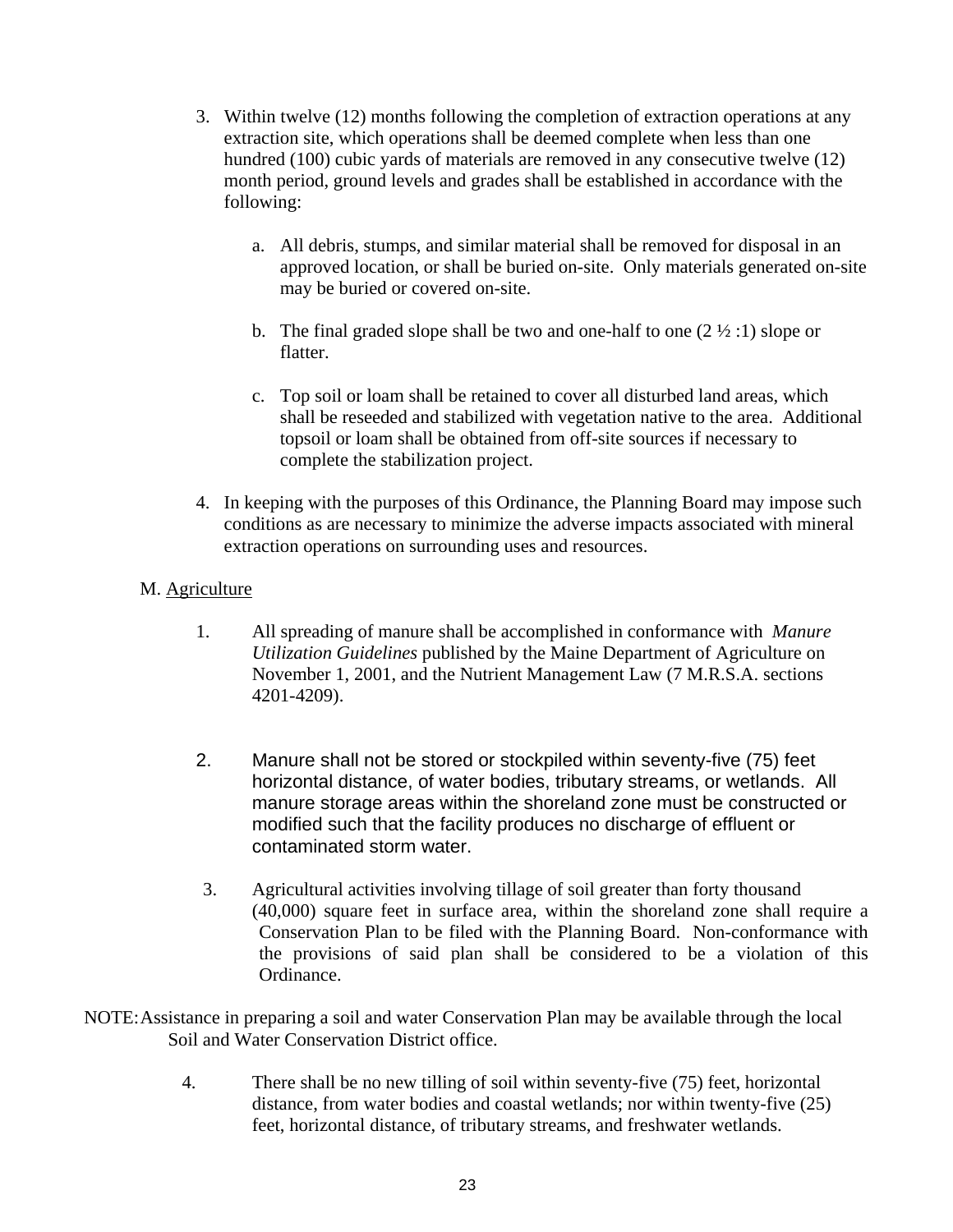3. Within twelve (12) months following the completion of extraction operations at any extraction site, which operations shall be deemed complete when less than one hundred (100) cubic yards of materials are removed in any consecutive twelve (12) month period, ground levels and grades shall be established in accordance with the following:

   a. All debris, stumps, and similar material shall be removed for disposal in an approved location, or shall be buried on-site. Only materials generated on-site may be buried or covered on-site.

   b. The final graded slope shall be two and one-half to one (2 ½ :1) slope or flatter.

   c. Top soil or loam shall be retained to cover all disturbed land areas, which shall be reseeded and stabilized with vegetation native to the area. Additional topsoil or loam shall be obtained from off-site sources if necessary to complete the stabilization project.

4. In keeping with the purposes of this Ordinance, the Planning Board may impose such conditions as are necessary to minimize the adverse impacts associated with mineral extraction operations on surrounding uses and resources.

M. Agriculture

1. All spreading of manure shall be accomplished in conformance with *Manure Utilization Guidelines* published by the Maine Department of Agriculture on November 1, 2001, and the Nutrient Management Law (7 M.R.S.A. sections 4201-4209).

2. Manure shall not be stored or stockpiled within seventy-five (75) feet horizontal distance, of water bodies, tributary streams, or wetlands. All manure storage areas within the shoreland zone must be constructed or modified such that the facility produces no discharge of effluent or contaminated storm water.

3. Agricultural activities involving tillage of soil greater than forty thousand (40,000) square feet in surface area, within the shoreland zone shall require a Conservation Plan to be filed with the Planning Board. Non-conformance with the provisions of said plan shall be considered to be a violation of this Ordinance.

NOTE: Assistance in preparing a soil and water Conservation Plan may be available through the local Soil and Water Conservation District office.

4. There shall be no new tilling of soil within seventy-five (75) feet, horizontal distance, from water bodies and coastal wetlands; nor within twenty-five (25) feet, horizontal distance, of tributary streams, and freshwater wetlands.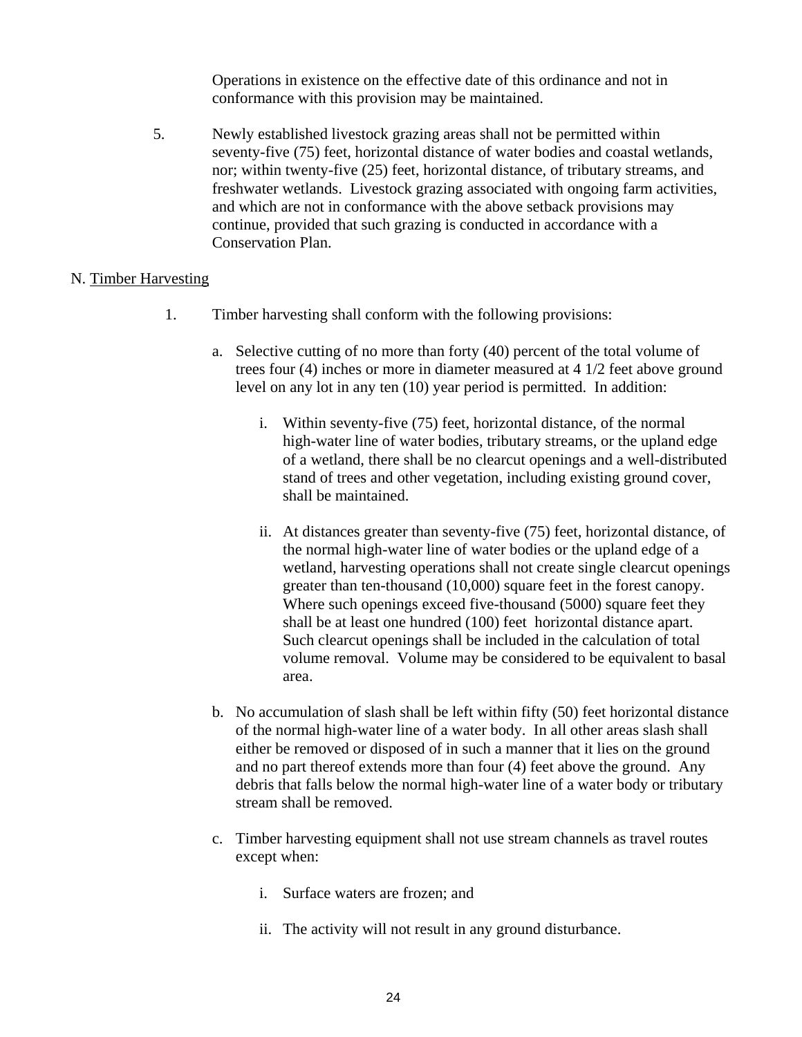Operations in existence on the effective date of this ordinance and not in conformance with this provision may be maintained.

5. Newly established livestock grazing areas shall not be permitted within seventy-five (75) feet, horizontal distance of water bodies and coastal wetlands, nor; within twenty-five (25) feet, horizontal distance, of tributary streams, and freshwater wetlands. Livestock grazing associated with ongoing farm activities, and which are not in conformance with the above setback provisions may continue, provided that such grazing is conducted in accordance with a Conservation Plan.

N. Timber Harvesting

1. Timber harvesting shall conform with the following provisions:

   a. Selective cutting of no more than forty (40) percent of the total volume of trees four (4) inches or more in diameter measured at 4 1/2 feet above ground level on any lot in any ten (10) year period is permitted. In addition:

      i. Within seventy-five (75) feet, horizontal distance, of the normal high-water line of water bodies, tributary streams, or the upland edge of a wetland, there shall be no clearcut openings and a well-distributed stand of trees and other vegetation, including existing ground cover, shall be maintained.

      ii. At distances greater than seventy-five (75) feet, horizontal distance, of the normal high-water line of water bodies or the upland edge of a wetland, harvesting operations shall not create single clearcut openings greater than ten-thousand (10,000) square feet in the forest canopy. Where such openings exceed five-thousand (5000) square feet they shall be at least one hundred (100) feet horizontal distance apart. Such clearcut openings shall be included in the calculation of total volume removal. Volume may be considered to be equivalent to basal area.

   b. No accumulation of slash shall be left within fifty (50) feet horizontal distance of the normal high-water line of a water body. In all other areas slash shall either be removed or disposed of in such a manner that it lies on the ground and no part thereof extends more than four (4) feet above the ground. Any debris that falls below the normal high-water line of a water body or tributary stream shall be removed.

   c. Timber harvesting equipment shall not use stream channels as travel routes except when:

      i. Surface waters are frozen; and

      ii. The activity will not result in any ground disturbance.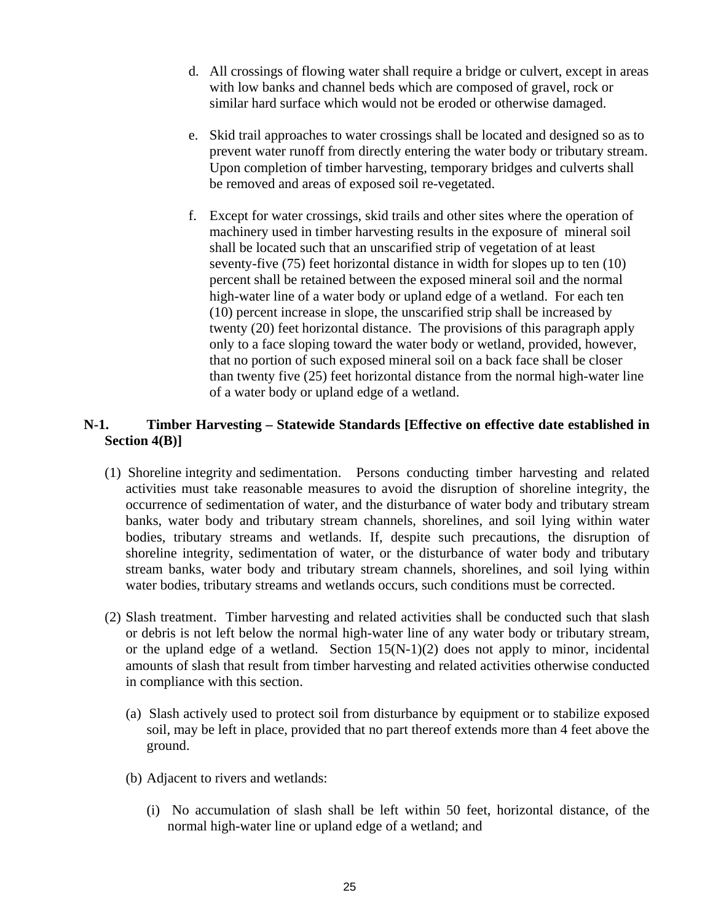d. All crossings of flowing water shall require a bridge or culvert, except in areas with low banks and channel beds which are composed of gravel, rock or similar hard surface which would not be eroded or otherwise damaged.

e. Skid trail approaches to water crossings shall be located and designed so as to prevent water runoff from directly entering the water body or tributary stream. Upon completion of timber harvesting, temporary bridges and culverts shall be removed and areas of exposed soil re-vegetated.

f. Except for water crossings, skid trails and other sites where the operation of machinery used in timber harvesting results in the exposure of mineral soil shall be located such that an unscarified strip of vegetation of at least seventy-five (75) feet horizontal distance in width for slopes up to ten (10) percent shall be retained between the exposed mineral soil and the normal high-water line of a water body or upland edge of a wetland. For each ten (10) percent increase in slope, the unscarified strip shall be increased by twenty (20) feet horizontal distance. The provisions of this paragraph apply only to a face sloping toward the water body or wetland, provided, however, that no portion of such exposed mineral soil on a back face shall be closer than twenty five (25) feet horizontal distance from the normal high-water line of a water body or upland edge of a wetland.

**N-1. Timber Harvesting – Statewide Standards [Effective on effective date established in Section 4(B)]**

(1) Shoreline integrity and sedimentation. Persons conducting timber harvesting and related activities must take reasonable measures to avoid the disruption of shoreline integrity, the occurrence of sedimentation of water, and the disturbance of water body and tributary stream banks, water body and tributary stream channels, shorelines, and soil lying within water bodies, tributary streams and wetlands. If, despite such precautions, the disruption of shoreline integrity, sedimentation of water, or the disturbance of water body and tributary stream banks, water body and tributary stream channels, shorelines, and soil lying within water bodies, tributary streams and wetlands occurs, such conditions must be corrected.

(2) Slash treatment. Timber harvesting and related activities shall be conducted such that slash or debris is not left below the normal high-water line of any water body or tributary stream, or the upland edge of a wetland. Section 15(N-1)(2) does not apply to minor, incidental amounts of slash that result from timber harvesting and related activities otherwise conducted in compliance with this section.

(a) Slash actively used to protect soil from disturbance by equipment or to stabilize exposed soil, may be left in place, provided that no part thereof extends more than 4 feet above the ground.

(b) Adjacent to rivers and wetlands:

(i) No accumulation of slash shall be left within 50 feet, horizontal distance, of the normal high-water line or upland edge of a wetland; and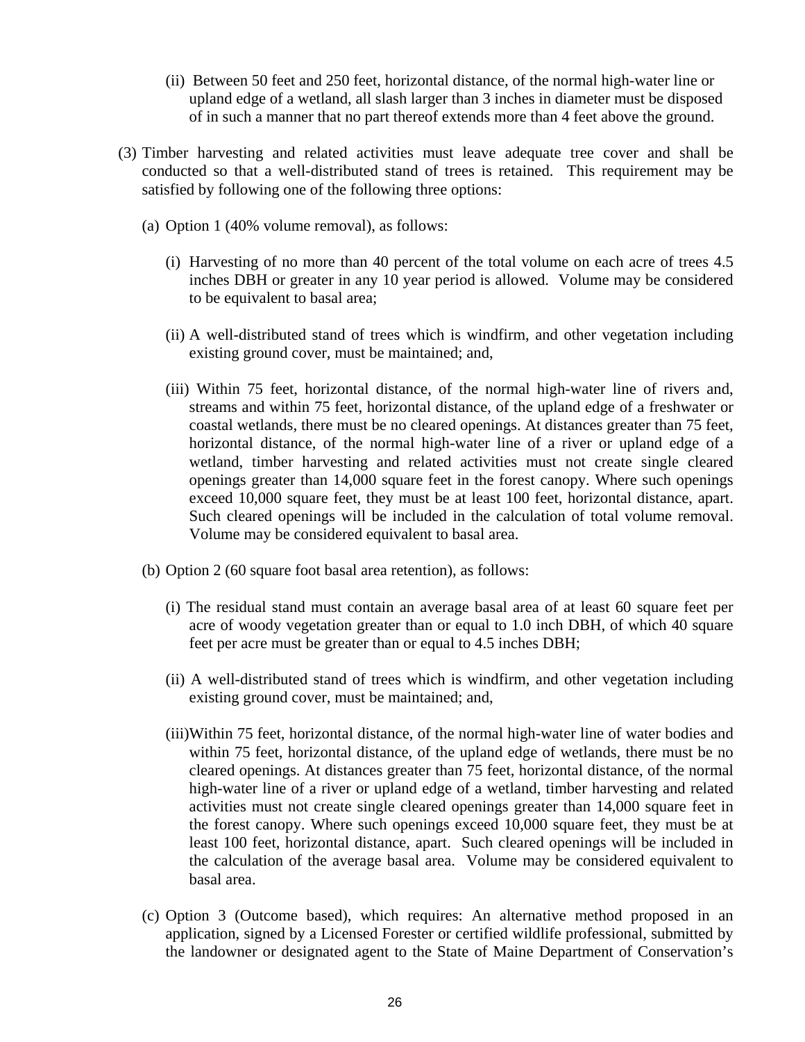(ii) Between 50 feet and 250 feet, horizontal distance, of the normal high-water line or upland edge of a wetland, all slash larger than 3 inches in diameter must be disposed of in such a manner that no part thereof extends more than 4 feet above the ground.

(3) Timber harvesting and related activities must leave adequate tree cover and shall be conducted so that a well-distributed stand of trees is retained. This requirement may be satisfied by following one of the following three options:

(a) Option 1 (40% volume removal), as follows:

(i) Harvesting of no more than 40 percent of the total volume on each acre of trees 4.5 inches DBH or greater in any 10 year period is allowed. Volume may be considered to be equivalent to basal area;

(ii) A well-distributed stand of trees which is windfirm, and other vegetation including existing ground cover, must be maintained; and,

(iii) Within 75 feet, horizontal distance, of the normal high-water line of rivers and, streams and within 75 feet, horizontal distance, of the upland edge of a freshwater or coastal wetlands, there must be no cleared openings. At distances greater than 75 feet, horizontal distance, of the normal high-water line of a river or upland edge of a wetland, timber harvesting and related activities must not create single cleared openings greater than 14,000 square feet in the forest canopy. Where such openings exceed 10,000 square feet, they must be at least 100 feet, horizontal distance, apart. Such cleared openings will be included in the calculation of total volume removal. Volume may be considered equivalent to basal area.

(b) Option 2 (60 square foot basal area retention), as follows:

(i) The residual stand must contain an average basal area of at least 60 square feet per acre of woody vegetation greater than or equal to 1.0 inch DBH, of which 40 square feet per acre must be greater than or equal to 4.5 inches DBH;

(ii) A well-distributed stand of trees which is windfirm, and other vegetation including existing ground cover, must be maintained; and,

(iii)Within 75 feet, horizontal distance, of the normal high-water line of water bodies and within 75 feet, horizontal distance, of the upland edge of wetlands, there must be no cleared openings. At distances greater than 75 feet, horizontal distance, of the normal high-water line of a river or upland edge of a wetland, timber harvesting and related activities must not create single cleared openings greater than 14,000 square feet in the forest canopy. Where such openings exceed 10,000 square feet, they must be at least 100 feet, horizontal distance, apart. Such cleared openings will be included in the calculation of the average basal area. Volume may be considered equivalent to basal area.

(c) Option 3 (Outcome based), which requires: An alternative method proposed in an application, signed by a Licensed Forester or certified wildlife professional, submitted by the landowner or designated agent to the State of Maine Department of Conservation's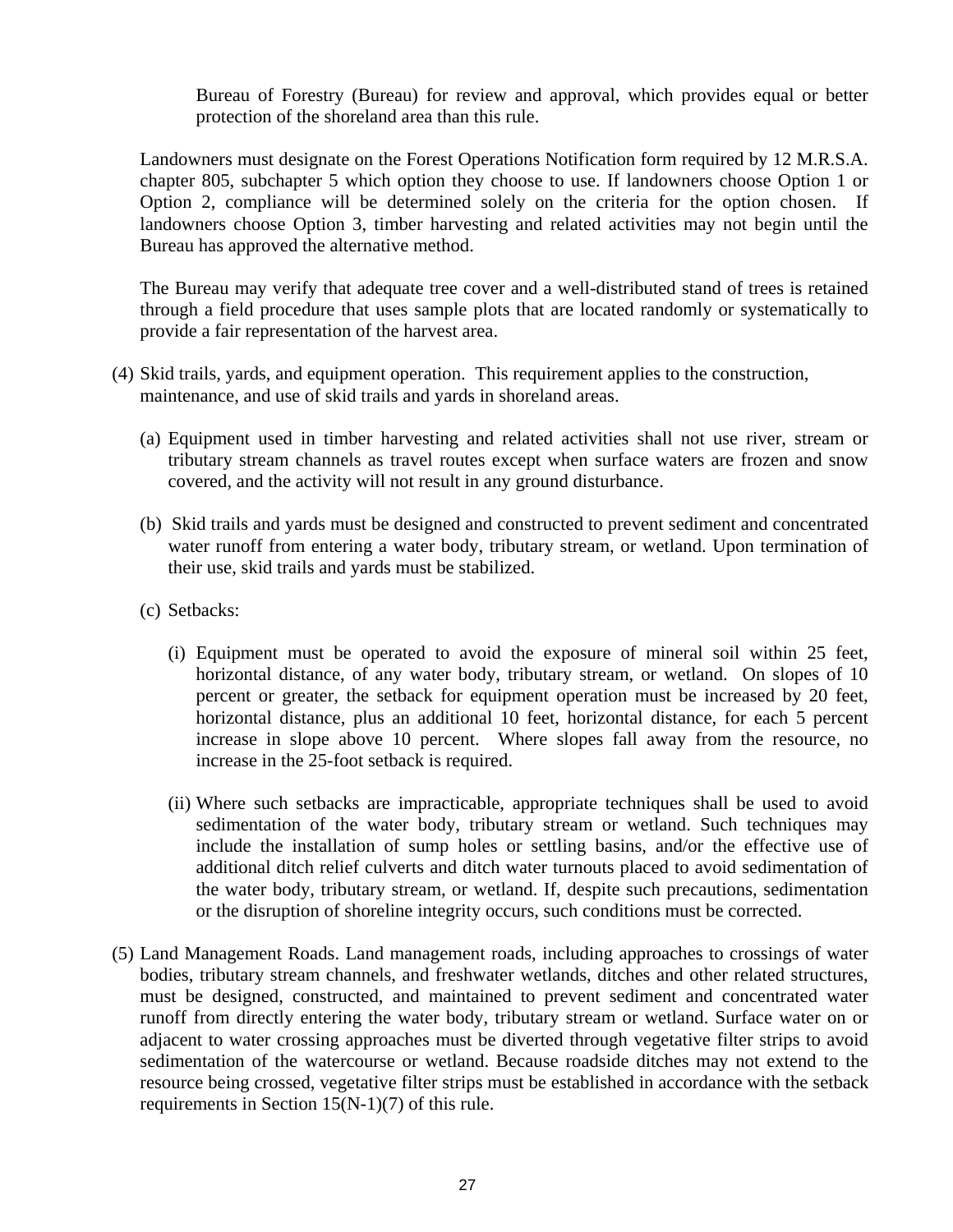Bureau of Forestry (Bureau) for review and approval, which provides equal or better protection of the shoreland area than this rule.

Landowners must designate on the Forest Operations Notification form required by 12 M.R.S.A. chapter 805, subchapter 5 which option they choose to use. If landowners choose Option 1 or Option 2, compliance will be determined solely on the criteria for the option chosen. If landowners choose Option 3, timber harvesting and related activities may not begin until the Bureau has approved the alternative method.

The Bureau may verify that adequate tree cover and a well-distributed stand of trees is retained through a field procedure that uses sample plots that are located randomly or systematically to provide a fair representation of the harvest area.

(4) Skid trails, yards, and equipment operation. This requirement applies to the construction, maintenance, and use of skid trails and yards in shoreland areas.

(a) Equipment used in timber harvesting and related activities shall not use river, stream or tributary stream channels as travel routes except when surface waters are frozen and snow covered, and the activity will not result in any ground disturbance.

(b) Skid trails and yards must be designed and constructed to prevent sediment and concentrated water runoff from entering a water body, tributary stream, or wetland. Upon termination of their use, skid trails and yards must be stabilized.

(c) Setbacks:

(i) Equipment must be operated to avoid the exposure of mineral soil within 25 feet, horizontal distance, of any water body, tributary stream, or wetland. On slopes of 10 percent or greater, the setback for equipment operation must be increased by 20 feet, horizontal distance, plus an additional 10 feet, horizontal distance, for each 5 percent increase in slope above 10 percent. Where slopes fall away from the resource, no increase in the 25-foot setback is required.

(ii) Where such setbacks are impracticable, appropriate techniques shall be used to avoid sedimentation of the water body, tributary stream or wetland. Such techniques may include the installation of sump holes or settling basins, and/or the effective use of additional ditch relief culverts and ditch water turnouts placed to avoid sedimentation of the water body, tributary stream, or wetland. If, despite such precautions, sedimentation or the disruption of shoreline integrity occurs, such conditions must be corrected.

(5) Land Management Roads. Land management roads, including approaches to crossings of water bodies, tributary stream channels, and freshwater wetlands, ditches and other related structures, must be designed, constructed, and maintained to prevent sediment and concentrated water runoff from directly entering the water body, tributary stream or wetland. Surface water on or adjacent to water crossing approaches must be diverted through vegetative filter strips to avoid sedimentation of the watercourse or wetland. Because roadside ditches may not extend to the resource being crossed, vegetative filter strips must be established in accordance with the setback requirements in Section 15(N-1)(7) of this rule.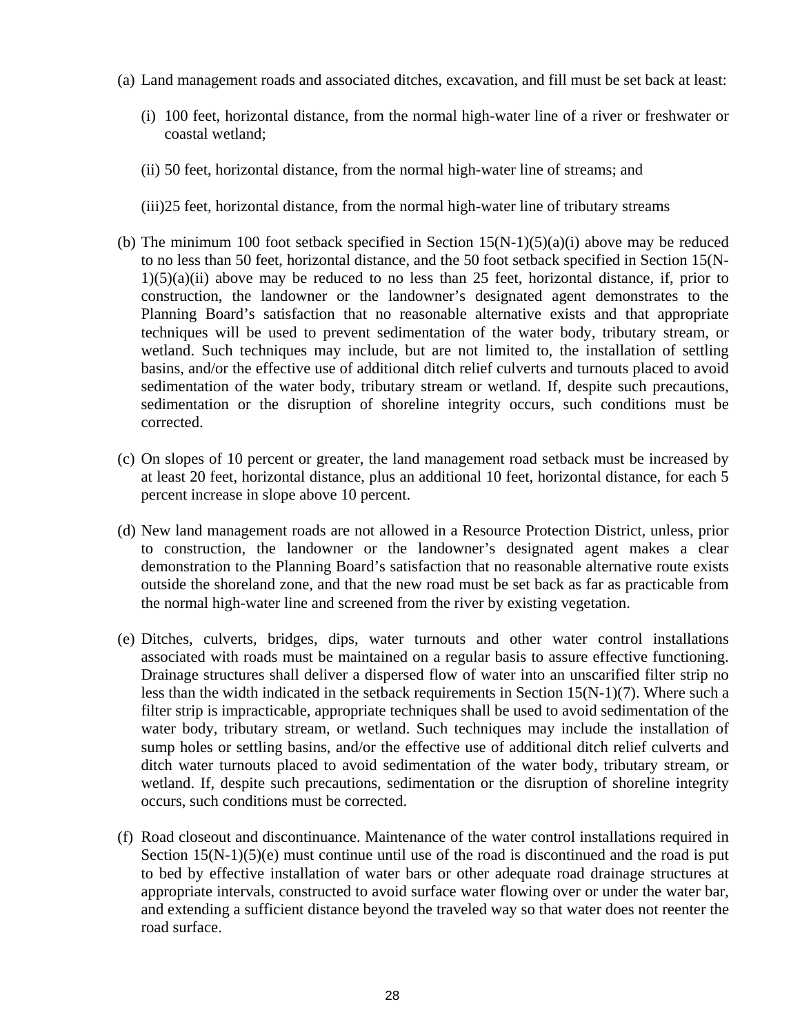(a) Land management roads and associated ditches, excavation, and fill must be set back at least:

   (i) 100 feet, horizontal distance, from the normal high-water line of a river or freshwater or coastal wetland;

   (ii) 50 feet, horizontal distance, from the normal high-water line of streams; and

   (iii)25 feet, horizontal distance, from the normal high-water line of tributary streams

(b) The minimum 100 foot setback specified in Section 15(N-1)(5)(a)(i) above may be reduced to no less than 50 feet, horizontal distance, and the 50 foot setback specified in Section 15(N-1)(5)(a)(ii) above may be reduced to no less than 25 feet, horizontal distance, if, prior to construction, the landowner or the landowner's designated agent demonstrates to the Planning Board's satisfaction that no reasonable alternative exists and that appropriate techniques will be used to prevent sedimentation of the water body, tributary stream, or wetland. Such techniques may include, but are not limited to, the installation of settling basins, and/or the effective use of additional ditch relief culverts and turnouts placed to avoid sedimentation of the water body, tributary stream or wetland. If, despite such precautions, sedimentation or the disruption of shoreline integrity occurs, such conditions must be corrected.

(c) On slopes of 10 percent or greater, the land management road setback must be increased by at least 20 feet, horizontal distance, plus an additional 10 feet, horizontal distance, for each 5 percent increase in slope above 10 percent.

(d) New land management roads are not allowed in a Resource Protection District, unless, prior to construction, the landowner or the landowner's designated agent makes a clear demonstration to the Planning Board's satisfaction that no reasonable alternative route exists outside the shoreland zone, and that the new road must be set back as far as practicable from the normal high-water line and screened from the river by existing vegetation.

(e) Ditches, culverts, bridges, dips, water turnouts and other water control installations associated with roads must be maintained on a regular basis to assure effective functioning. Drainage structures shall deliver a dispersed flow of water into an unscarified filter strip no less than the width indicated in the setback requirements in Section 15(N-1)(7). Where such a filter strip is impracticable, appropriate techniques shall be used to avoid sedimentation of the water body, tributary stream, or wetland. Such techniques may include the installation of sump holes or settling basins, and/or the effective use of additional ditch relief culverts and ditch water turnouts placed to avoid sedimentation of the water body, tributary stream, or wetland. If, despite such precautions, sedimentation or the disruption of shoreline integrity occurs, such conditions must be corrected.

(f) Road closeout and discontinuance. Maintenance of the water control installations required in Section 15(N-1)(5)(e) must continue until use of the road is discontinued and the road is put to bed by effective installation of water bars or other adequate road drainage structures at appropriate intervals, constructed to avoid surface water flowing over or under the water bar, and extending a sufficient distance beyond the traveled way so that water does not reenter the road surface.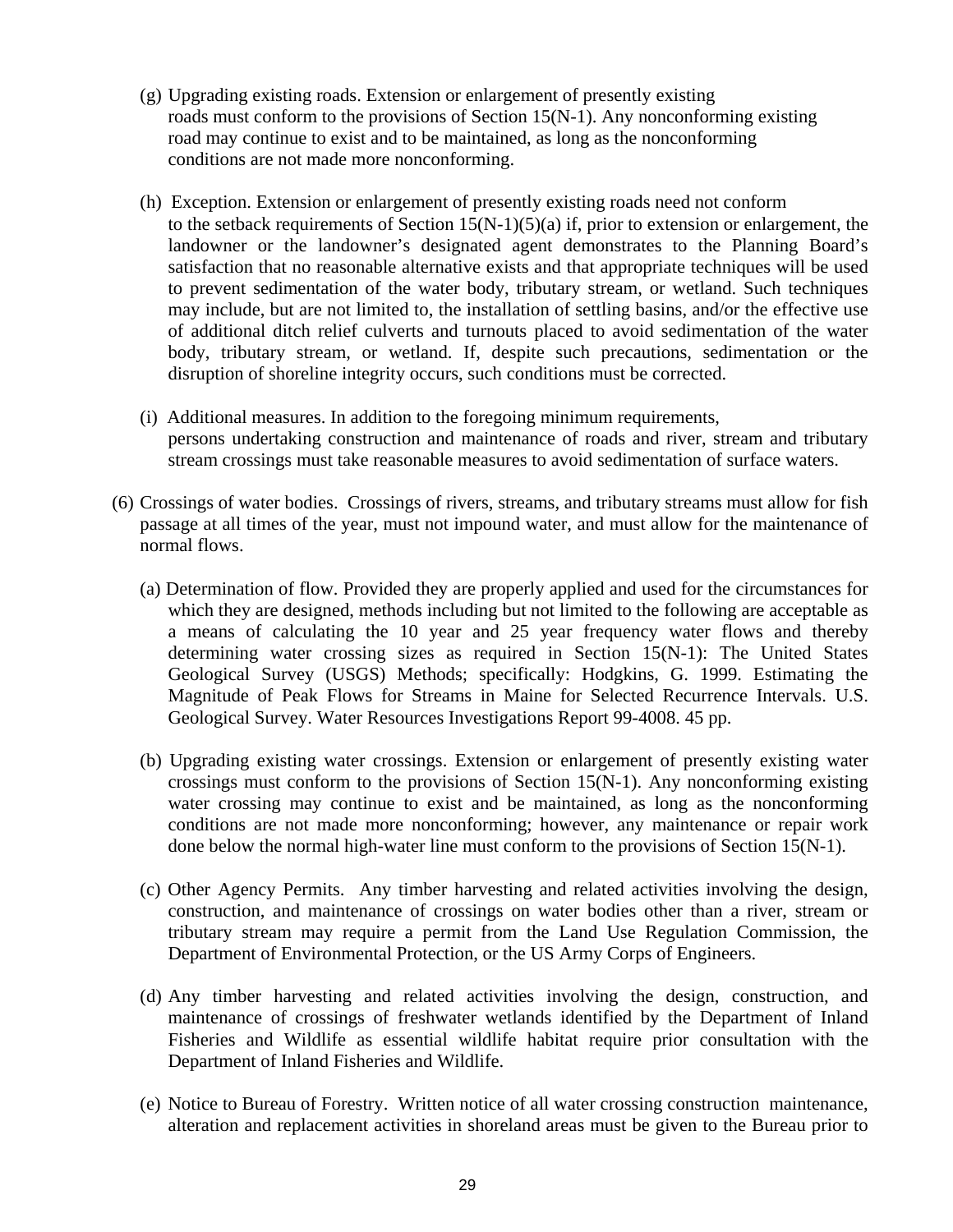(g) Upgrading existing roads. Extension or enlargement of presently existing roads must conform to the provisions of Section 15(N-1). Any nonconforming existing road may continue to exist and to be maintained, as long as the nonconforming conditions are not made more nonconforming.

(h) Exception. Extension or enlargement of presently existing roads need not conform to the setback requirements of Section 15(N-1)(5)(a) if, prior to extension or enlargement, the landowner or the landowner's designated agent demonstrates to the Planning Board's satisfaction that no reasonable alternative exists and that appropriate techniques will be used to prevent sedimentation of the water body, tributary stream, or wetland. Such techniques may include, but are not limited to, the installation of settling basins, and/or the effective use of additional ditch relief culverts and turnouts placed to avoid sedimentation of the water body, tributary stream, or wetland. If, despite such precautions, sedimentation or the disruption of shoreline integrity occurs, such conditions must be corrected.

(i) Additional measures. In addition to the foregoing minimum requirements, persons undertaking construction and maintenance of roads and river, stream and tributary stream crossings must take reasonable measures to avoid sedimentation of surface waters.

(6) Crossings of water bodies. Crossings of rivers, streams, and tributary streams must allow for fish passage at all times of the year, must not impound water, and must allow for the maintenance of normal flows.

(a) Determination of flow. Provided they are properly applied and used for the circumstances for which they are designed, methods including but not limited to the following are acceptable as a means of calculating the 10 year and 25 year frequency water flows and thereby determining water crossing sizes as required in Section 15(N-1): The United States Geological Survey (USGS) Methods; specifically: Hodgkins, G. 1999. Estimating the Magnitude of Peak Flows for Streams in Maine for Selected Recurrence Intervals. U.S. Geological Survey. Water Resources Investigations Report 99-4008. 45 pp.

(b) Upgrading existing water crossings. Extension or enlargement of presently existing water crossings must conform to the provisions of Section 15(N-1). Any nonconforming existing water crossing may continue to exist and be maintained, as long as the nonconforming conditions are not made more nonconforming; however, any maintenance or repair work done below the normal high-water line must conform to the provisions of Section 15(N-1).

(c) Other Agency Permits. Any timber harvesting and related activities involving the design, construction, and maintenance of crossings on water bodies other than a river, stream or tributary stream may require a permit from the Land Use Regulation Commission, the Department of Environmental Protection, or the US Army Corps of Engineers.

(d) Any timber harvesting and related activities involving the design, construction, and maintenance of crossings of freshwater wetlands identified by the Department of Inland Fisheries and Wildlife as essential wildlife habitat require prior consultation with the Department of Inland Fisheries and Wildlife.

(e) Notice to Bureau of Forestry. Written notice of all water crossing construction maintenance, alteration and replacement activities in shoreland areas must be given to the Bureau prior to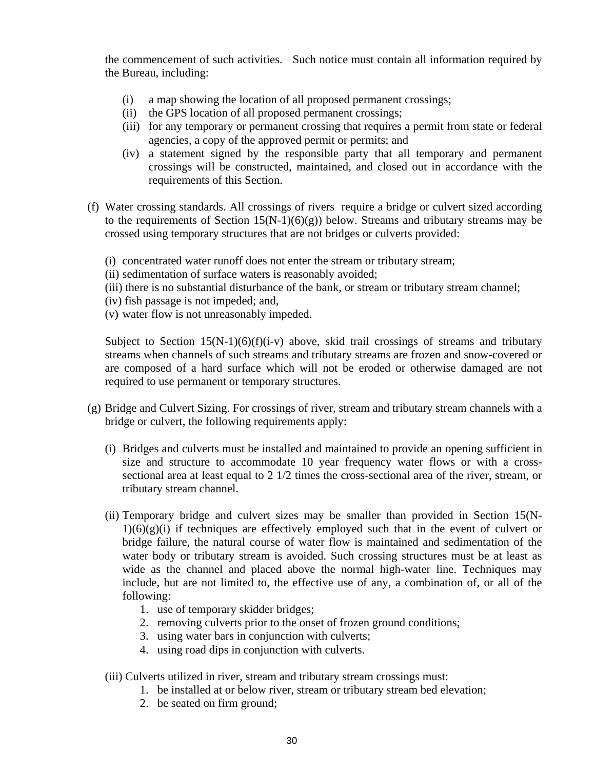the commencement of such activities. Such notice must contain all information required by the Bureau, including:

- (i) a map showing the location of all proposed permanent crossings;
- (ii) the GPS location of all proposed permanent crossings;
- (iii) for any temporary or permanent crossing that requires a permit from state or federal agencies, a copy of the approved permit or permits; and
- (iv) a statement signed by the responsible party that all temporary and permanent crossings will be constructed, maintained, and closed out in accordance with the requirements of this Section.

(f) Water crossing standards. All crossings of rivers require a bridge or culvert sized according to the requirements of Section 15(N-1)(6)(g)) below. Streams and tributary streams may be crossed using temporary structures that are not bridges or culverts provided:

- (i) concentrated water runoff does not enter the stream or tributary stream;
- (ii) sedimentation of surface waters is reasonably avoided;
- (iii) there is no substantial disturbance of the bank, or stream or tributary stream channel;
- (iv) fish passage is not impeded; and,
- (v) water flow is not unreasonably impeded.

Subject to Section 15(N-1)(6)(f)(i-v) above, skid trail crossings of streams and tributary streams when channels of such streams and tributary streams are frozen and snow-covered or are composed of a hard surface which will not be eroded or otherwise damaged are not required to use permanent or temporary structures.

(g) Bridge and Culvert Sizing. For crossings of river, stream and tributary stream channels with a bridge or culvert, the following requirements apply:

(i) Bridges and culverts must be installed and maintained to provide an opening sufficient in size and structure to accommodate 10 year frequency water flows or with a cross-sectional area at least equal to 2 1/2 times the cross-sectional area of the river, stream, or tributary stream channel.

(ii) Temporary bridge and culvert sizes may be smaller than provided in Section 15(N-1)(6)(g)(i) if techniques are effectively employed such that in the event of culvert or bridge failure, the natural course of water flow is maintained and sedimentation of the water body or tributary stream is avoided. Such crossing structures must be at least as wide as the channel and placed above the normal high-water line. Techniques may include, but are not limited to, the effective use of any, a combination of, or all of the following:

1. use of temporary skidder bridges;
2. removing culverts prior to the onset of frozen ground conditions;
3. using water bars in conjunction with culverts;
4. using road dips in conjunction with culverts.

(iii) Culverts utilized in river, stream and tributary stream crossings must:

1. be installed at or below river, stream or tributary stream bed elevation;
2. be seated on firm ground;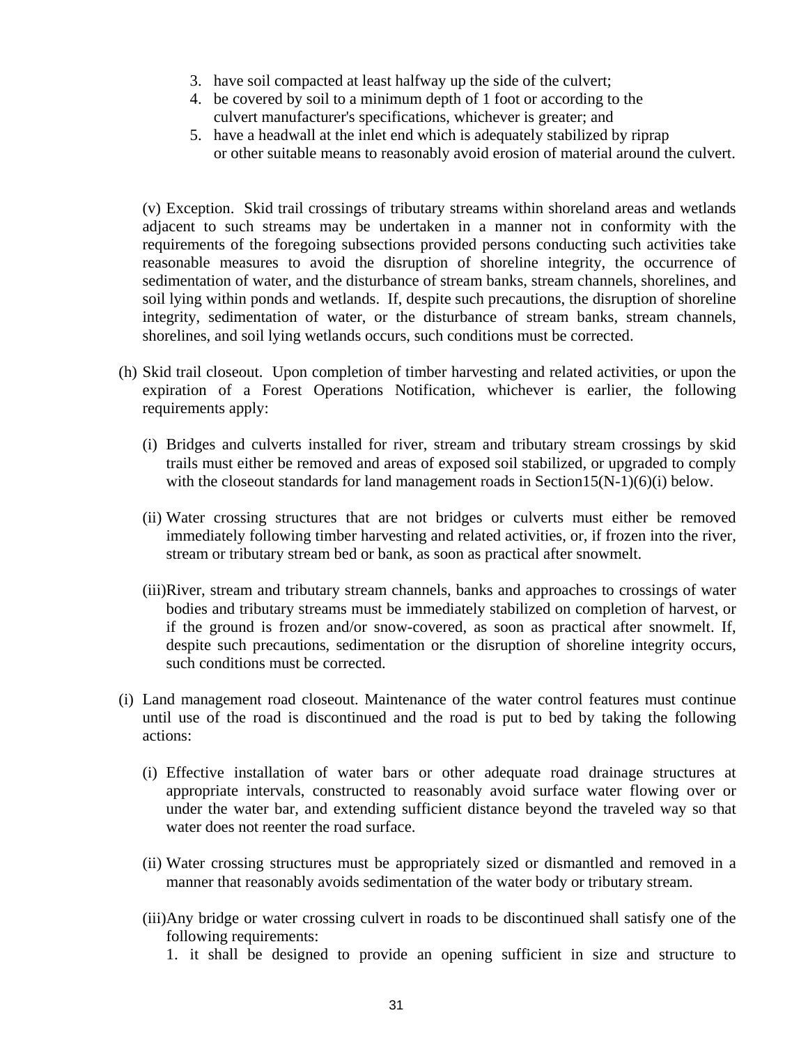3. have soil compacted at least halfway up the side of the culvert;
4. be covered by soil to a minimum depth of 1 foot or according to the culvert manufacturer's specifications, whichever is greater; and
5. have a headwall at the inlet end which is adequately stabilized by riprap or other suitable means to reasonably avoid erosion of material around the culvert.

(v) Exception. Skid trail crossings of tributary streams within shoreland areas and wetlands adjacent to such streams may be undertaken in a manner not in conformity with the requirements of the foregoing subsections provided persons conducting such activities take reasonable measures to avoid the disruption of shoreline integrity, the occurrence of sedimentation of water, and the disturbance of stream banks, stream channels, shorelines, and soil lying within ponds and wetlands. If, despite such precautions, the disruption of shoreline integrity, sedimentation of water, or the disturbance of stream banks, stream channels, shorelines, and soil lying wetlands occurs, such conditions must be corrected.

(h) Skid trail closeout. Upon completion of timber harvesting and related activities, or upon the expiration of a Forest Operations Notification, whichever is earlier, the following requirements apply:

(i) Bridges and culverts installed for river, stream and tributary stream crossings by skid trails must either be removed and areas of exposed soil stabilized, or upgraded to comply with the closeout standards for land management roads in Section15(N-1)(6)(i) below.

(ii) Water crossing structures that are not bridges or culverts must either be removed immediately following timber harvesting and related activities, or, if frozen into the river, stream or tributary stream bed or bank, as soon as practical after snowmelt.

(iii) River, stream and tributary stream channels, banks and approaches to crossings of water bodies and tributary streams must be immediately stabilized on completion of harvest, or if the ground is frozen and/or snow-covered, as soon as practical after snowmelt. If, despite such precautions, sedimentation or the disruption of shoreline integrity occurs, such conditions must be corrected.

(i) Land management road closeout. Maintenance of the water control features must continue until use of the road is discontinued and the road is put to bed by taking the following actions:

(i) Effective installation of water bars or other adequate road drainage structures at appropriate intervals, constructed to reasonably avoid surface water flowing over or under the water bar, and extending sufficient distance beyond the traveled way so that water does not reenter the road surface.

(ii) Water crossing structures must be appropriately sized or dismantled and removed in a manner that reasonably avoids sedimentation of the water body or tributary stream.

(iii) Any bridge or water crossing culvert in roads to be discontinued shall satisfy one of the following requirements:

1. it shall be designed to provide an opening sufficient in size and structure to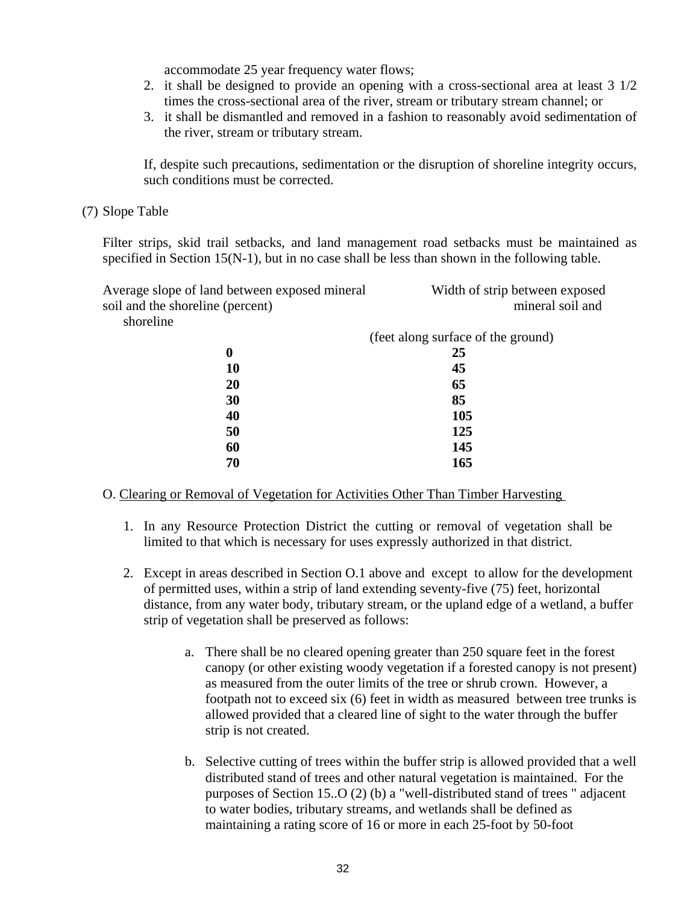accommodate 25 year frequency water flows;

2. it shall be designed to provide an opening with a cross-sectional area at least 3 1/2 times the cross-sectional area of the river, stream or tributary stream channel; or
3. it shall be dismantled and removed in a fashion to reasonably avoid sedimentation of the river, stream or tributary stream.

If, despite such precautions, sedimentation or the disruption of shoreline integrity occurs, such conditions must be corrected.

(7) Slope Table

Filter strips, skid trail setbacks, and land management road setbacks must be maintained as specified in Section 15(N-1), but in no case shall be less than shown in the following table.

| Average slope of land between exposed mineral soil and the shoreline (percent) | Width of strip between exposed mineral soil and shoreline (feet along surface of the ground) |
|---|---|
| **0** | **25** |
| **10** | **45** |
| **20** | **65** |
| **30** | **85** |
| **40** | **105** |
| **50** | **125** |
| **60** | **145** |
| **70** | **165** |

O. Clearing or Removal of Vegetation for Activities Other Than Timber Harvesting

1. In any Resource Protection District the cutting or removal of vegetation shall be limited to that which is necessary for uses expressly authorized in that district.

2. Except in areas described in Section O.1 above and except to allow for the development of permitted uses, within a strip of land extending seventy-five (75) feet, horizontal distance, from any water body, tributary stream, or the upland edge of a wetland, a buffer strip of vegetation shall be preserved as follows:

   a. There shall be no cleared opening greater than 250 square feet in the forest canopy (or other existing woody vegetation if a forested canopy is not present) as measured from the outer limits of the tree or shrub crown. However, a footpath not to exceed six (6) feet in width as measured between tree trunks is allowed provided that a cleared line of sight to the water through the buffer strip is not created.

   b. Selective cutting of trees within the buffer strip is allowed provided that a well distributed stand of trees and other natural vegetation is maintained. For the purposes of Section 15..O (2) (b) a "well-distributed stand of trees " adjacent to water bodies, tributary streams, and wetlands shall be defined as maintaining a rating score of 16 or more in each 25-foot by 50-foot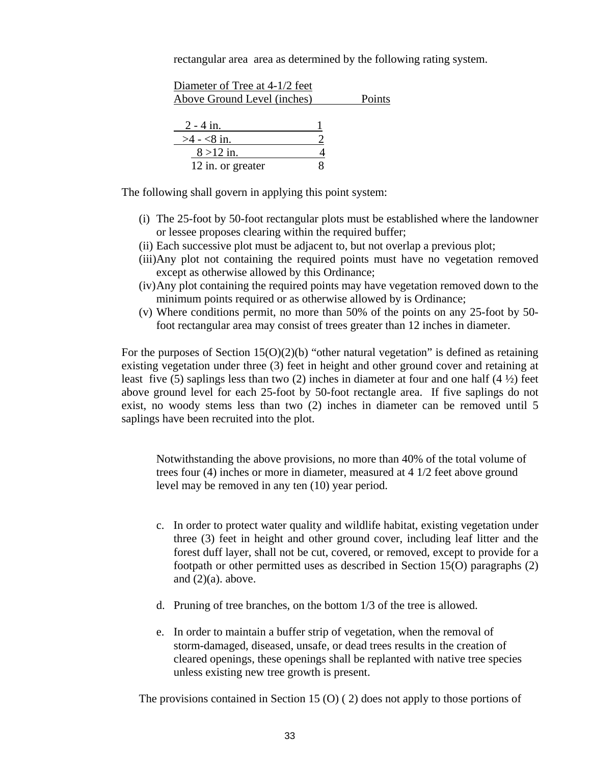rectangular area  area as determined by the following rating system.

| Diameter of Tree at 4-1/2 feet Above Ground Level (inches) | Points |
|---|---|
| 2 - 4 in. | 1 |
| >4 - <8 in. | 2 |
| 8 >12 in. | 4 |
| 12 in. or greater | 8 |

The following shall govern in applying this point system:

(i) The 25-foot by 50-foot rectangular plots must be established where the landowner or lessee proposes clearing within the required buffer;
(ii) Each successive plot must be adjacent to, but not overlap a previous plot;
(iii) Any plot not containing the required points must have no vegetation removed except as otherwise allowed by this Ordinance;
(iv) Any plot containing the required points may have vegetation removed down to the minimum points required or as otherwise allowed by is Ordinance;
(v) Where conditions permit, no more than 50% of the points on any 25-foot by 50-foot rectangular area may consist of trees greater than 12 inches in diameter.

For the purposes of Section 15(O)(2)(b) "other natural vegetation" is defined as retaining existing vegetation under three (3) feet in height and other ground cover and retaining at least five (5) saplings less than two (2) inches in diameter at four and one half (4 ½) feet above ground level for each 25-foot by 50-foot rectangle area. If five saplings do not exist, no woody stems less than two (2) inches in diameter can be removed until 5 saplings have been recruited into the plot.

Notwithstanding the above provisions, no more than 40% of the total volume of trees four (4) inches or more in diameter, measured at 4 1/2 feet above ground level may be removed in any ten (10) year period.

c. In order to protect water quality and wildlife habitat, existing vegetation under three (3) feet in height and other ground cover, including leaf litter and the forest duff layer, shall not be cut, covered, or removed, except to provide for a footpath or other permitted uses as described in Section 15(O) paragraphs (2) and (2)(a). above.

d. Pruning of tree branches, on the bottom 1/3 of the tree is allowed.

e. In order to maintain a buffer strip of vegetation, when the removal of storm-damaged, diseased, unsafe, or dead trees results in the creation of cleared openings, these openings shall be replanted with native tree species unless existing new tree growth is present.

The provisions contained in Section 15 (O) ( 2) does not apply to those portions of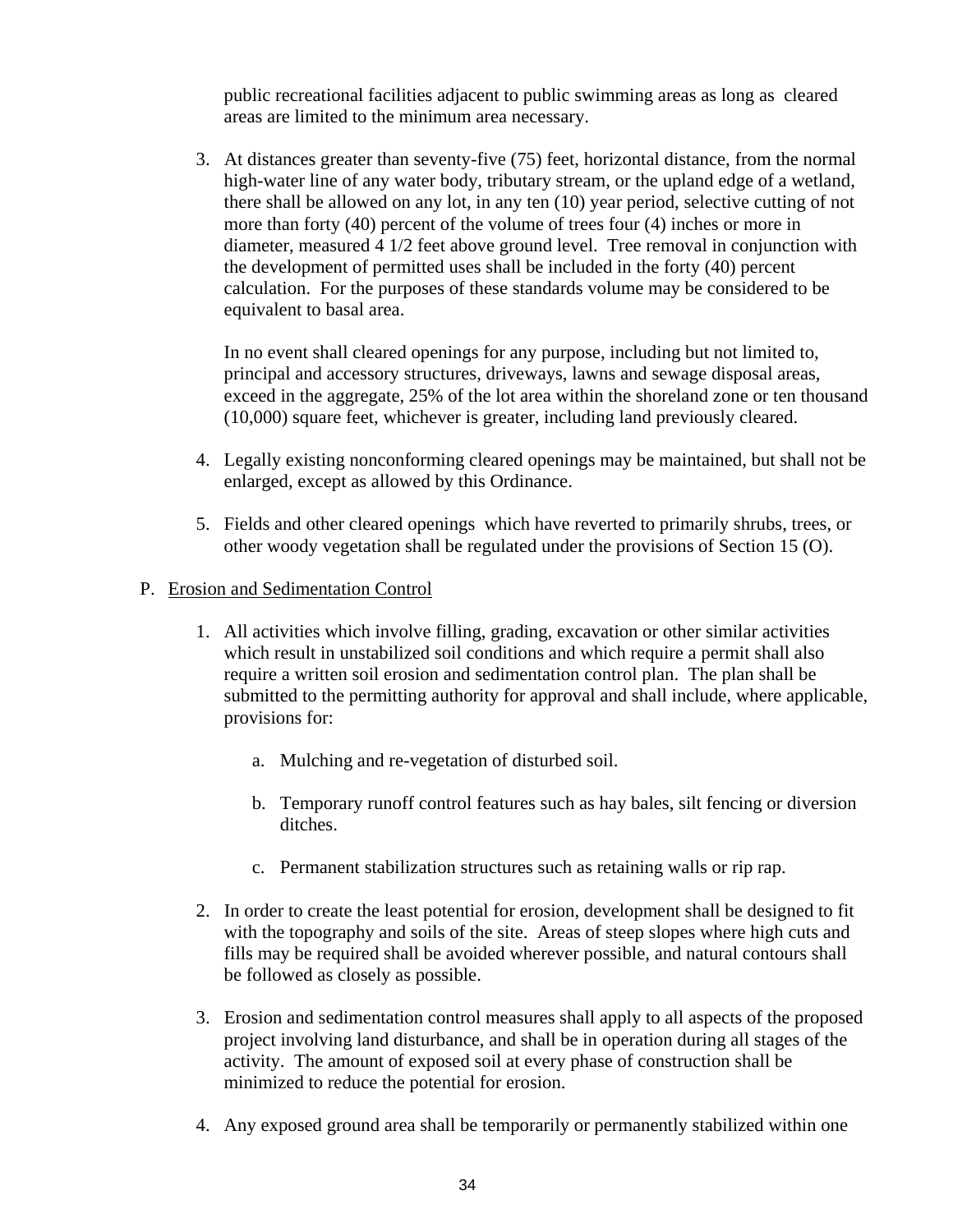public recreational facilities adjacent to public swimming areas as long as cleared areas are limited to the minimum area necessary.

3. At distances greater than seventy-five (75) feet, horizontal distance, from the normal high-water line of any water body, tributary stream, or the upland edge of a wetland, there shall be allowed on any lot, in any ten (10) year period, selective cutting of not more than forty (40) percent of the volume of trees four (4) inches or more in diameter, measured 4 1/2 feet above ground level. Tree removal in conjunction with the development of permitted uses shall be included in the forty (40) percent calculation. For the purposes of these standards volume may be considered to be equivalent to basal area.

   In no event shall cleared openings for any purpose, including but not limited to, principal and accessory structures, driveways, lawns and sewage disposal areas, exceed in the aggregate, 25% of the lot area within the shoreland zone or ten thousand (10,000) square feet, whichever is greater, including land previously cleared.

4. Legally existing nonconforming cleared openings may be maintained, but shall not be enlarged, except as allowed by this Ordinance.

5. Fields and other cleared openings which have reverted to primarily shrubs, trees, or other woody vegetation shall be regulated under the provisions of Section 15 (O).

P. Erosion and Sedimentation Control

1. All activities which involve filling, grading, excavation or other similar activities which result in unstabilized soil conditions and which require a permit shall also require a written soil erosion and sedimentation control plan. The plan shall be submitted to the permitting authority for approval and shall include, where applicable, provisions for:

   a. Mulching and re-vegetation of disturbed soil.

   b. Temporary runoff control features such as hay bales, silt fencing or diversion ditches.

   c. Permanent stabilization structures such as retaining walls or rip rap.

2. In order to create the least potential for erosion, development shall be designed to fit with the topography and soils of the site. Areas of steep slopes where high cuts and fills may be required shall be avoided wherever possible, and natural contours shall be followed as closely as possible.

3. Erosion and sedimentation control measures shall apply to all aspects of the proposed project involving land disturbance, and shall be in operation during all stages of the activity. The amount of exposed soil at every phase of construction shall be minimized to reduce the potential for erosion.

4. Any exposed ground area shall be temporarily or permanently stabilized within one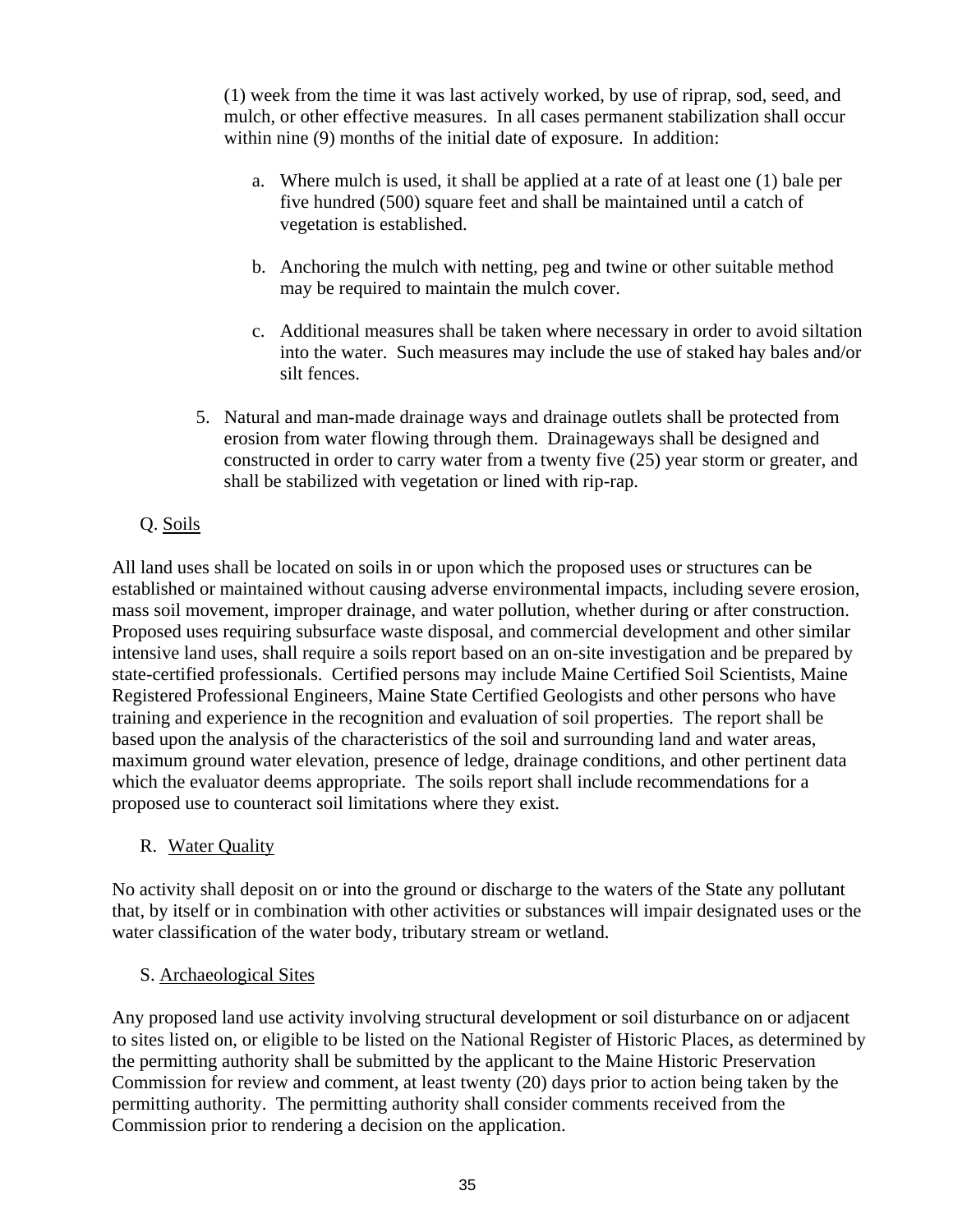(1) week from the time it was last actively worked, by use of riprap, sod, seed, and mulch, or other effective measures. In all cases permanent stabilization shall occur within nine (9) months of the initial date of exposure. In addition:

a. Where mulch is used, it shall be applied at a rate of at least one (1) bale per five hundred (500) square feet and shall be maintained until a catch of vegetation is established.

b. Anchoring the mulch with netting, peg and twine or other suitable method may be required to maintain the mulch cover.

c. Additional measures shall be taken where necessary in order to avoid siltation into the water. Such measures may include the use of staked hay bales and/or silt fences.

5. Natural and man-made drainage ways and drainage outlets shall be protected from erosion from water flowing through them. Drainageways shall be designed and constructed in order to carry water from a twenty five (25) year storm or greater, and shall be stabilized with vegetation or lined with rip-rap.

Q. Soils

All land uses shall be located on soils in or upon which the proposed uses or structures can be established or maintained without causing adverse environmental impacts, including severe erosion, mass soil movement, improper drainage, and water pollution, whether during or after construction. Proposed uses requiring subsurface waste disposal, and commercial development and other similar intensive land uses, shall require a soils report based on an on-site investigation and be prepared by state-certified professionals. Certified persons may include Maine Certified Soil Scientists, Maine Registered Professional Engineers, Maine State Certified Geologists and other persons who have training and experience in the recognition and evaluation of soil properties. The report shall be based upon the analysis of the characteristics of the soil and surrounding land and water areas, maximum ground water elevation, presence of ledge, drainage conditions, and other pertinent data which the evaluator deems appropriate. The soils report shall include recommendations for a proposed use to counteract soil limitations where they exist.

R. Water Quality

No activity shall deposit on or into the ground or discharge to the waters of the State any pollutant that, by itself or in combination with other activities or substances will impair designated uses or the water classification of the water body, tributary stream or wetland.

S. Archaeological Sites

Any proposed land use activity involving structural development or soil disturbance on or adjacent to sites listed on, or eligible to be listed on the National Register of Historic Places, as determined by the permitting authority shall be submitted by the applicant to the Maine Historic Preservation Commission for review and comment, at least twenty (20) days prior to action being taken by the permitting authority. The permitting authority shall consider comments received from the Commission prior to rendering a decision on the application.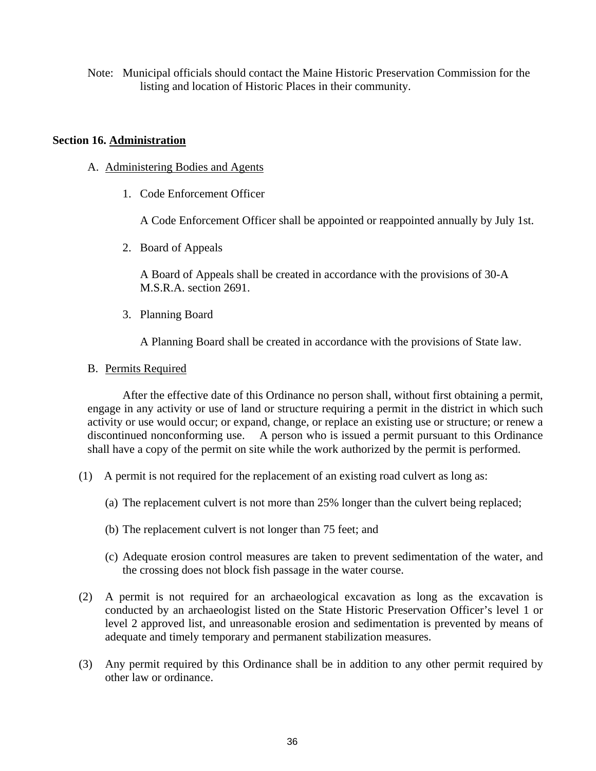Note: Municipal officials should contact the Maine Historic Preservation Commission for the listing and location of Historic Places in their community.

## Section 16. <u>Administration</u>

A. <u>Administering Bodies and Agents</u>

1. Code Enforcement Officer

   A Code Enforcement Officer shall be appointed or reappointed annually by July 1st.

2. Board of Appeals

   A Board of Appeals shall be created in accordance with the provisions of 30-A M.S.R.A. section 2691.

3. Planning Board

   A Planning Board shall be created in accordance with the provisions of State law.

B. <u>Permits Required</u>

After the effective date of this Ordinance no person shall, without first obtaining a permit, engage in any activity or use of land or structure requiring a permit in the district in which such activity or use would occur; or expand, change, or replace an existing use or structure; or renew a discontinued nonconforming use. A person who is issued a permit pursuant to this Ordinance shall have a copy of the permit on site while the work authorized by the permit is performed.

(1) A permit is not required for the replacement of an existing road culvert as long as:

   (a) The replacement culvert is not more than 25% longer than the culvert being replaced;

   (b) The replacement culvert is not longer than 75 feet; and

   (c) Adequate erosion control measures are taken to prevent sedimentation of the water, and the crossing does not block fish passage in the water course.

(2) A permit is not required for an archaeological excavation as long as the excavation is conducted by an archaeologist listed on the State Historic Preservation Officer's level 1 or level 2 approved list, and unreasonable erosion and sedimentation is prevented by means of adequate and timely temporary and permanent stabilization measures.

(3) Any permit required by this Ordinance shall be in addition to any other permit required by other law or ordinance.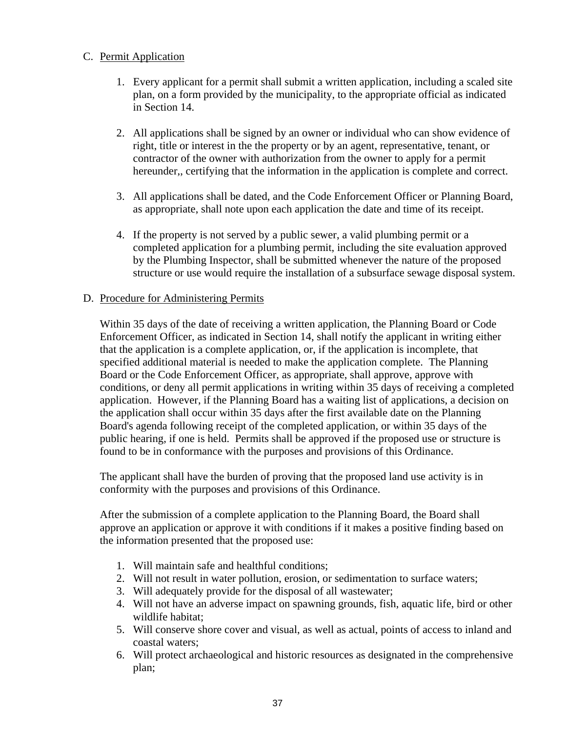C. <u>Permit Application</u>

1. Every applicant for a permit shall submit a written application, including a scaled site plan, on a form provided by the municipality, to the appropriate official as indicated in Section 14.

2. All applications shall be signed by an owner or individual who can show evidence of right, title or interest in the the property or by an agent, representative, tenant, or contractor of the owner with authorization from the owner to apply for a permit hereunder,, certifying that the information in the application is complete and correct.

3. All applications shall be dated, and the Code Enforcement Officer or Planning Board, as appropriate, shall note upon each application the date and time of its receipt.

4. If the property is not served by a public sewer, a valid plumbing permit or a completed application for a plumbing permit, including the site evaluation approved by the Plumbing Inspector, shall be submitted whenever the nature of the proposed structure or use would require the installation of a subsurface sewage disposal system.

D. <u>Procedure for Administering Permits</u>

Within 35 days of the date of receiving a written application, the Planning Board or Code Enforcement Officer, as indicated in Section 14, shall notify the applicant in writing either that the application is a complete application, or, if the application is incomplete, that specified additional material is needed to make the application complete. The Planning Board or the Code Enforcement Officer, as appropriate, shall approve, approve with conditions, or deny all permit applications in writing within 35 days of receiving a completed application. However, if the Planning Board has a waiting list of applications, a decision on the application shall occur within 35 days after the first available date on the Planning Board's agenda following receipt of the completed application, or within 35 days of the public hearing, if one is held. Permits shall be approved if the proposed use or structure is found to be in conformance with the purposes and provisions of this Ordinance.

The applicant shall have the burden of proving that the proposed land use activity is in conformity with the purposes and provisions of this Ordinance.

After the submission of a complete application to the Planning Board, the Board shall approve an application or approve it with conditions if it makes a positive finding based on the information presented that the proposed use:

1. Will maintain safe and healthful conditions;
2. Will not result in water pollution, erosion, or sedimentation to surface waters;
3. Will adequately provide for the disposal of all wastewater;
4. Will not have an adverse impact on spawning grounds, fish, aquatic life, bird or other wildlife habitat;
5. Will conserve shore cover and visual, as well as actual, points of access to inland and coastal waters;
6. Will protect archaeological and historic resources as designated in the comprehensive plan;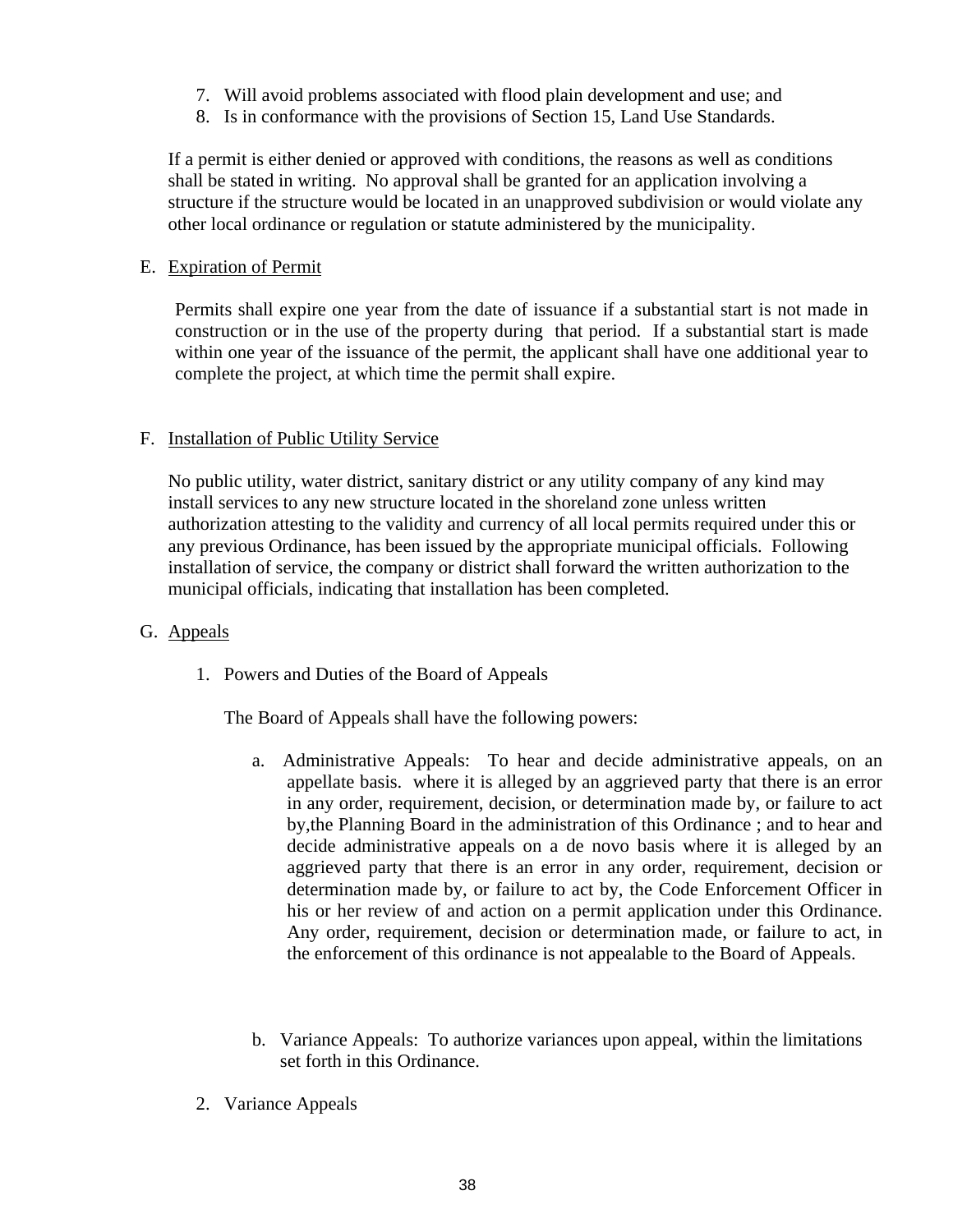7. Will avoid problems associated with flood plain development and use; and
8. Is in conformance with the provisions of Section 15, Land Use Standards.

If a permit is either denied or approved with conditions, the reasons as well as conditions shall be stated in writing. No approval shall be granted for an application involving a structure if the structure would be located in an unapproved subdivision or would violate any other local ordinance or regulation or statute administered by the municipality.

E. Expiration of Permit

Permits shall expire one year from the date of issuance if a substantial start is not made in construction or in the use of the property during that period. If a substantial start is made within one year of the issuance of the permit, the applicant shall have one additional year to complete the project, at which time the permit shall expire.

F. Installation of Public Utility Service

No public utility, water district, sanitary district or any utility company of any kind may install services to any new structure located in the shoreland zone unless written authorization attesting to the validity and currency of all local permits required under this or any previous Ordinance, has been issued by the appropriate municipal officials. Following installation of service, the company or district shall forward the written authorization to the municipal officials, indicating that installation has been completed.

G. Appeals

1. Powers and Duties of the Board of Appeals

   The Board of Appeals shall have the following powers:

   a. Administrative Appeals: To hear and decide administrative appeals, on an appellate basis. where it is alleged by an aggrieved party that there is an error in any order, requirement, decision, or determination made by, or failure to act by,the Planning Board in the administration of this Ordinance ; and to hear and decide administrative appeals on a de novo basis where it is alleged by an aggrieved party that there is an error in any order, requirement, decision or determination made by, or failure to act by, the Code Enforcement Officer in his or her review of and action on a permit application under this Ordinance. Any order, requirement, decision or determination made, or failure to act, in the enforcement of this ordinance is not appealable to the Board of Appeals.

   b. Variance Appeals: To authorize variances upon appeal, within the limitations set forth in this Ordinance.

2. Variance Appeals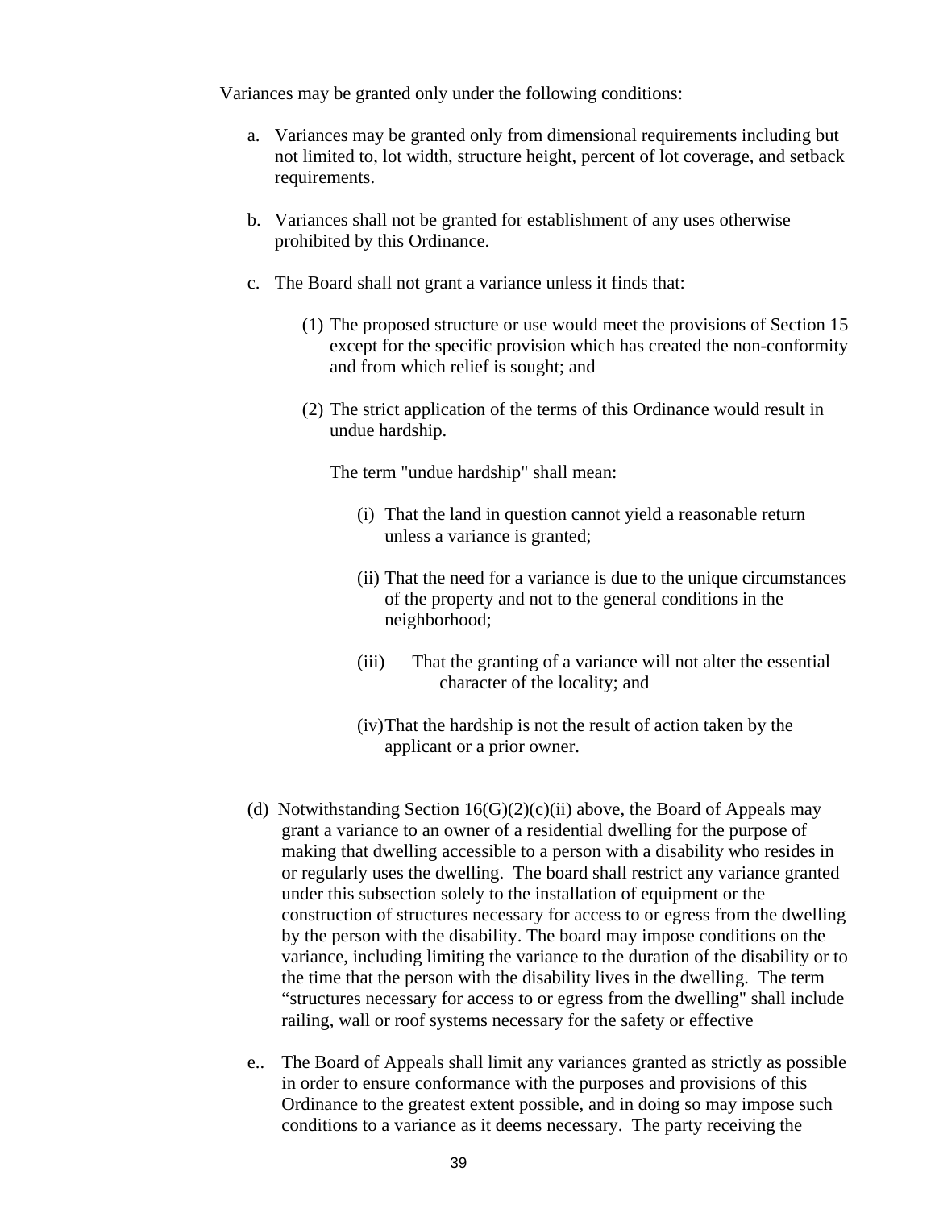Variances may be granted only under the following conditions:

a. Variances may be granted only from dimensional requirements including but not limited to, lot width, structure height, percent of lot coverage, and setback requirements.

b. Variances shall not be granted for establishment of any uses otherwise prohibited by this Ordinance.

c. The Board shall not grant a variance unless it finds that:

   (1) The proposed structure or use would meet the provisions of Section 15 except for the specific provision which has created the non-conformity and from which relief is sought; and

   (2) The strict application of the terms of this Ordinance would result in undue hardship.

   The term "undue hardship" shall mean:

   (i) That the land in question cannot yield a reasonable return unless a variance is granted;

   (ii) That the need for a variance is due to the unique circumstances of the property and not to the general conditions in the neighborhood;

   (iii) That the granting of a variance will not alter the essential character of the locality; and

   (iv) That the hardship is not the result of action taken by the applicant or a prior owner.

(d) Notwithstanding Section 16(G)(2)(c)(ii) above, the Board of Appeals may grant a variance to an owner of a residential dwelling for the purpose of making that dwelling accessible to a person with a disability who resides in or regularly uses the dwelling. The board shall restrict any variance granted under this subsection solely to the installation of equipment or the construction of structures necessary for access to or egress from the dwelling by the person with the disability. The board may impose conditions on the variance, including limiting the variance to the duration of the disability or to the time that the person with the disability lives in the dwelling. The term "structures necessary for access to or egress from the dwelling" shall include railing, wall or roof systems necessary for the safety or effective

e.. The Board of Appeals shall limit any variances granted as strictly as possible in order to ensure conformance with the purposes and provisions of this Ordinance to the greatest extent possible, and in doing so may impose such conditions to a variance as it deems necessary. The party receiving the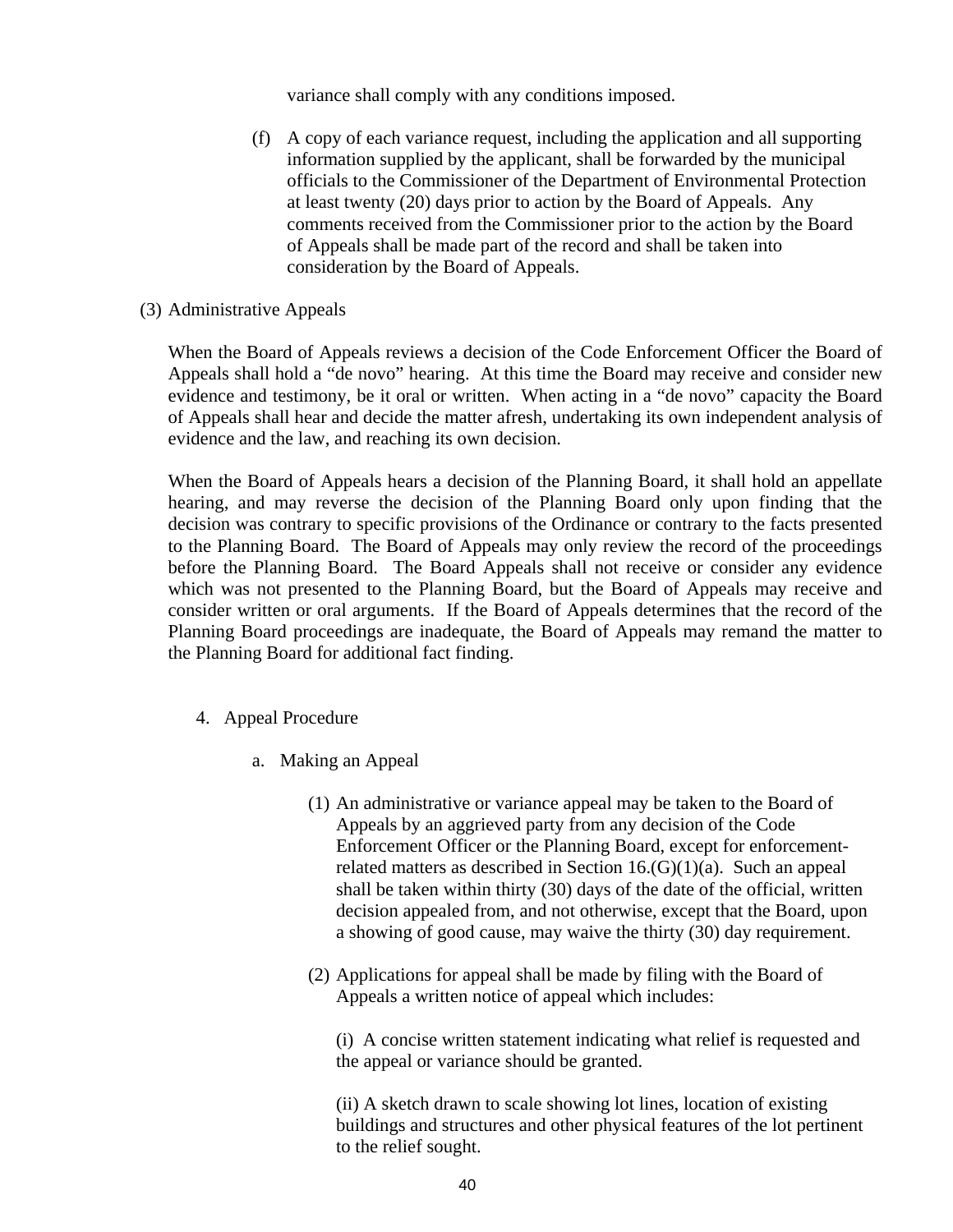variance shall comply with any conditions imposed.

(f) A copy of each variance request, including the application and all supporting information supplied by the applicant, shall be forwarded by the municipal officials to the Commissioner of the Department of Environmental Protection at least twenty (20) days prior to action by the Board of Appeals. Any comments received from the Commissioner prior to the action by the Board of Appeals shall be made part of the record and shall be taken into consideration by the Board of Appeals.

(3) Administrative Appeals

When the Board of Appeals reviews a decision of the Code Enforcement Officer the Board of Appeals shall hold a "de novo" hearing. At this time the Board may receive and consider new evidence and testimony, be it oral or written. When acting in a "de novo" capacity the Board of Appeals shall hear and decide the matter afresh, undertaking its own independent analysis of evidence and the law, and reaching its own decision.

When the Board of Appeals hears a decision of the Planning Board, it shall hold an appellate hearing, and may reverse the decision of the Planning Board only upon finding that the decision was contrary to specific provisions of the Ordinance or contrary to the facts presented to the Planning Board. The Board of Appeals may only review the record of the proceedings before the Planning Board. The Board Appeals shall not receive or consider any evidence which was not presented to the Planning Board, but the Board of Appeals may receive and consider written or oral arguments. If the Board of Appeals determines that the record of the Planning Board proceedings are inadequate, the Board of Appeals may remand the matter to the Planning Board for additional fact finding.

4. Appeal Procedure

a. Making an Appeal

(1) An administrative or variance appeal may be taken to the Board of Appeals by an aggrieved party from any decision of the Code Enforcement Officer or the Planning Board, except for enforcement-related matters as described in Section 16.(G)(1)(a). Such an appeal shall be taken within thirty (30) days of the date of the official, written decision appealed from, and not otherwise, except that the Board, upon a showing of good cause, may waive the thirty (30) day requirement.

(2) Applications for appeal shall be made by filing with the Board of Appeals a written notice of appeal which includes:

(i) A concise written statement indicating what relief is requested and the appeal or variance should be granted.

(ii) A sketch drawn to scale showing lot lines, location of existing buildings and structures and other physical features of the lot pertinent to the relief sought.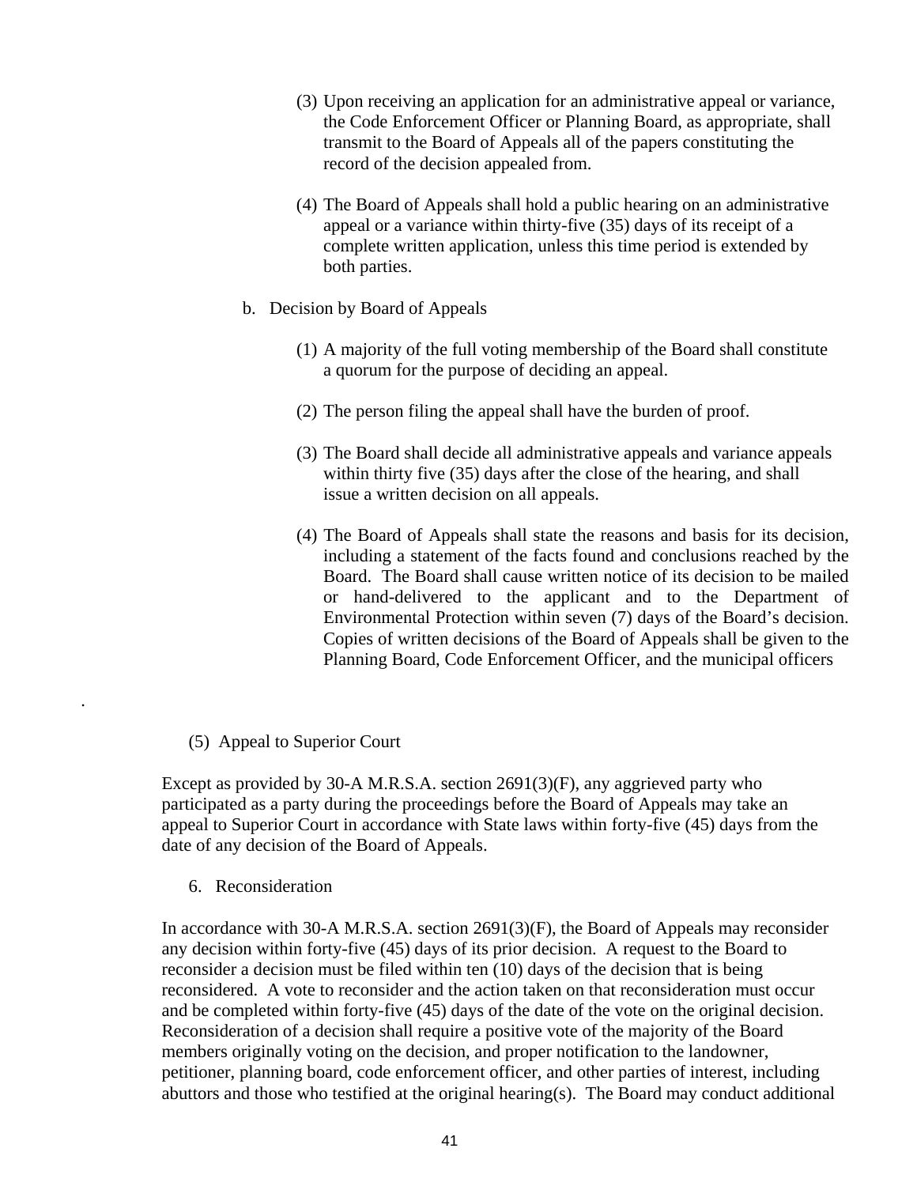(3) Upon receiving an application for an administrative appeal or variance, the Code Enforcement Officer or Planning Board, as appropriate, shall transmit to the Board of Appeals all of the papers constituting the record of the decision appealed from.

(4) The Board of Appeals shall hold a public hearing on an administrative appeal or a variance within thirty-five (35) days of its receipt of a complete written application, unless this time period is extended by both parties.

b. Decision by Board of Appeals

(1) A majority of the full voting membership of the Board shall constitute a quorum for the purpose of deciding an appeal.

(2) The person filing the appeal shall have the burden of proof.

(3) The Board shall decide all administrative appeals and variance appeals within thirty five (35) days after the close of the hearing, and shall issue a written decision on all appeals.

(4) The Board of Appeals shall state the reasons and basis for its decision, including a statement of the facts found and conclusions reached by the Board. The Board shall cause written notice of its decision to be mailed or hand-delivered to the applicant and to the Department of Environmental Protection within seven (7) days of the Board's decision. Copies of written decisions of the Board of Appeals shall be given to the Planning Board, Code Enforcement Officer, and the municipal officers

.

(5) Appeal to Superior Court

Except as provided by 30-A M.R.S.A. section 2691(3)(F), any aggrieved party who participated as a party during the proceedings before the Board of Appeals may take an appeal to Superior Court in accordance with State laws within forty-five (45) days from the date of any decision of the Board of Appeals.

6. Reconsideration

In accordance with 30-A M.R.S.A. section 2691(3)(F), the Board of Appeals may reconsider any decision within forty-five (45) days of its prior decision. A request to the Board to reconsider a decision must be filed within ten (10) days of the decision that is being reconsidered. A vote to reconsider and the action taken on that reconsideration must occur and be completed within forty-five (45) days of the date of the vote on the original decision. Reconsideration of a decision shall require a positive vote of the majority of the Board members originally voting on the decision, and proper notification to the landowner, petitioner, planning board, code enforcement officer, and other parties of interest, including abuttors and those who testified at the original hearing(s). The Board may conduct additional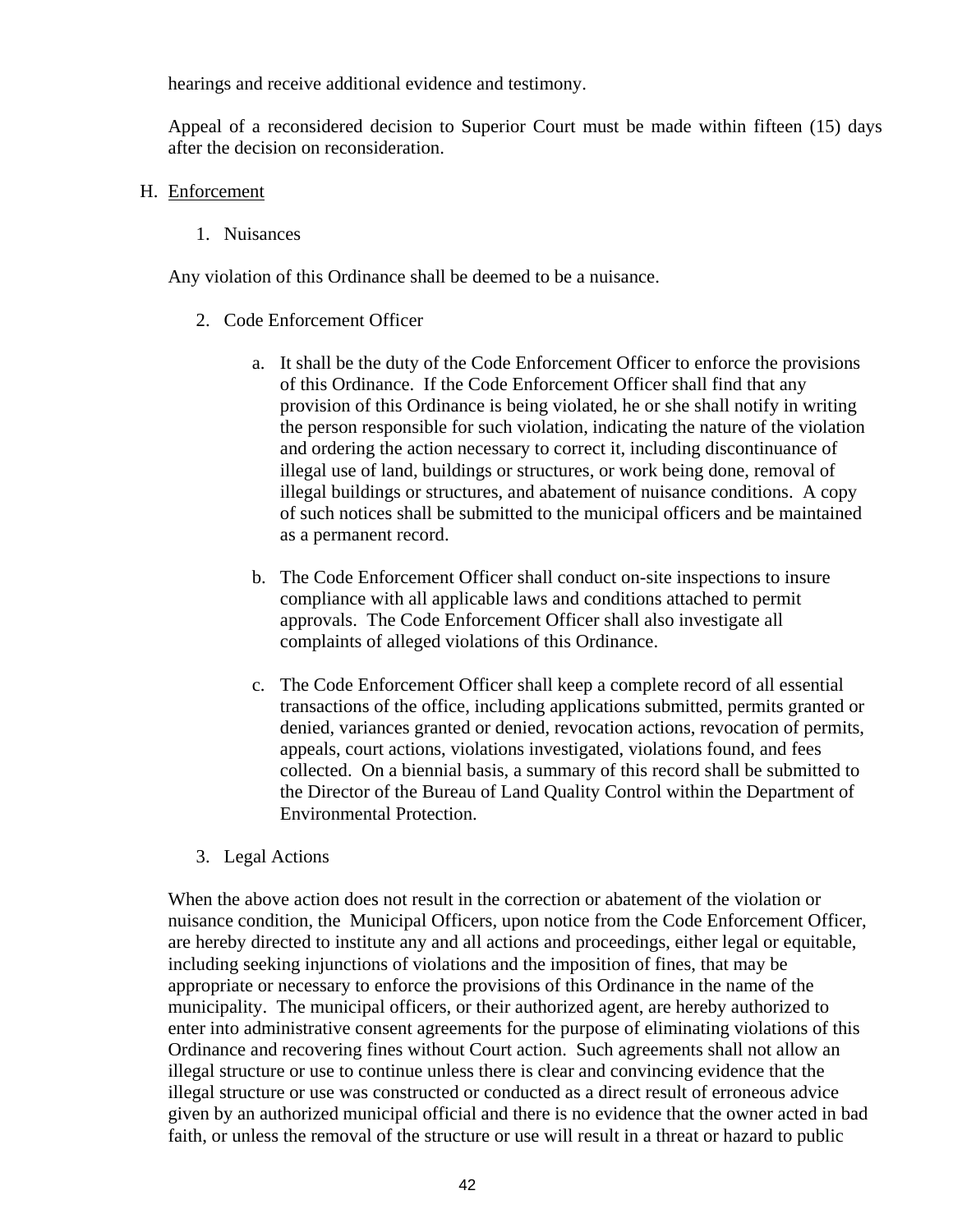hearings and receive additional evidence and testimony.

Appeal of a reconsidered decision to Superior Court must be made within fifteen (15) days after the decision on reconsideration.

H. Enforcement

1. Nuisances

Any violation of this Ordinance shall be deemed to be a nuisance.

2. Code Enforcement Officer

   a. It shall be the duty of the Code Enforcement Officer to enforce the provisions of this Ordinance. If the Code Enforcement Officer shall find that any provision of this Ordinance is being violated, he or she shall notify in writing the person responsible for such violation, indicating the nature of the violation and ordering the action necessary to correct it, including discontinuance of illegal use of land, buildings or structures, or work being done, removal of illegal buildings or structures, and abatement of nuisance conditions. A copy of such notices shall be submitted to the municipal officers and be maintained as a permanent record.

   b. The Code Enforcement Officer shall conduct on-site inspections to insure compliance with all applicable laws and conditions attached to permit approvals. The Code Enforcement Officer shall also investigate all complaints of alleged violations of this Ordinance.

   c. The Code Enforcement Officer shall keep a complete record of all essential transactions of the office, including applications submitted, permits granted or denied, variances granted or denied, revocation actions, revocation of permits, appeals, court actions, violations investigated, violations found, and fees collected. On a biennial basis, a summary of this record shall be submitted to the Director of the Bureau of Land Quality Control within the Department of Environmental Protection.

3. Legal Actions

When the above action does not result in the correction or abatement of the violation or nuisance condition, the Municipal Officers, upon notice from the Code Enforcement Officer, are hereby directed to institute any and all actions and proceedings, either legal or equitable, including seeking injunctions of violations and the imposition of fines, that may be appropriate or necessary to enforce the provisions of this Ordinance in the name of the municipality. The municipal officers, or their authorized agent, are hereby authorized to enter into administrative consent agreements for the purpose of eliminating violations of this Ordinance and recovering fines without Court action. Such agreements shall not allow an illegal structure or use to continue unless there is clear and convincing evidence that the illegal structure or use was constructed or conducted as a direct result of erroneous advice given by an authorized municipal official and there is no evidence that the owner acted in bad faith, or unless the removal of the structure or use will result in a threat or hazard to public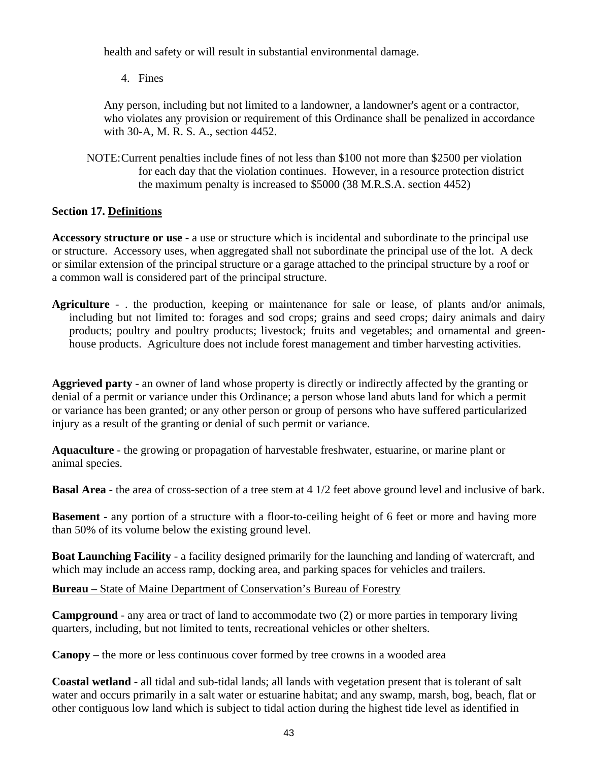health and safety or will result in substantial environmental damage.

4. Fines

Any person, including but not limited to a landowner, a landowner's agent or a contractor, who violates any provision or requirement of this Ordinance shall be penalized in accordance with 30-A, M. R. S. A., section 4452.

NOTE: Current penalties include fines of not less than $100 not more than $2500 per violation for each day that the violation continues. However, in a resource protection district the maximum penalty is increased to $5000 (38 M.R.S.A. section 4452)

**Section 17. Definitions**

**Accessory structure or use** - a use or structure which is incidental and subordinate to the principal use or structure. Accessory uses, when aggregated shall not subordinate the principal use of the lot. A deck or similar extension of the principal structure or a garage attached to the principal structure by a roof or a common wall is considered part of the principal structure.

**Agriculture** - . the production, keeping or maintenance for sale or lease, of plants and/or animals, including but not limited to: forages and sod crops; grains and seed crops; dairy animals and dairy products; poultry and poultry products; livestock; fruits and vegetables; and ornamental and green-house products. Agriculture does not include forest management and timber harvesting activities.

**Aggrieved party** - an owner of land whose property is directly or indirectly affected by the granting or denial of a permit or variance under this Ordinance; a person whose land abuts land for which a permit or variance has been granted; or any other person or group of persons who have suffered particularized injury as a result of the granting or denial of such permit or variance.

**Aquaculture** - the growing or propagation of harvestable freshwater, estuarine, or marine plant or animal species.

**Basal Area** - the area of cross-section of a tree stem at 4 1/2 feet above ground level and inclusive of bark.

**Basement** - any portion of a structure with a floor-to-ceiling height of 6 feet or more and having more than 50% of its volume below the existing ground level.

**Boat Launching Facility** - a facility designed primarily for the launching and landing of watercraft, and which may include an access ramp, docking area, and parking spaces for vehicles and trailers.

**Bureau** – State of Maine Department of Conservation's Bureau of Forestry

**Campground** - any area or tract of land to accommodate two (2) or more parties in temporary living quarters, including, but not limited to tents, recreational vehicles or other shelters.

**Canopy** – the more or less continuous cover formed by tree crowns in a wooded area

**Coastal wetland** - all tidal and sub-tidal lands; all lands with vegetation present that is tolerant of salt water and occurs primarily in a salt water or estuarine habitat; and any swamp, marsh, bog, beach, flat or other contiguous low land which is subject to tidal action during the highest tide level as identified in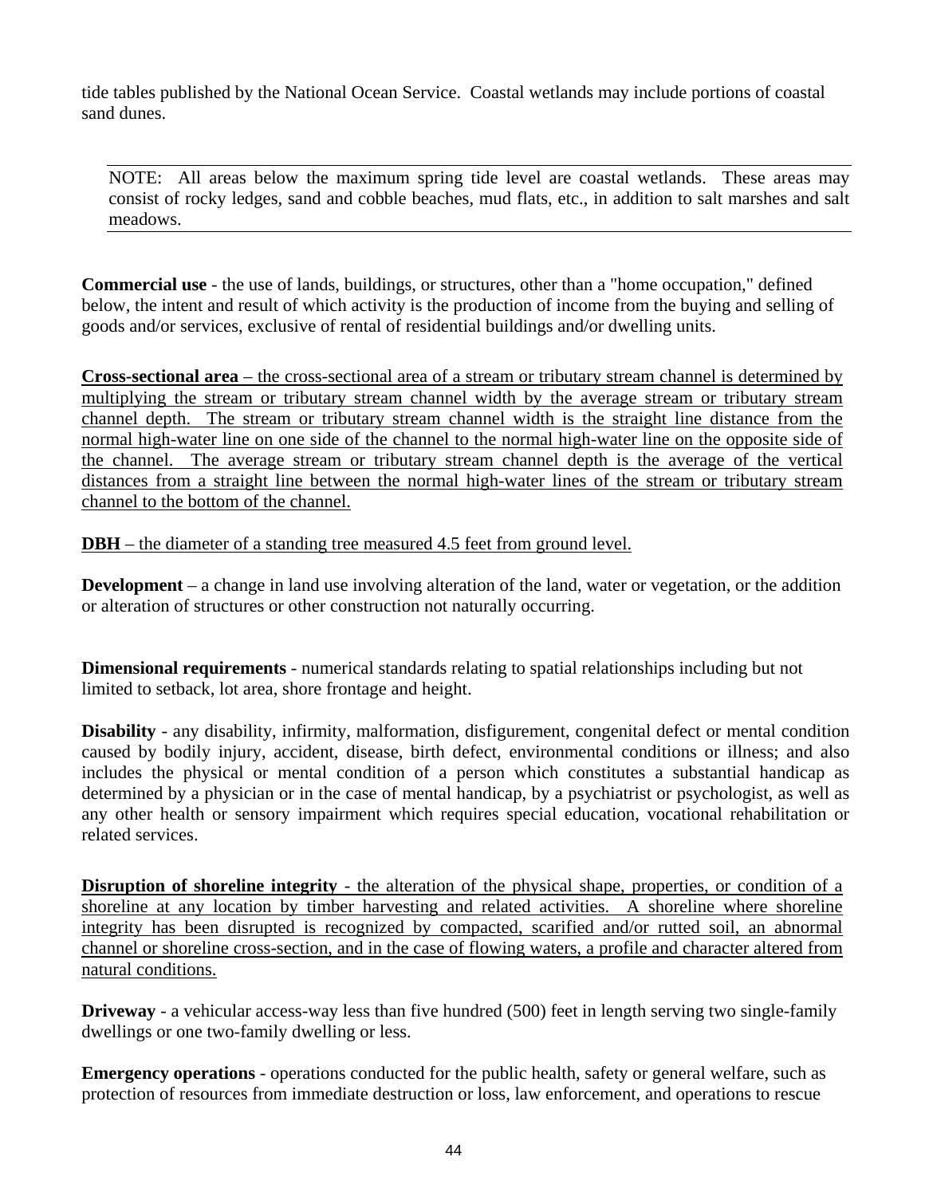tide tables published by the National Ocean Service. Coastal wetlands may include portions of coastal sand dunes.

> NOTE: All areas below the maximum spring tide level are coastal wetlands. These areas may consist of rocky ledges, sand and cobble beaches, mud flats, etc., in addition to salt marshes and salt meadows.

**Commercial use** - the use of lands, buildings, or structures, other than a "home occupation," defined below, the intent and result of which activity is the production of income from the buying and selling of goods and/or services, exclusive of rental of residential buildings and/or dwelling units.

<u>**Cross-sectional area** – the cross-sectional area of a stream or tributary stream channel is determined by multiplying the stream or tributary stream channel width by the average stream or tributary stream channel depth. The stream or tributary stream channel width is the straight line distance from the normal high-water line on one side of the channel to the normal high-water line on the opposite side of the channel. The average stream or tributary stream channel depth is the average of the vertical distances from a straight line between the normal high-water lines of the stream or tributary stream channel to the bottom of the channel.</u>

<u>**DBH** – the diameter of a standing tree measured 4.5 feet from ground level.</u>

**Development** – a change in land use involving alteration of the land, water or vegetation, or the addition or alteration of structures or other construction not naturally occurring.

**Dimensional requirements** - numerical standards relating to spatial relationships including but not limited to setback, lot area, shore frontage and height.

**Disability** - any disability, infirmity, malformation, disfigurement, congenital defect or mental condition caused by bodily injury, accident, disease, birth defect, environmental conditions or illness; and also includes the physical or mental condition of a person which constitutes a substantial handicap as determined by a physician or in the case of mental handicap, by a psychiatrist or psychologist, as well as any other health or sensory impairment which requires special education, vocational rehabilitation or related services.

<u>**Disruption of shoreline integrity** - the alteration of the physical shape, properties, or condition of a shoreline at any location by timber harvesting and related activities. A shoreline where shoreline integrity has been disrupted is recognized by compacted, scarified and/or rutted soil, an abnormal channel or shoreline cross-section, and in the case of flowing waters, a profile and character altered from natural conditions.</u>

**Driveway** - a vehicular access-way less than five hundred (500) feet in length serving two single-family dwellings or one two-family dwelling or less.

**Emergency operations** - operations conducted for the public health, safety or general welfare, such as protection of resources from immediate destruction or loss, law enforcement, and operations to rescue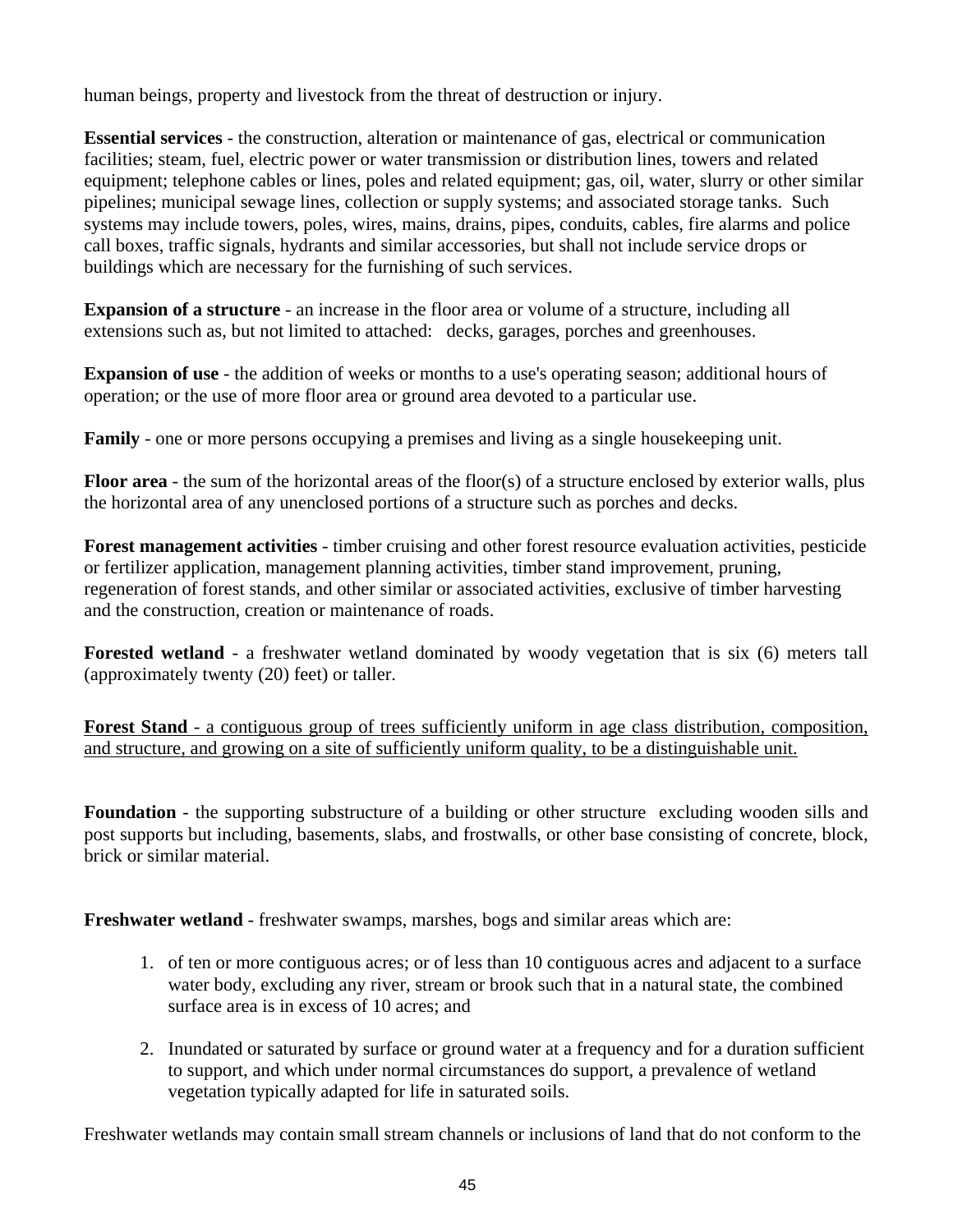human beings, property and livestock from the threat of destruction or injury.

**Essential services** - the construction, alteration or maintenance of gas, electrical or communication facilities; steam, fuel, electric power or water transmission or distribution lines, towers and related equipment; telephone cables or lines, poles and related equipment; gas, oil, water, slurry or other similar pipelines; municipal sewage lines, collection or supply systems; and associated storage tanks. Such systems may include towers, poles, wires, mains, drains, pipes, conduits, cables, fire alarms and police call boxes, traffic signals, hydrants and similar accessories, but shall not include service drops or buildings which are necessary for the furnishing of such services.

**Expansion of a structure** - an increase in the floor area or volume of a structure, including all extensions such as, but not limited to attached: decks, garages, porches and greenhouses.

**Expansion of use** - the addition of weeks or months to a use's operating season; additional hours of operation; or the use of more floor area or ground area devoted to a particular use.

**Family** - one or more persons occupying a premises and living as a single housekeeping unit.

**Floor area** - the sum of the horizontal areas of the floor(s) of a structure enclosed by exterior walls, plus the horizontal area of any unenclosed portions of a structure such as porches and decks.

**Forest management activities** - timber cruising and other forest resource evaluation activities, pesticide or fertilizer application, management planning activities, timber stand improvement, pruning, regeneration of forest stands, and other similar or associated activities, exclusive of timber harvesting and the construction, creation or maintenance of roads.

**Forested wetland** - a freshwater wetland dominated by woody vegetation that is six (6) meters tall (approximately twenty (20) feet) or taller.

<u>**Forest Stand** - a contiguous group of trees sufficiently uniform in age class distribution, composition, and structure, and growing on a site of sufficiently uniform quality, to be a distinguishable unit.</u>

**Foundation** - the supporting substructure of a building or other structure excluding wooden sills and post supports but including, basements, slabs, and frostwalls, or other base consisting of concrete, block, brick or similar material.

**Freshwater wetland** - freshwater swamps, marshes, bogs and similar areas which are:

1. of ten or more contiguous acres; or of less than 10 contiguous acres and adjacent to a surface water body, excluding any river, stream or brook such that in a natural state, the combined surface area is in excess of 10 acres; and

2. Inundated or saturated by surface or ground water at a frequency and for a duration sufficient to support, and which under normal circumstances do support, a prevalence of wetland vegetation typically adapted for life in saturated soils.

Freshwater wetlands may contain small stream channels or inclusions of land that do not conform to the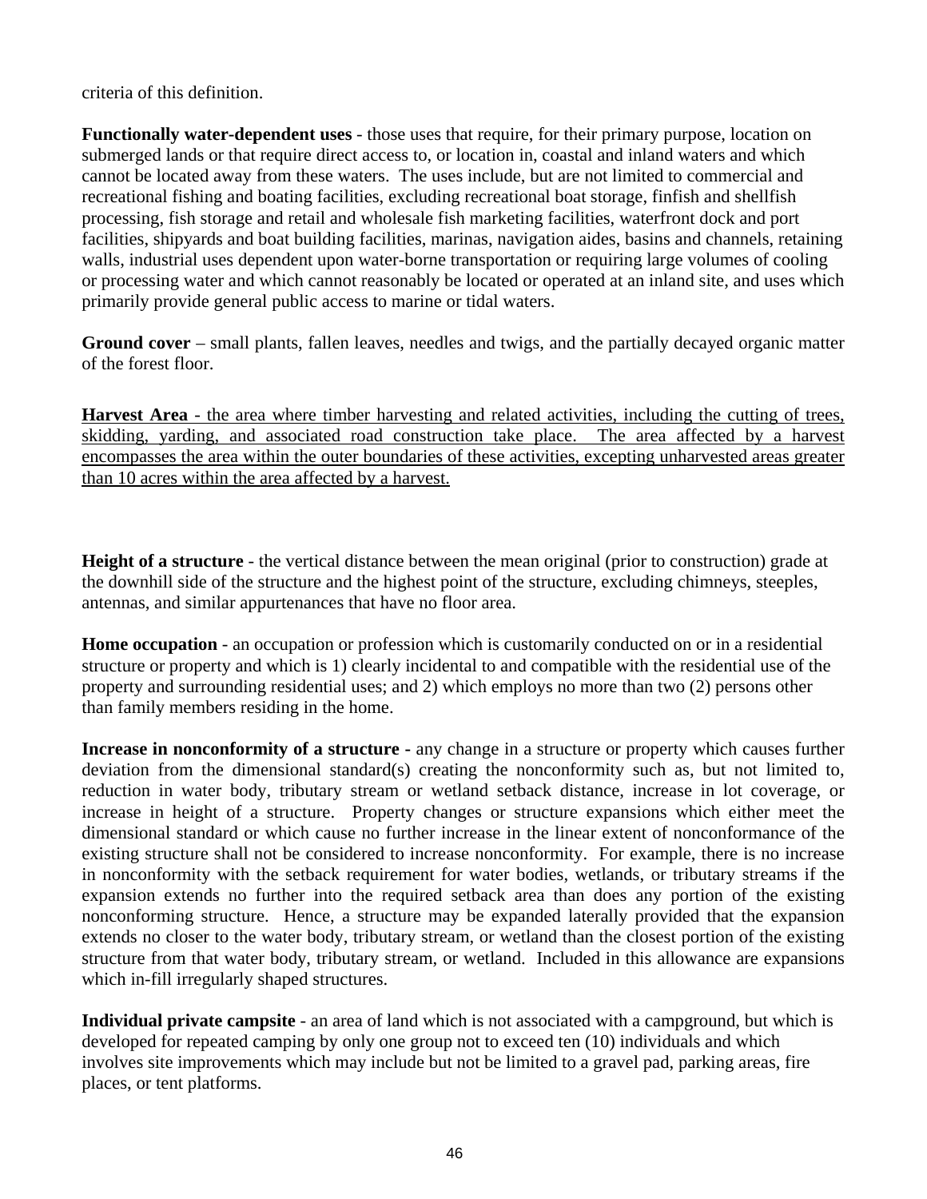criteria of this definition.

**Functionally water-dependent uses** - those uses that require, for their primary purpose, location on submerged lands or that require direct access to, or location in, coastal and inland waters and which cannot be located away from these waters. The uses include, but are not limited to commercial and recreational fishing and boating facilities, excluding recreational boat storage, finfish and shellfish processing, fish storage and retail and wholesale fish marketing facilities, waterfront dock and port facilities, shipyards and boat building facilities, marinas, navigation aides, basins and channels, retaining walls, industrial uses dependent upon water-borne transportation or requiring large volumes of cooling or processing water and which cannot reasonably be located or operated at an inland site, and uses which primarily provide general public access to marine or tidal waters.

**Ground cover** – small plants, fallen leaves, needles and twigs, and the partially decayed organic matter of the forest floor.

<u>**Harvest Area** - the area where timber harvesting and related activities, including the cutting of trees, skidding, yarding, and associated road construction take place. The area affected by a harvest encompasses the area within the outer boundaries of these activities, excepting unharvested areas greater than 10 acres within the area affected by a harvest.</u>

**Height of a structure** - the vertical distance between the mean original (prior to construction) grade at the downhill side of the structure and the highest point of the structure, excluding chimneys, steeples, antennas, and similar appurtenances that have no floor area.

**Home occupation** - an occupation or profession which is customarily conducted on or in a residential structure or property and which is 1) clearly incidental to and compatible with the residential use of the property and surrounding residential uses; and 2) which employs no more than two (2) persons other than family members residing in the home.

**Increase in nonconformity of a structure -** any change in a structure or property which causes further deviation from the dimensional standard(s) creating the nonconformity such as, but not limited to, reduction in water body, tributary stream or wetland setback distance, increase in lot coverage, or increase in height of a structure. Property changes or structure expansions which either meet the dimensional standard or which cause no further increase in the linear extent of nonconformance of the existing structure shall not be considered to increase nonconformity. For example, there is no increase in nonconformity with the setback requirement for water bodies, wetlands, or tributary streams if the expansion extends no further into the required setback area than does any portion of the existing nonconforming structure. Hence, a structure may be expanded laterally provided that the expansion extends no closer to the water body, tributary stream, or wetland than the closest portion of the existing structure from that water body, tributary stream, or wetland. Included in this allowance are expansions which in-fill irregularly shaped structures.

**Individual private campsite** - an area of land which is not associated with a campground, but which is developed for repeated camping by only one group not to exceed ten (10) individuals and which involves site improvements which may include but not be limited to a gravel pad, parking areas, fire places, or tent platforms.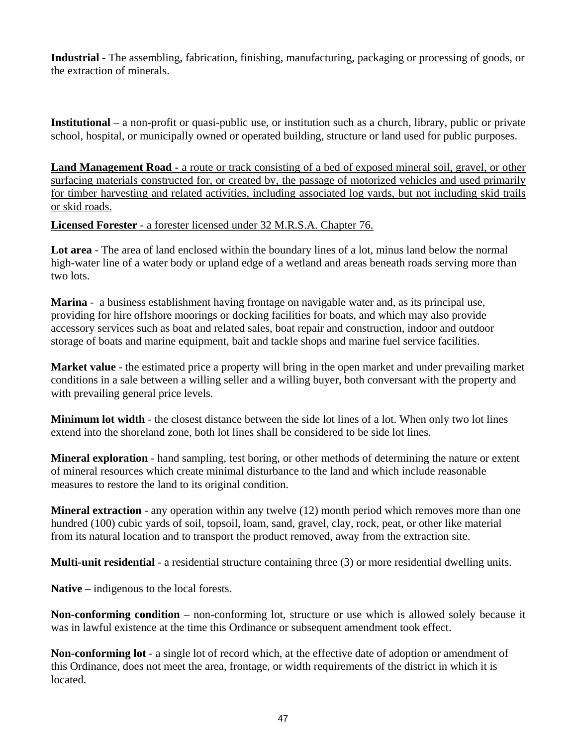**Industrial** - The assembling, fabrication, finishing, manufacturing, packaging or processing of goods, or the extraction of minerals.

**Institutional** – a non-profit or quasi-public use, or institution such as a church, library, public or private school, hospital, or municipally owned or operated building, structure or land used for public purposes.

<u>**Land Management Road -** a route or track consisting of a bed of exposed mineral soil, gravel, or other surfacing materials constructed for, or created by, the passage of motorized vehicles and used primarily for timber harvesting and related activities, including associated log yards, but not including skid trails or skid roads.</u>

<u>**Licensed Forester** - a forester licensed under 32 M.R.S.A. Chapter 76.</u>

**Lot area** - The area of land enclosed within the boundary lines of a lot, minus land below the normal high-water line of a water body or upland edge of a wetland and areas beneath roads serving more than two lots.

**Marina** - a business establishment having frontage on navigable water and, as its principal use, providing for hire offshore moorings or docking facilities for boats, and which may also provide accessory services such as boat and related sales, boat repair and construction, indoor and outdoor storage of boats and marine equipment, bait and tackle shops and marine fuel service facilities.

**Market value** - the estimated price a property will bring in the open market and under prevailing market conditions in a sale between a willing seller and a willing buyer, both conversant with the property and with prevailing general price levels.

**Minimum lot width** - the closest distance between the side lot lines of a lot. When only two lot lines extend into the shoreland zone, both lot lines shall be considered to be side lot lines.

**Mineral exploration** - hand sampling, test boring, or other methods of determining the nature or extent of mineral resources which create minimal disturbance to the land and which include reasonable measures to restore the land to its original condition.

**Mineral extraction** - any operation within any twelve (12) month period which removes more than one hundred (100) cubic yards of soil, topsoil, loam, sand, gravel, clay, rock, peat, or other like material from its natural location and to transport the product removed, away from the extraction site.

**Multi-unit residential** - a residential structure containing three (3) or more residential dwelling units.

**Native** – indigenous to the local forests.

**Non-conforming condition** – non-conforming lot, structure or use which is allowed solely because it was in lawful existence at the time this Ordinance or subsequent amendment took effect.

**Non-conforming lot** - a single lot of record which, at the effective date of adoption or amendment of this Ordinance, does not meet the area, frontage, or width requirements of the district in which it is located.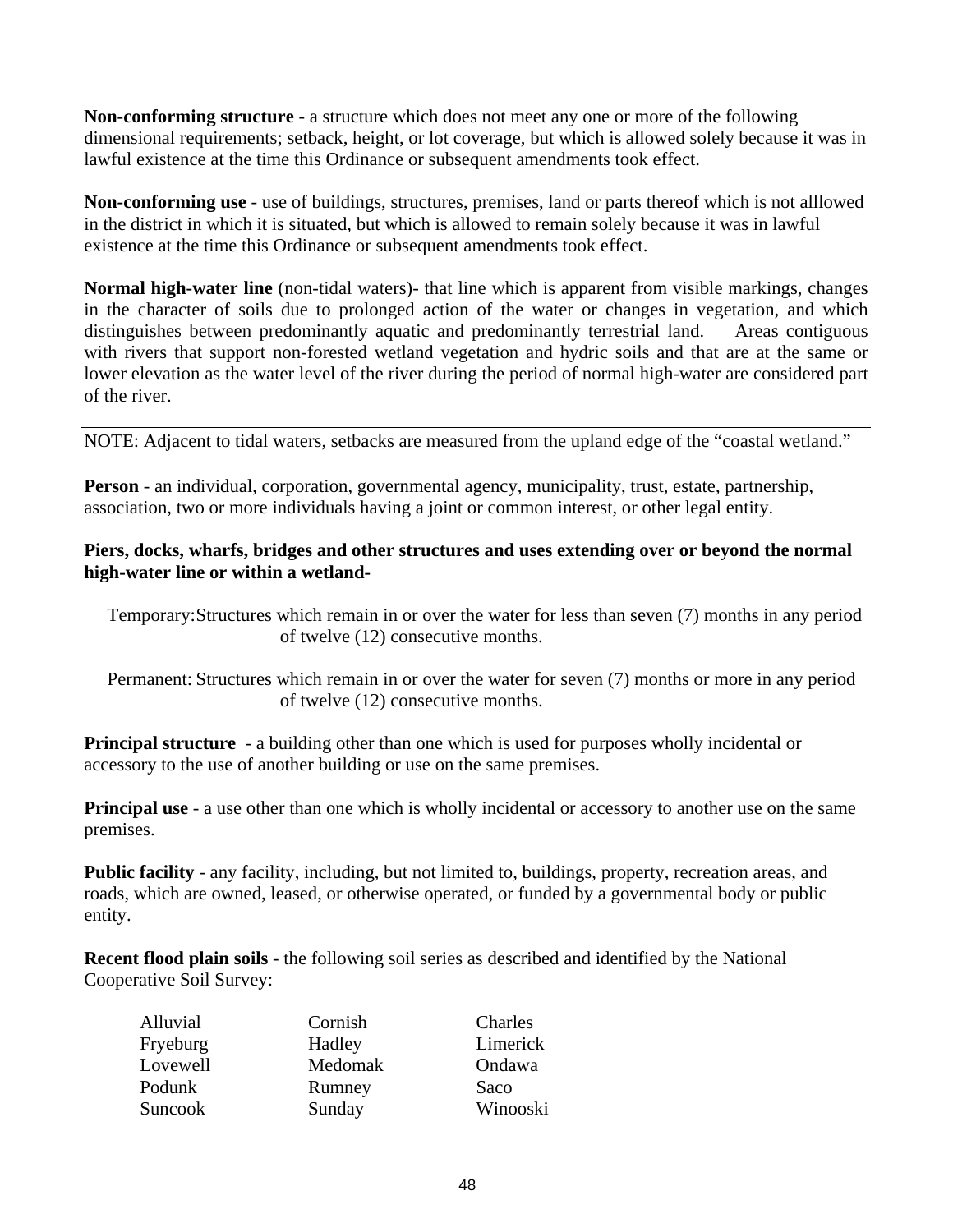**Non-conforming structure** - a structure which does not meet any one or more of the following dimensional requirements; setback, height, or lot coverage, but which is allowed solely because it was in lawful existence at the time this Ordinance or subsequent amendments took effect.

**Non-conforming use** - use of buildings, structures, premises, land or parts thereof which is not alllowed in the district in which it is situated, but which is allowed to remain solely because it was in lawful existence at the time this Ordinance or subsequent amendments took effect.

**Normal high-water line** (non-tidal waters)- that line which is apparent from visible markings, changes in the character of soils due to prolonged action of the water or changes in vegetation, and which distinguishes between predominantly aquatic and predominantly terrestrial land. Areas contiguous with rivers that support non-forested wetland vegetation and hydric soils and that are at the same or lower elevation as the water level of the river during the period of normal high-water are considered part of the river.

---

NOTE: Adjacent to tidal waters, setbacks are measured from the upland edge of the "coastal wetland."

---

**Person** - an individual, corporation, governmental agency, municipality, trust, estate, partnership, association, two or more individuals having a joint or common interest, or other legal entity.

**Piers, docks, wharfs, bridges and other structures and uses extending over or beyond the normal high-water line or within a wetland-**

Temporary: Structures which remain in or over the water for less than seven (7) months in any period of twelve (12) consecutive months.

Permanent: Structures which remain in or over the water for seven (7) months or more in any period of twelve (12) consecutive months.

**Principal structure** - a building other than one which is used for purposes wholly incidental or accessory to the use of another building or use on the same premises.

**Principal use** - a use other than one which is wholly incidental or accessory to another use on the same premises.

**Public facility** - any facility, including, but not limited to, buildings, property, recreation areas, and roads, which are owned, leased, or otherwise operated, or funded by a governmental body or public entity.

**Recent flood plain soils** - the following soil series as described and identified by the National Cooperative Soil Survey:

| | | |
|---|---|---|
| Alluvial | Cornish | Charles |
| Fryeburg | Hadley | Limerick |
| Lovewell | Medomak | Ondawa |
| Podunk | Rumney | Saco |
| Suncook | Sunday | Winooski |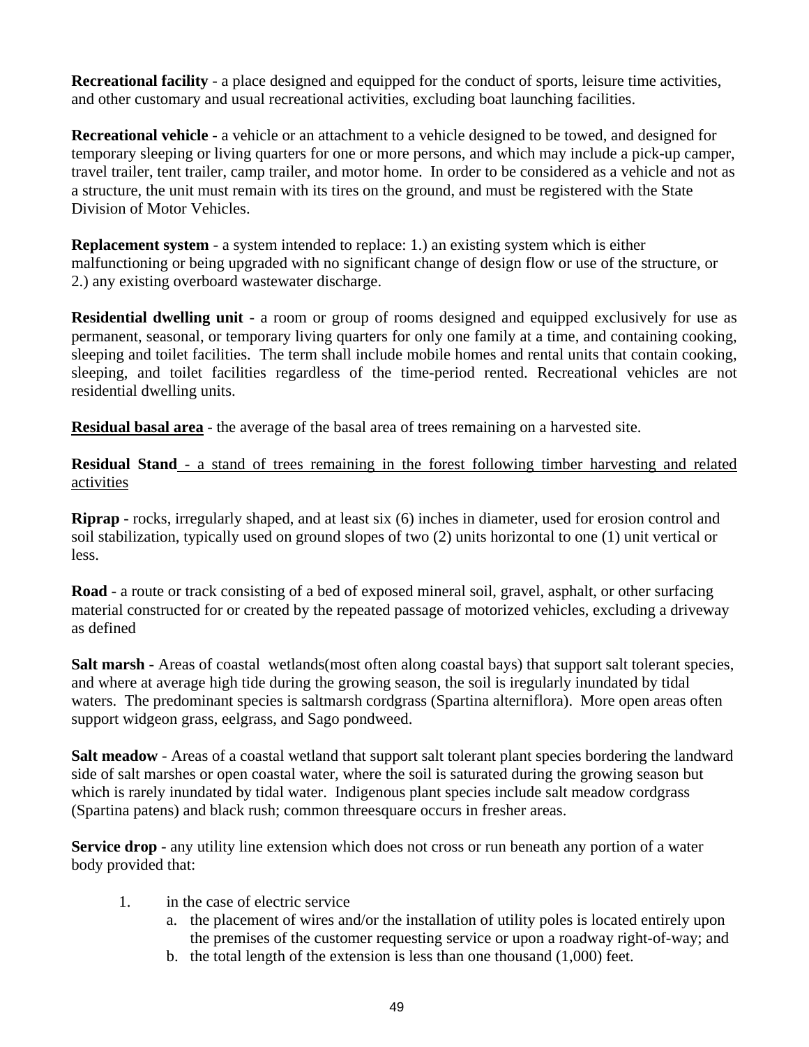**Recreational facility** - a place designed and equipped for the conduct of sports, leisure time activities, and other customary and usual recreational activities, excluding boat launching facilities.

**Recreational vehicle** - a vehicle or an attachment to a vehicle designed to be towed, and designed for temporary sleeping or living quarters for one or more persons, and which may include a pick-up camper, travel trailer, tent trailer, camp trailer, and motor home. In order to be considered as a vehicle and not as a structure, the unit must remain with its tires on the ground, and must be registered with the State Division of Motor Vehicles.

**Replacement system** - a system intended to replace: 1.) an existing system which is either malfunctioning or being upgraded with no significant change of design flow or use of the structure, or 2.) any existing overboard wastewater discharge.

**Residential dwelling unit** - a room or group of rooms designed and equipped exclusively for use as permanent, seasonal, or temporary living quarters for only one family at a time, and containing cooking, sleeping and toilet facilities. The term shall include mobile homes and rental units that contain cooking, sleeping, and toilet facilities regardless of the time-period rented. Recreational vehicles are not residential dwelling units.

<u>**Residual basal area**</u> - the average of the basal area of trees remaining on a harvested site.

**Residual Stand** <u>- a stand of trees remaining in the forest following timber harvesting and related activities</u>

**Riprap** - rocks, irregularly shaped, and at least six (6) inches in diameter, used for erosion control and soil stabilization, typically used on ground slopes of two (2) units horizontal to one (1) unit vertical or less.

**Road** - a route or track consisting of a bed of exposed mineral soil, gravel, asphalt, or other surfacing material constructed for or created by the repeated passage of motorized vehicles, excluding a driveway as defined

**Salt marsh** - Areas of coastal wetlands(most often along coastal bays) that support salt tolerant species, and where at average high tide during the growing season, the soil is iregularly inundated by tidal waters. The predominant species is saltmarsh cordgrass (Spartina alterniflora). More open areas often support widgeon grass, eelgrass, and Sago pondweed.

**Salt meadow** - Areas of a coastal wetland that support salt tolerant plant species bordering the landward side of salt marshes or open coastal water, where the soil is saturated during the growing season but which is rarely inundated by tidal water. Indigenous plant species include salt meadow cordgrass (Spartina patens) and black rush; common threesquare occurs in fresher areas.

**Service drop** - any utility line extension which does not cross or run beneath any portion of a water body provided that:

1. in the case of electric service
   a. the placement of wires and/or the installation of utility poles is located entirely upon the premises of the customer requesting service or upon a roadway right-of-way; and
   b. the total length of the extension is less than one thousand (1,000) feet.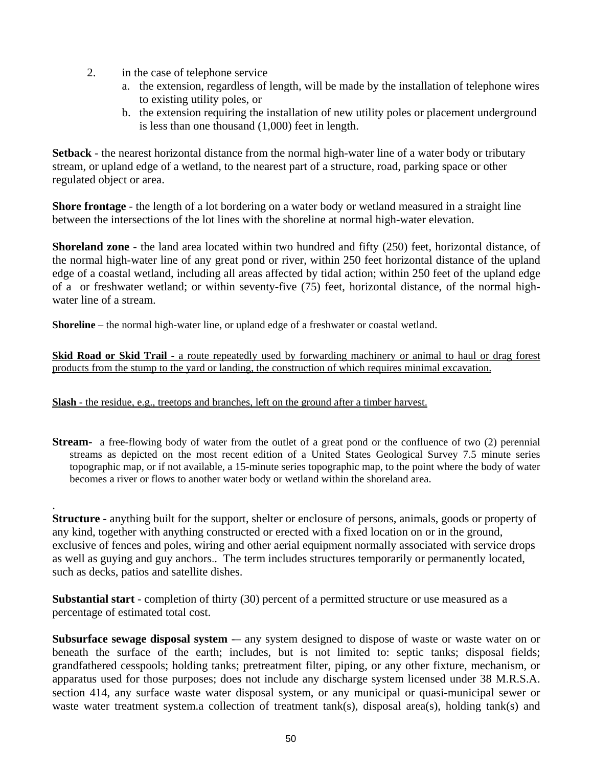2. in the case of telephone service
   a. the extension, regardless of length, will be made by the installation of telephone wires to existing utility poles, or
   b. the extension requiring the installation of new utility poles or placement underground is less than one thousand (1,000) feet in length.

**Setback** - the nearest horizontal distance from the normal high-water line of a water body or tributary stream, or upland edge of a wetland, to the nearest part of a structure, road, parking space or other regulated object or area.

**Shore frontage** - the length of a lot bordering on a water body or wetland measured in a straight line between the intersections of the lot lines with the shoreline at normal high-water elevation.

**Shoreland zone** - the land area located within two hundred and fifty (250) feet, horizontal distance, of the normal high-water line of any great pond or river, within 250 feet horizontal distance of the upland edge of a coastal wetland, including all areas affected by tidal action; within 250 feet of the upland edge of a or freshwater wetland; or within seventy-five (75) feet, horizontal distance, of the normal high-water line of a stream.

**Shoreline** – the normal high-water line, or upland edge of a freshwater or coastal wetland.

<u>**Skid Road or Skid Trail** - a route repeatedly used by forwarding machinery or animal to haul or drag forest products from the stump to the yard or landing, the construction of which requires minimal excavation.</u>

<u>**Slash** - the residue, e.g., treetops and branches, left on the ground after a timber harvest.</u>

**Stream-** a free-flowing body of water from the outlet of a great pond or the confluence of two (2) perennial streams as depicted on the most recent edition of a United States Geological Survey 7.5 minute series topographic map, or if not available, a 15-minute series topographic map, to the point where the body of water becomes a river or flows to another water body or wetland within the shoreland area.

.

**Structure** - anything built for the support, shelter or enclosure of persons, animals, goods or property of any kind, together with anything constructed or erected with a fixed location on or in the ground, exclusive of fences and poles, wiring and other aerial equipment normally associated with service drops as well as guying and guy anchors.. The term includes structures temporarily or permanently located, such as decks, patios and satellite dishes.

**Substantial start** - completion of thirty (30) percent of a permitted structure or use measured as a percentage of estimated total cost.

**Subsurface sewage disposal system** -– any system designed to dispose of waste or waste water on or beneath the surface of the earth; includes, but is not limited to: septic tanks; disposal fields; grandfathered cesspools; holding tanks; pretreatment filter, piping, or any other fixture, mechanism, or apparatus used for those purposes; does not include any discharge system licensed under 38 M.R.S.A. section 414, any surface waste water disposal system, or any municipal or quasi-municipal sewer or waste water treatment system.a collection of treatment tank(s), disposal area(s), holding tank(s) and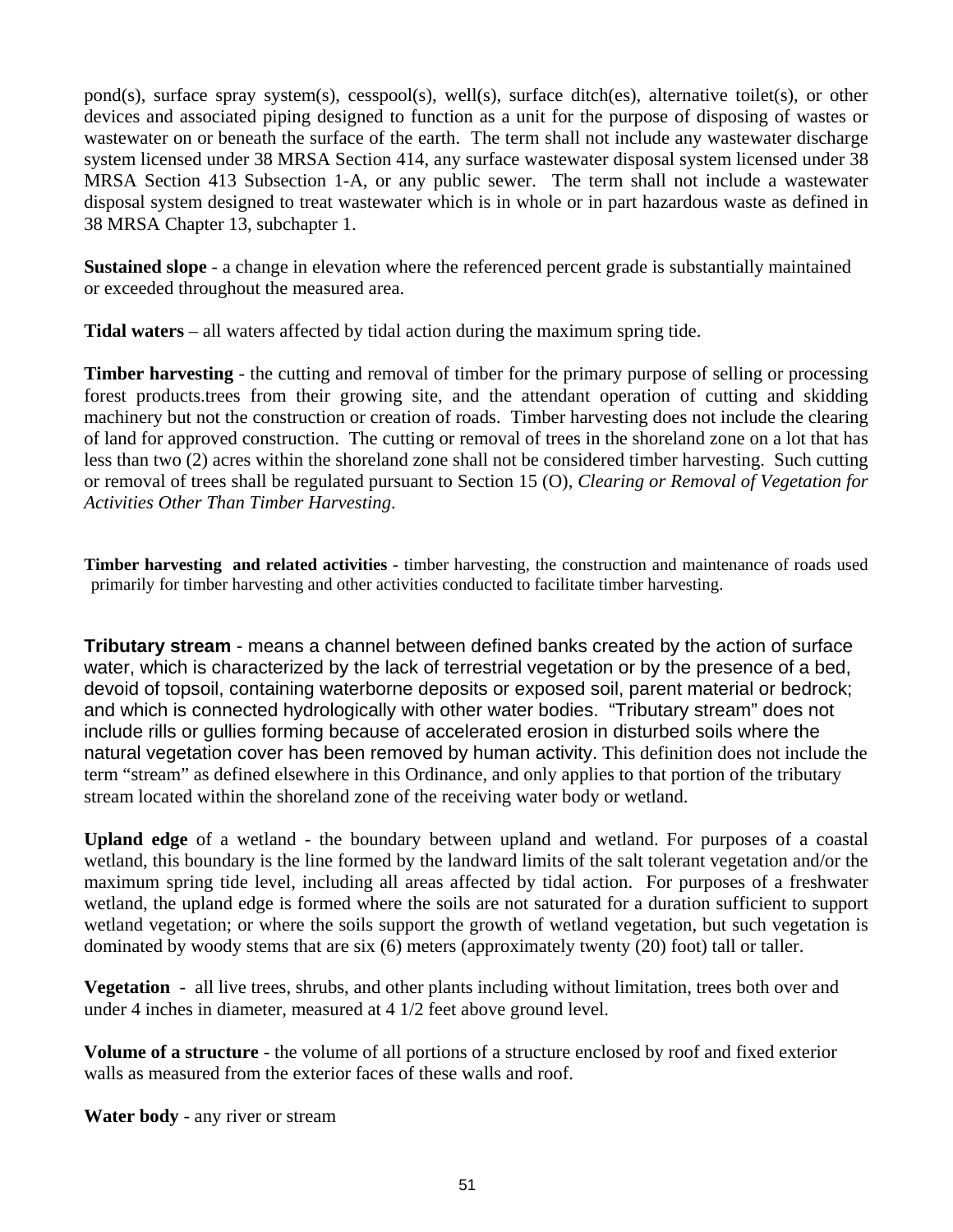pond(s), surface spray system(s), cesspool(s), well(s), surface ditch(es), alternative toilet(s), or other devices and associated piping designed to function as a unit for the purpose of disposing of wastes or wastewater on or beneath the surface of the earth. The term shall not include any wastewater discharge system licensed under 38 MRSA Section 414, any surface wastewater disposal system licensed under 38 MRSA Section 413 Subsection 1-A, or any public sewer. The term shall not include a wastewater disposal system designed to treat wastewater which is in whole or in part hazardous waste as defined in 38 MRSA Chapter 13, subchapter 1.

**Sustained slope** - a change in elevation where the referenced percent grade is substantially maintained or exceeded throughout the measured area.

**Tidal waters** – all waters affected by tidal action during the maximum spring tide.

**Timber harvesting** - the cutting and removal of timber for the primary purpose of selling or processing forest products.trees from their growing site, and the attendant operation of cutting and skidding machinery but not the construction or creation of roads. Timber harvesting does not include the clearing of land for approved construction. The cutting or removal of trees in the shoreland zone on a lot that has less than two (2) acres within the shoreland zone shall not be considered timber harvesting. Such cutting or removal of trees shall be regulated pursuant to Section 15 (O), *Clearing or Removal of Vegetation for Activities Other Than Timber Harvesting*.

**Timber harvesting and related activities** - timber harvesting, the construction and maintenance of roads used primarily for timber harvesting and other activities conducted to facilitate timber harvesting.

**Tributary stream** - means a channel between defined banks created by the action of surface water, which is characterized by the lack of terrestrial vegetation or by the presence of a bed, devoid of topsoil, containing waterborne deposits or exposed soil, parent material or bedrock; and which is connected hydrologically with other water bodies. "Tributary stream" does not include rills or gullies forming because of accelerated erosion in disturbed soils where the natural vegetation cover has been removed by human activity. This definition does not include the term "stream" as defined elsewhere in this Ordinance, and only applies to that portion of the tributary stream located within the shoreland zone of the receiving water body or wetland.

**Upland edge** of a wetland - the boundary between upland and wetland. For purposes of a coastal wetland, this boundary is the line formed by the landward limits of the salt tolerant vegetation and/or the maximum spring tide level, including all areas affected by tidal action. For purposes of a freshwater wetland, the upland edge is formed where the soils are not saturated for a duration sufficient to support wetland vegetation; or where the soils support the growth of wetland vegetation, but such vegetation is dominated by woody stems that are six (6) meters (approximately twenty (20) foot) tall or taller.

**Vegetation** - all live trees, shrubs, and other plants including without limitation, trees both over and under 4 inches in diameter, measured at 4 1/2 feet above ground level.

**Volume of a structure** - the volume of all portions of a structure enclosed by roof and fixed exterior walls as measured from the exterior faces of these walls and roof.

**Water body** - any river or stream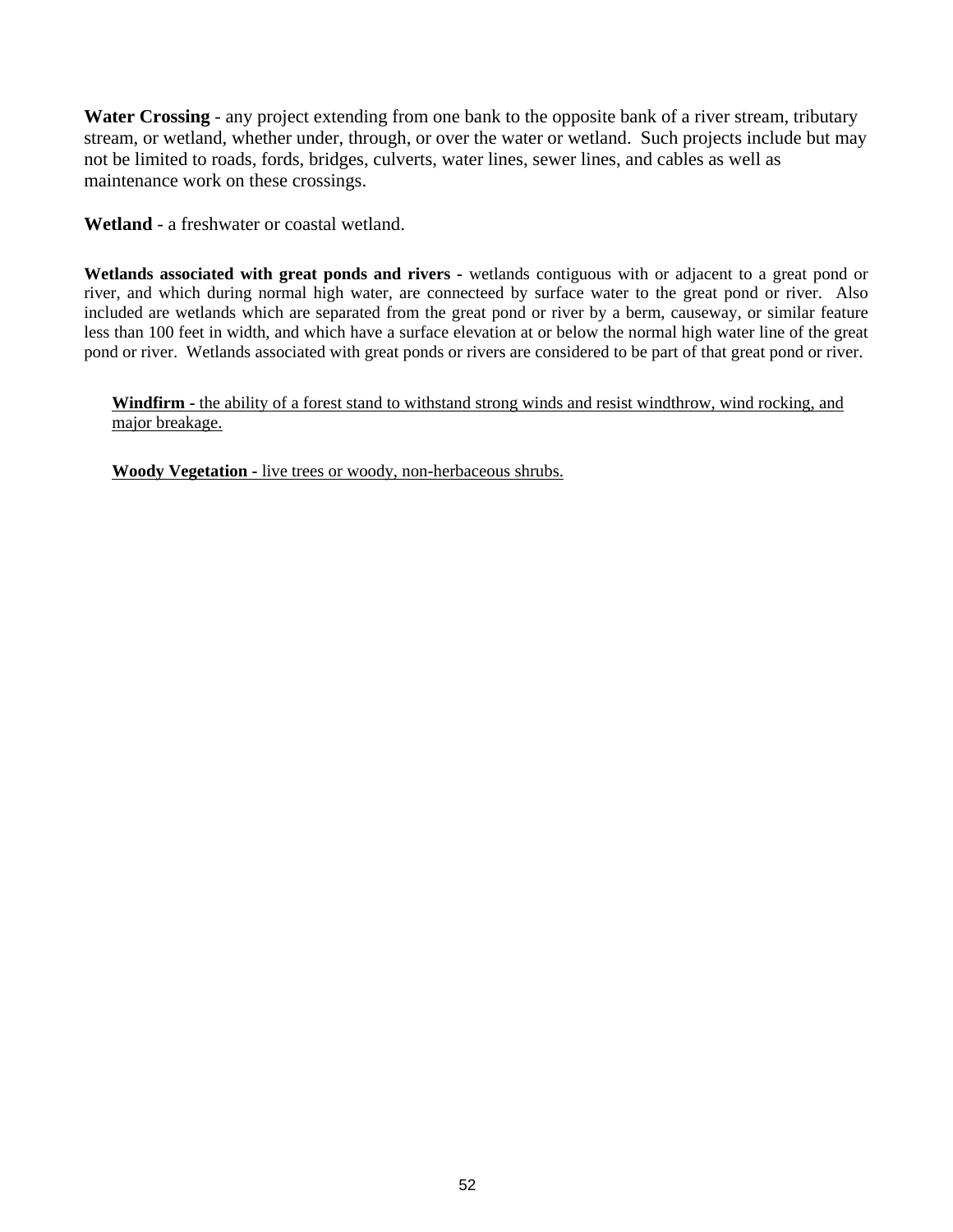**Water Crossing** - any project extending from one bank to the opposite bank of a river stream, tributary stream, or wetland, whether under, through, or over the water or wetland. Such projects include but may not be limited to roads, fords, bridges, culverts, water lines, sewer lines, and cables as well as maintenance work on these crossings.

**Wetland** - a freshwater or coastal wetland.

**Wetlands associated with great ponds and rivers -** wetlands contiguous with or adjacent to a great pond or river, and which during normal high water, are connecteed by surface water to the great pond or river. Also included are wetlands which are separated from the great pond or river by a berm, causeway, or similar feature less than 100 feet in width, and which have a surface elevation at or below the normal high water line of the great pond or river. Wetlands associated with great ponds or rivers are considered to be part of that great pond or river.

<u>**Windfirm -** the ability of a forest stand to withstand strong winds and resist windthrow, wind rocking, and major breakage.</u>

<u>**Woody Vegetation -** live trees or woody, non-herbaceous shrubs.</u>